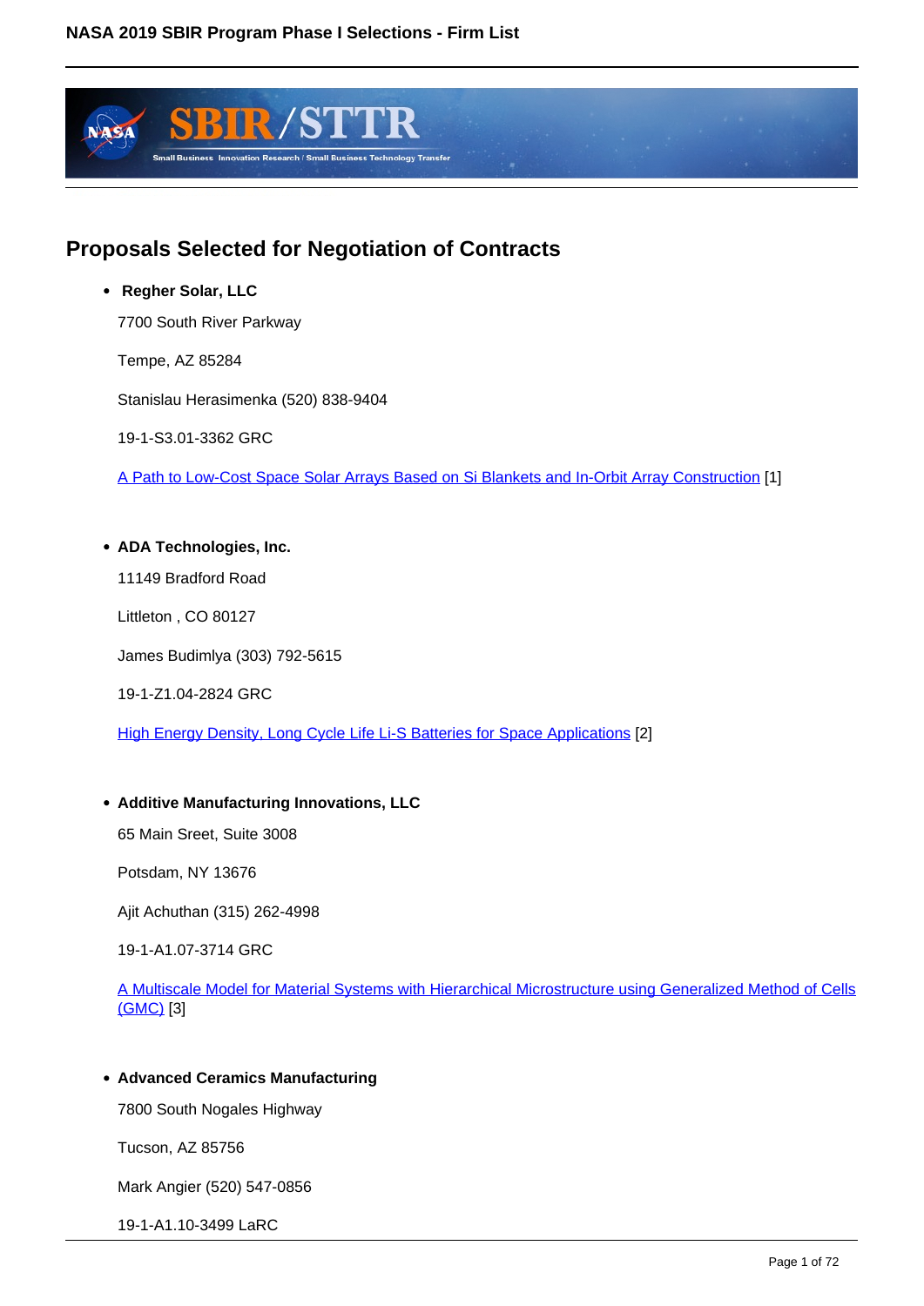## Proposals Selected for Negotiation of Contracts

- **Regher Solar, LLC**

  7700 South River Parkway

  Tempe, AZ 85284

  Stanislau Herasimenka (520) 838-9404

  19-1-S3.01-3362 GRC

  A Path to Low-Cost Space Solar Arrays Based on Si Blankets and In-Orbit Array Construction [1]

- **ADA Technologies, Inc.**

  11149 Bradford Road

  Littleton , CO 80127

  James Budimlya (303) 792-5615

  19-1-Z1.04-2824 GRC

  High Energy Density, Long Cycle Life Li-S Batteries for Space Applications [2]

- **Additive Manufacturing Innovations, LLC**

  65 Main Sreet, Suite 3008

  Potsdam, NY 13676

  Ajit Achuthan (315) 262-4998

  19-1-A1.07-3714 GRC

  A Multiscale Model for Material Systems with Hierarchical Microstructure using Generalized Method of Cells (GMC) [3]

- **Advanced Ceramics Manufacturing**

  7800 South Nogales Highway

  Tucson, AZ 85756

  Mark Angier (520) 547-0856

  19-1-A1.10-3499 LaRC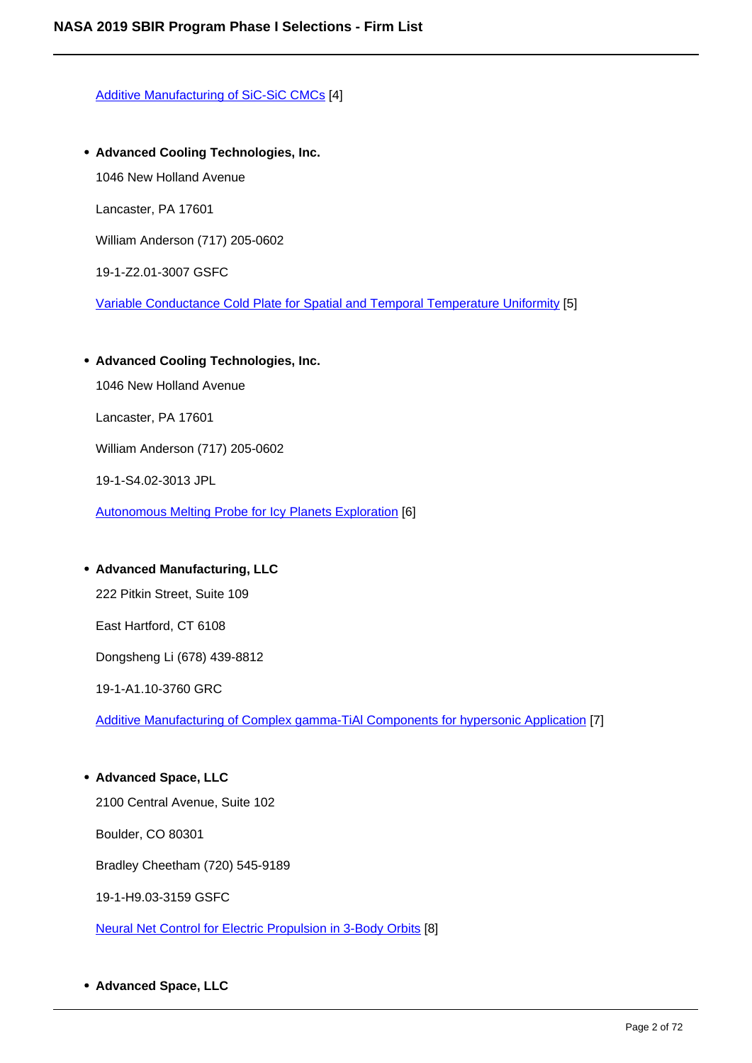[Additive Manufacturing of SiC-SiC CMCs] [4]

- **Advanced Cooling Technologies, Inc.**

  1046 New Holland Avenue

  Lancaster, PA 17601

  William Anderson (717) 205-0602

  19-1-Z2.01-3007 GSFC

  [Variable Conductance Cold Plate for Spatial and Temporal Temperature Uniformity] [5]

- **Advanced Cooling Technologies, Inc.**

  1046 New Holland Avenue

  Lancaster, PA 17601

  William Anderson (717) 205-0602

  19-1-S4.02-3013 JPL

  [Autonomous Melting Probe for Icy Planets Exploration] [6]

- **Advanced Manufacturing, LLC**

  222 Pitkin Street, Suite 109

  East Hartford, CT 6108

  Dongsheng Li (678) 439-8812

  19-1-A1.10-3760 GRC

  [Additive Manufacturing of Complex gamma-TiAl Components for hypersonic Application] [7]

- **Advanced Space, LLC**

  2100 Central Avenue, Suite 102

  Boulder, CO 80301

  Bradley Cheetham (720) 545-9189

  19-1-H9.03-3159 GSFC

  [Neural Net Control for Electric Propulsion in 3-Body Orbits] [8]

- **Advanced Space, LLC**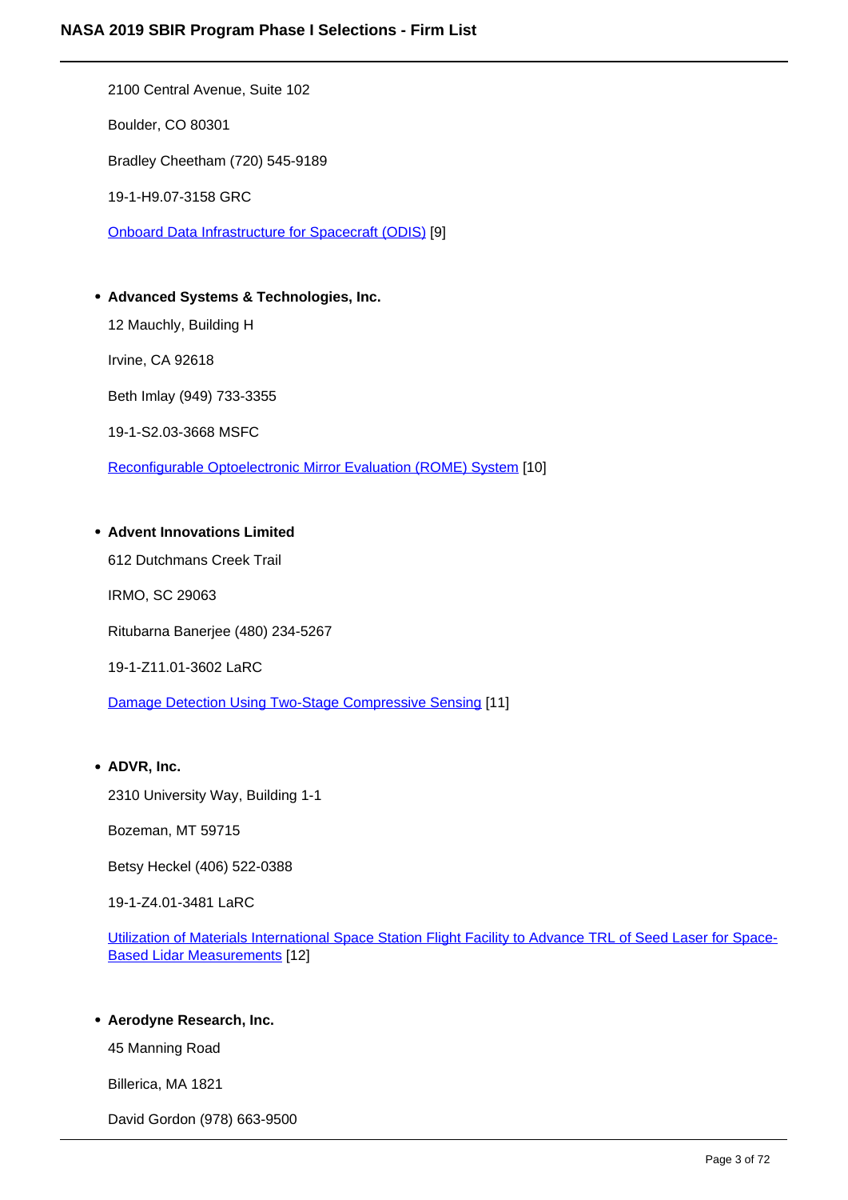2100 Central Avenue, Suite 102

Boulder, CO 80301

Bradley Cheetham (720) 545-9189

19-1-H9.07-3158 GRC

Onboard Data Infrastructure for Spacecraft (ODIS) [9]

- **Advanced Systems & Technologies, Inc.**

  12 Mauchly, Building H

  Irvine, CA 92618

  Beth Imlay (949) 733-3355

  19-1-S2.03-3668 MSFC

  Reconfigurable Optoelectronic Mirror Evaluation (ROME) System [10]

- **Advent Innovations Limited**

  612 Dutchmans Creek Trail

  IRMO, SC 29063

  Ritubarna Banerjee (480) 234-5267

  19-1-Z11.01-3602 LaRC

  Damage Detection Using Two-Stage Compressive Sensing [11]

- **ADVR, Inc.**

  2310 University Way, Building 1-1

  Bozeman, MT 59715

  Betsy Heckel (406) 522-0388

  19-1-Z4.01-3481 LaRC

  Utilization of Materials International Space Station Flight Facility to Advance TRL of Seed Laser for Space-Based Lidar Measurements [12]

- **Aerodyne Research, Inc.**

  45 Manning Road

  Billerica, MA 1821

  David Gordon (978) 663-9500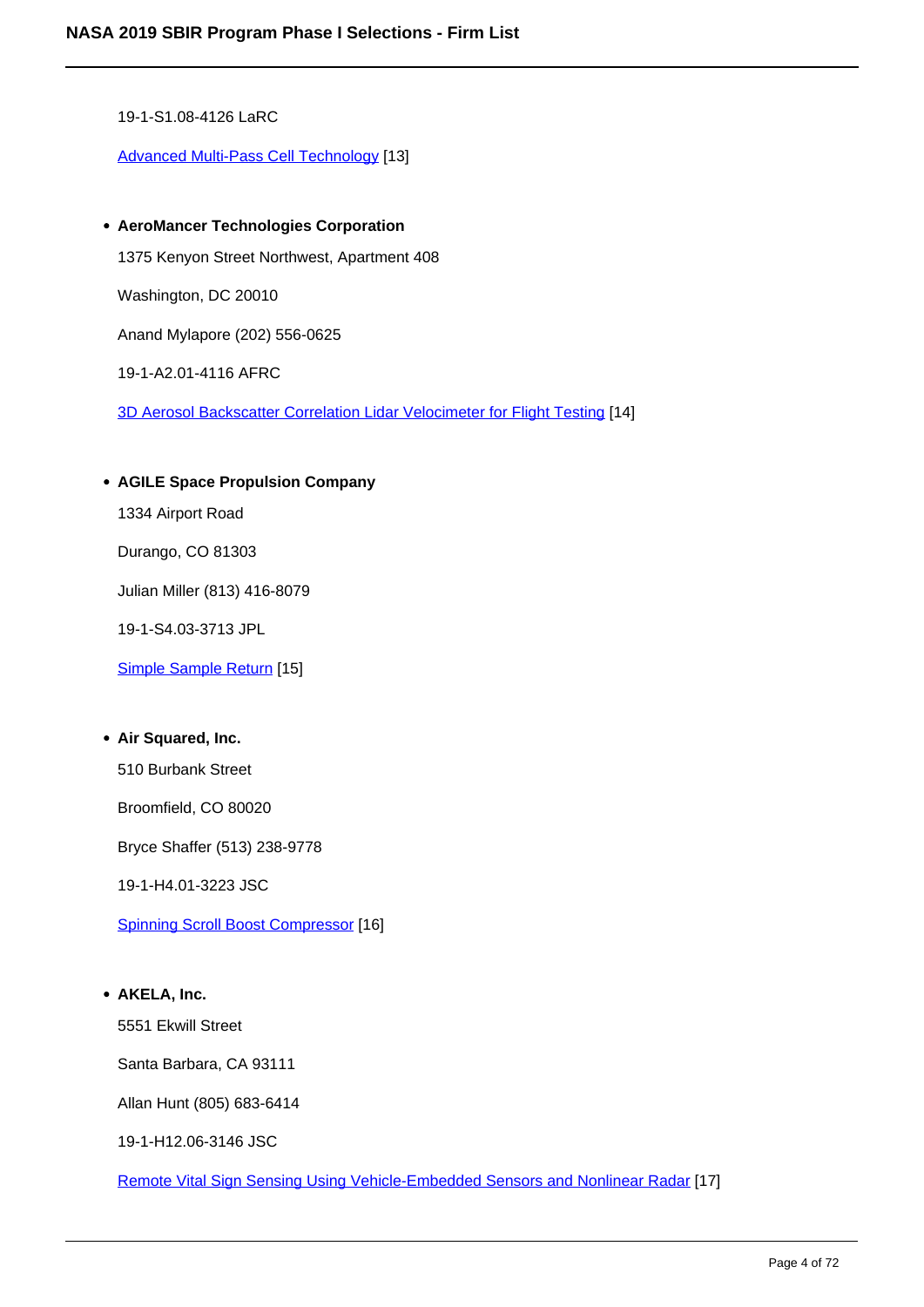19-1-S1.08-4126 LaRC

[Advanced Multi-Pass Cell Technology](#) [13]

- **AeroMancer Technologies Corporation**

  1375 Kenyon Street Northwest, Apartment 408

  Washington, DC 20010

  Anand Mylapore (202) 556-0625

  19-1-A2.01-4116 AFRC

  [3D Aerosol Backscatter Correlation Lidar Velocimeter for Flight Testing](#) [14]

- **AGILE Space Propulsion Company**

  1334 Airport Road

  Durango, CO 81303

  Julian Miller (813) 416-8079

  19-1-S4.03-3713 JPL

  [Simple Sample Return](#) [15]

- **Air Squared, Inc.**

  510 Burbank Street

  Broomfield, CO 80020

  Bryce Shaffer (513) 238-9778

  19-1-H4.01-3223 JSC

  [Spinning Scroll Boost Compressor](#) [16]

- **AKELA, Inc.**

  5551 Ekwill Street

  Santa Barbara, CA 93111

  Allan Hunt (805) 683-6414

  19-1-H12.06-3146 JSC

  [Remote Vital Sign Sensing Using Vehicle-Embedded Sensors and Nonlinear Radar](#) [17]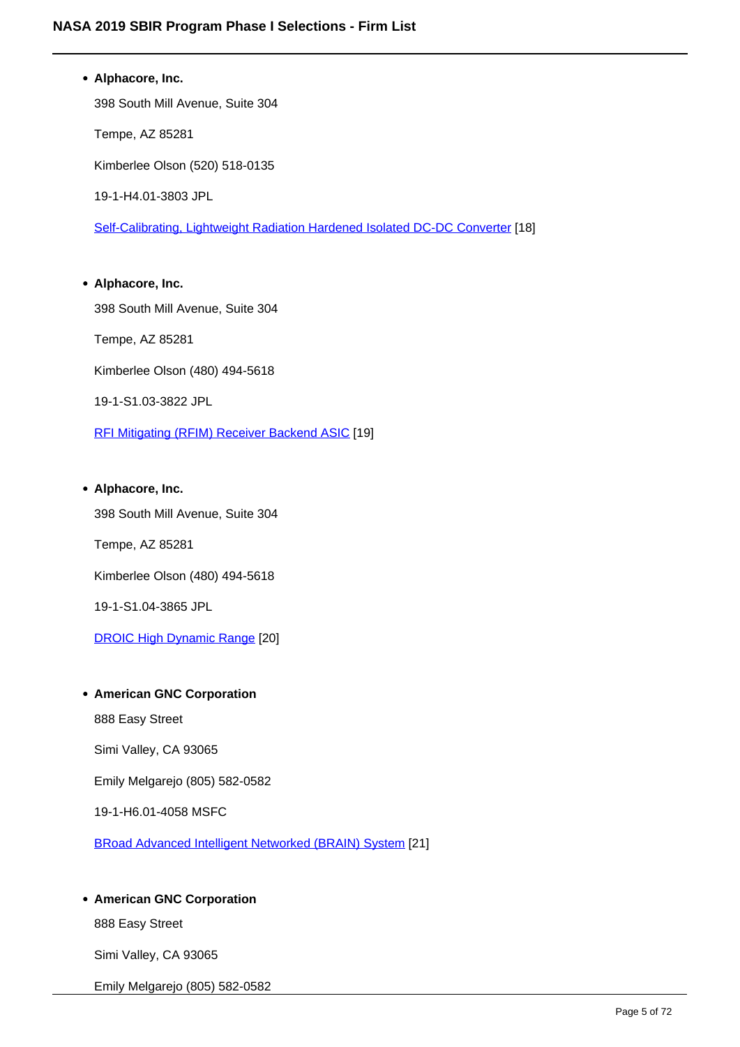- **Alphacore, Inc.**

  398 South Mill Avenue, Suite 304

  Tempe, AZ 85281

  Kimberlee Olson (520) 518-0135

  19-1-H4.01-3803 JPL

  Self-Calibrating, Lightweight Radiation Hardened Isolated DC-DC Converter [18]

- **Alphacore, Inc.**

  398 South Mill Avenue, Suite 304

  Tempe, AZ 85281

  Kimberlee Olson (480) 494-5618

  19-1-S1.03-3822 JPL

  RFI Mitigating (RFIM) Receiver Backend ASIC [19]

- **Alphacore, Inc.**

  398 South Mill Avenue, Suite 304

  Tempe, AZ 85281

  Kimberlee Olson (480) 494-5618

  19-1-S1.04-3865 JPL

  DROIC High Dynamic Range [20]

- **American GNC Corporation**

  888 Easy Street

  Simi Valley, CA 93065

  Emily Melgarejo (805) 582-0582

  19-1-H6.01-4058 MSFC

  BRoad Advanced Intelligent Networked (BRAIN) System [21]

- **American GNC Corporation**

  888 Easy Street

  Simi Valley, CA 93065

  Emily Melgarejo (805) 582-0582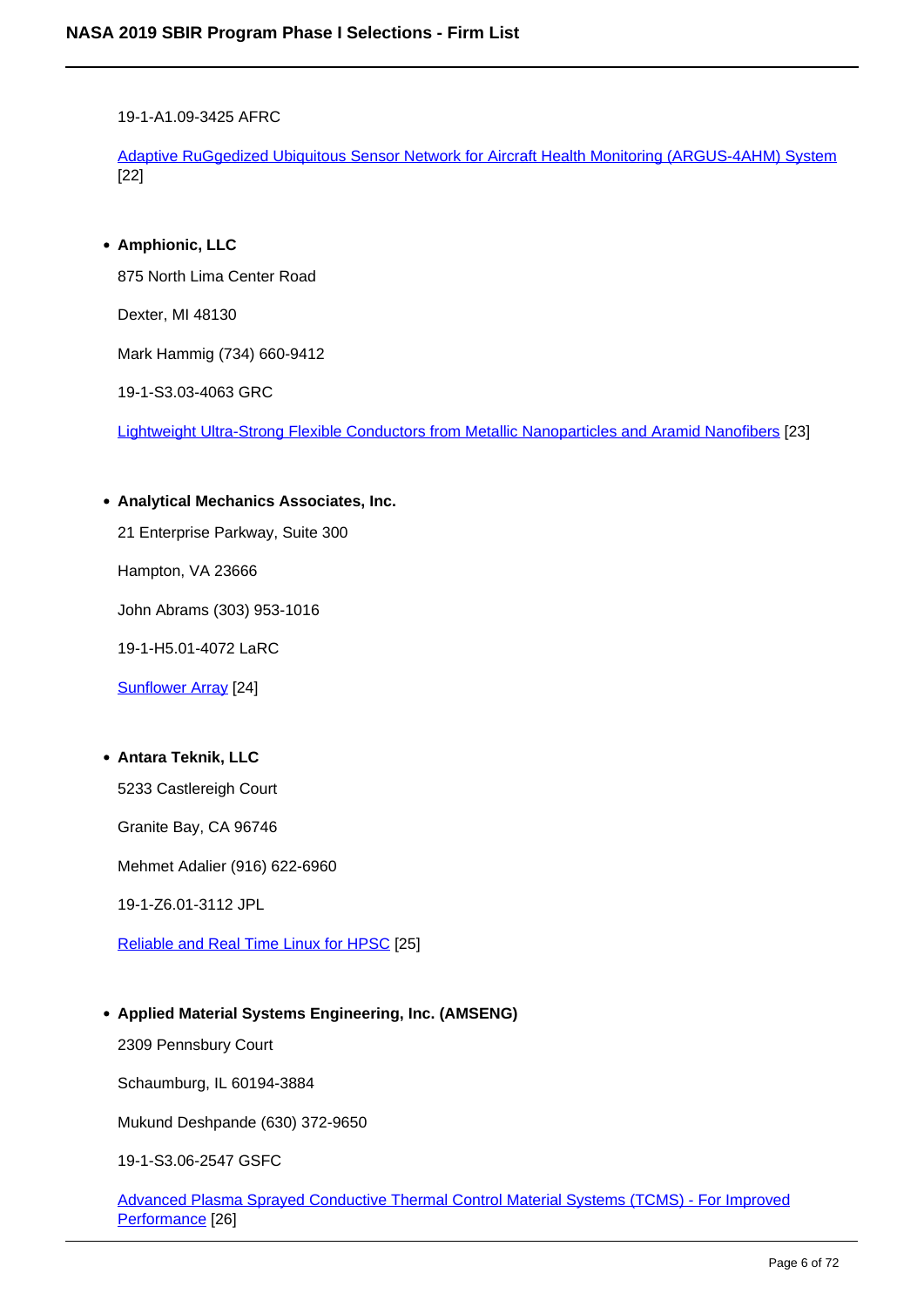19-1-A1.09-3425 AFRC

Adaptive RuGgedized Ubiquitous Sensor Network for Aircraft Health Monitoring (ARGUS-4AHM) System [22]

- **Amphionic, LLC**

  875 North Lima Center Road

  Dexter, MI 48130

  Mark Hammig (734) 660-9412

  19-1-S3.03-4063 GRC

  Lightweight Ultra-Strong Flexible Conductors from Metallic Nanoparticles and Aramid Nanofibers [23]

- **Analytical Mechanics Associates, Inc.**

  21 Enterprise Parkway, Suite 300

  Hampton, VA 23666

  John Abrams (303) 953-1016

  19-1-H5.01-4072 LaRC

  Sunflower Array [24]

- **Antara Teknik, LLC**

  5233 Castlereigh Court

  Granite Bay, CA 96746

  Mehmet Adalier (916) 622-6960

  19-1-Z6.01-3112 JPL

  Reliable and Real Time Linux for HPSC [25]

- **Applied Material Systems Engineering, Inc. (AMSENG)**

  2309 Pennsbury Court

  Schaumburg, IL 60194-3884

  Mukund Deshpande (630) 372-9650

  19-1-S3.06-2547 GSFC

  Advanced Plasma Sprayed Conductive Thermal Control Material Systems (TCMS) - For Improved Performance [26]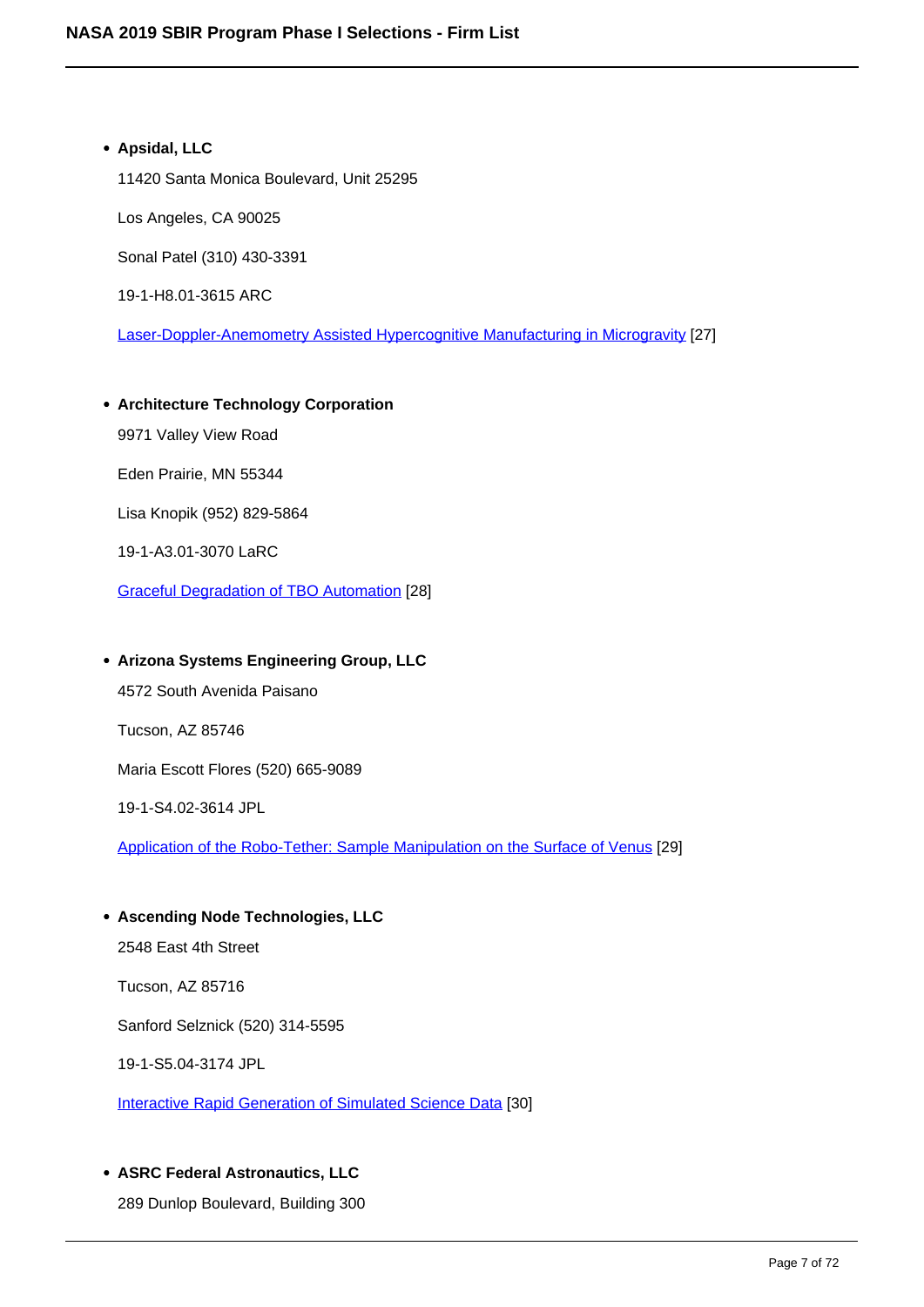- **Apsidal, LLC**

  11420 Santa Monica Boulevard, Unit 25295

  Los Angeles, CA 90025

  Sonal Patel (310) 430-3391

  19-1-H8.01-3615 ARC

  Laser-Doppler-Anemometry Assisted Hypercognitive Manufacturing in Microgravity [27]

- **Architecture Technology Corporation**

  9971 Valley View Road

  Eden Prairie, MN 55344

  Lisa Knopik (952) 829-5864

  19-1-A3.01-3070 LaRC

  Graceful Degradation of TBO Automation [28]

- **Arizona Systems Engineering Group, LLC**

  4572 South Avenida Paisano

  Tucson, AZ 85746

  Maria Escott Flores (520) 665-9089

  19-1-S4.02-3614 JPL

  Application of the Robo-Tether: Sample Manipulation on the Surface of Venus [29]

- **Ascending Node Technologies, LLC**

  2548 East 4th Street

  Tucson, AZ 85716

  Sanford Selznick (520) 314-5595

  19-1-S5.04-3174 JPL

  Interactive Rapid Generation of Simulated Science Data [30]

- **ASRC Federal Astronautics, LLC**

  289 Dunlop Boulevard, Building 300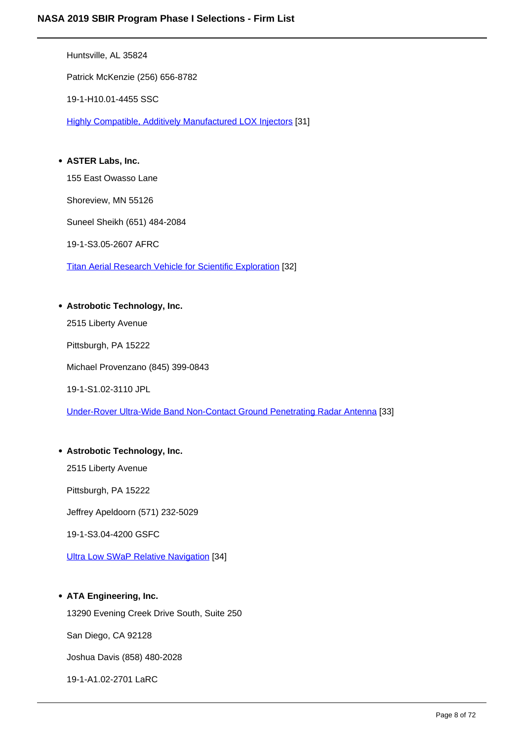Huntsville, AL 35824

Patrick McKenzie (256) 656-8782

19-1-H10.01-4455 SSC

Highly Compatible, Additively Manufactured LOX Injectors [31]

- **ASTER Labs, Inc.**

  155 East Owasso Lane

  Shoreview, MN 55126

  Suneel Sheikh (651) 484-2084

  19-1-S3.05-2607 AFRC

  Titan Aerial Research Vehicle for Scientific Exploration [32]

- **Astrobotic Technology, Inc.**

  2515 Liberty Avenue

  Pittsburgh, PA 15222

  Michael Provenzano (845) 399-0843

  19-1-S1.02-3110 JPL

  Under-Rover Ultra-Wide Band Non-Contact Ground Penetrating Radar Antenna [33]

- **Astrobotic Technology, Inc.**

  2515 Liberty Avenue

  Pittsburgh, PA 15222

  Jeffrey Apeldoorn (571) 232-5029

  19-1-S3.04-4200 GSFC

  Ultra Low SWaP Relative Navigation [34]

- **ATA Engineering, Inc.**

  13290 Evening Creek Drive South, Suite 250

  San Diego, CA 92128

  Joshua Davis (858) 480-2028

  19-1-A1.02-2701 LaRC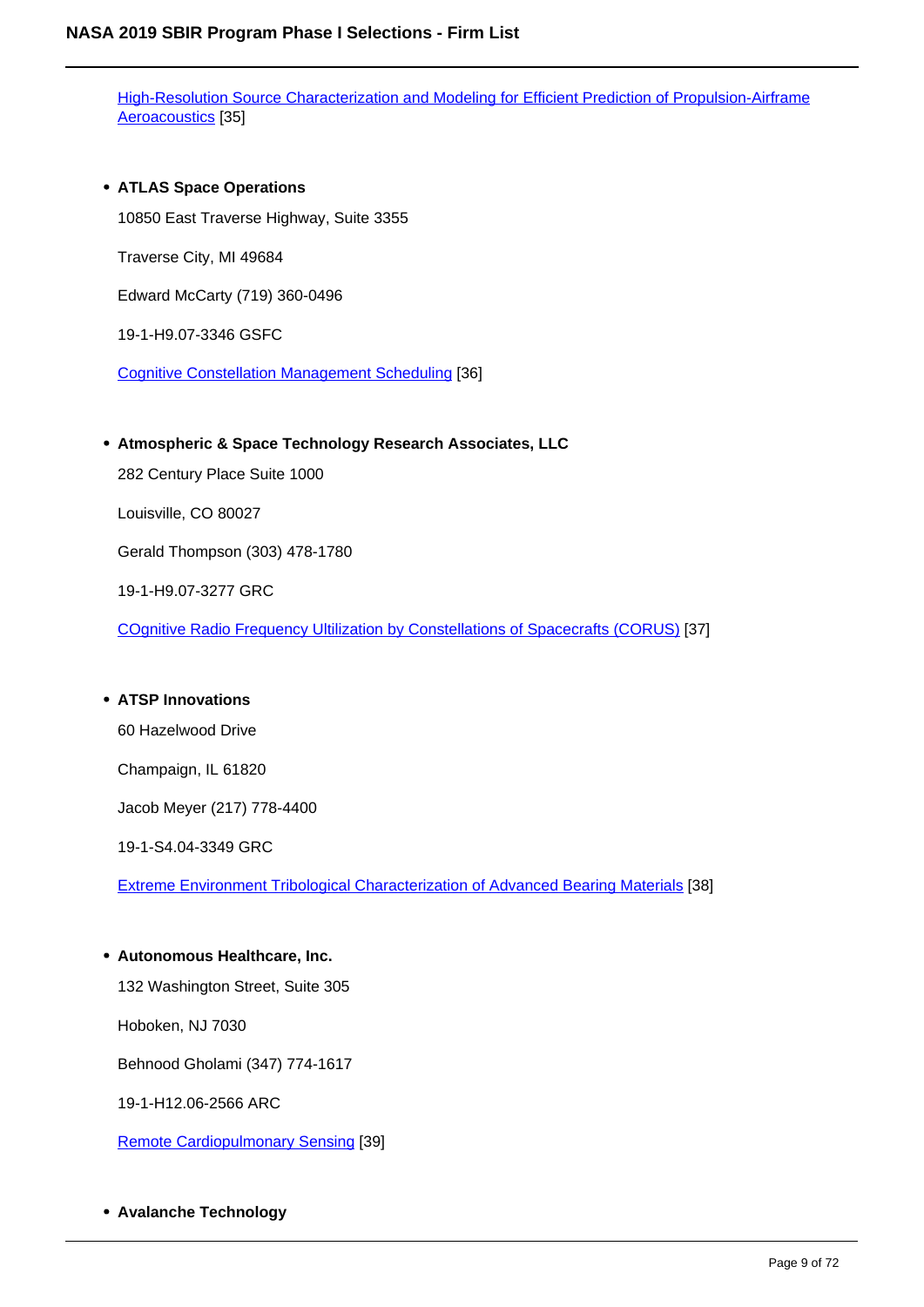High-Resolution Source Characterization and Modeling for Efficient Prediction of Propulsion-Airframe Aeroacoustics [35]

- **ATLAS Space Operations**

  10850 East Traverse Highway, Suite 3355

  Traverse City, MI 49684

  Edward McCarty (719) 360-0496

  19-1-H9.07-3346 GSFC

  Cognitive Constellation Management Scheduling [36]

- **Atmospheric & Space Technology Research Associates, LLC**

  282 Century Place Suite 1000

  Louisville, CO 80027

  Gerald Thompson (303) 478-1780

  19-1-H9.07-3277 GRC

  COgnitive Radio Frequency Ultilization by Constellations of Spacecrafts (CORUS) [37]

- **ATSP Innovations**

  60 Hazelwood Drive

  Champaign, IL 61820

  Jacob Meyer (217) 778-4400

  19-1-S4.04-3349 GRC

  Extreme Environment Tribological Characterization of Advanced Bearing Materials [38]

- **Autonomous Healthcare, Inc.**

  132 Washington Street, Suite 305

  Hoboken, NJ 7030

  Behnood Gholami (347) 774-1617

  19-1-H12.06-2566 ARC

  Remote Cardiopulmonary Sensing [39]

- **Avalanche Technology**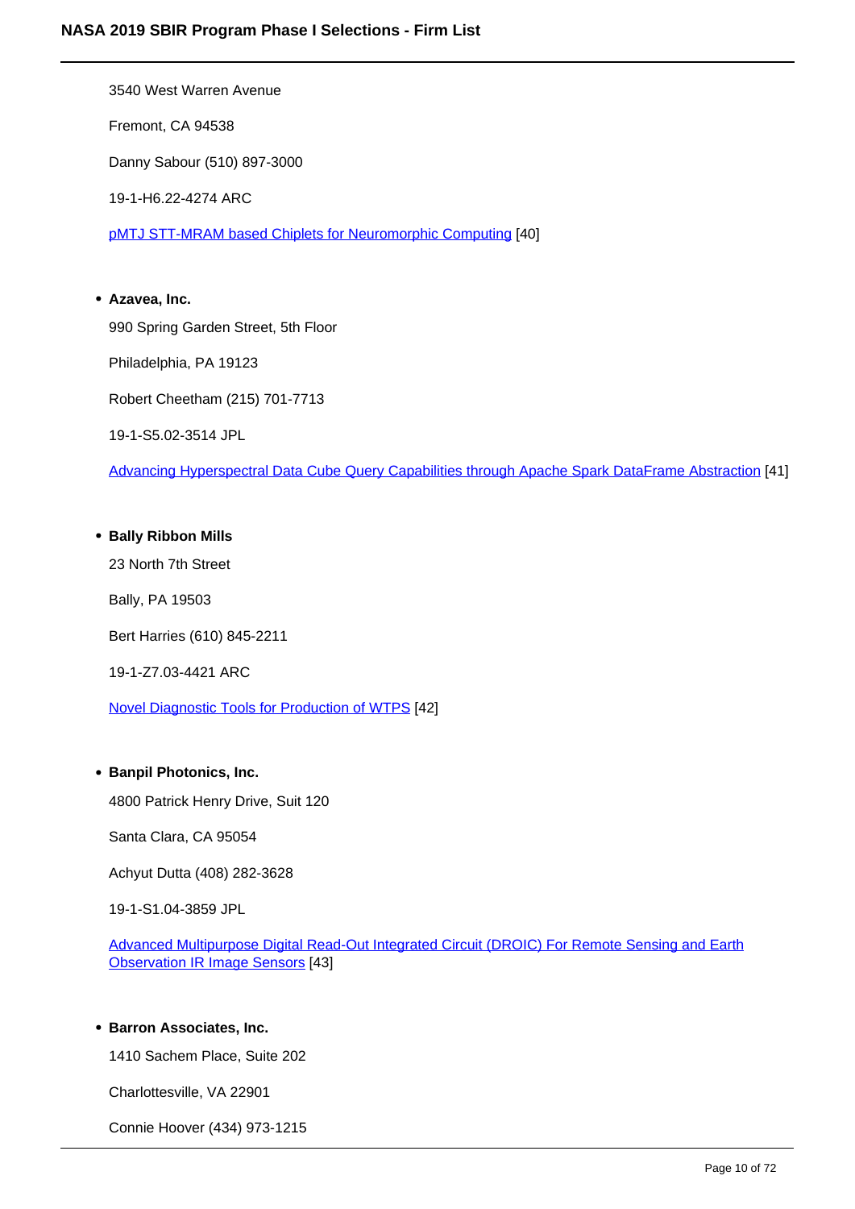3540 West Warren Avenue

Fremont, CA 94538

Danny Sabour (510) 897-3000

19-1-H6.22-4274 ARC

pMTJ STT-MRAM based Chiplets for Neuromorphic Computing [40]

- **Azavea, Inc.**

  990 Spring Garden Street, 5th Floor

  Philadelphia, PA 19123

  Robert Cheetham (215) 701-7713

  19-1-S5.02-3514 JPL

  Advancing Hyperspectral Data Cube Query Capabilities through Apache Spark DataFrame Abstraction [41]

- **Bally Ribbon Mills**

  23 North 7th Street

  Bally, PA 19503

  Bert Harries (610) 845-2211

  19-1-Z7.03-4421 ARC

  Novel Diagnostic Tools for Production of WTPS [42]

- **Banpil Photonics, Inc.**

  4800 Patrick Henry Drive, Suit 120

  Santa Clara, CA 95054

  Achyut Dutta (408) 282-3628

  19-1-S1.04-3859 JPL

  Advanced Multipurpose Digital Read-Out Integrated Circuit (DROIC) For Remote Sensing and Earth Observation IR Image Sensors [43]

- **Barron Associates, Inc.**

  1410 Sachem Place, Suite 202

  Charlottesville, VA 22901

  Connie Hoover (434) 973-1215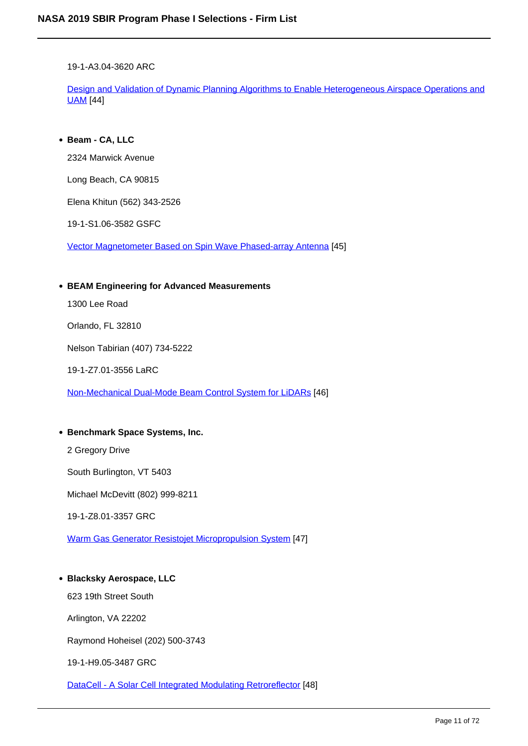19-1-A3.04-3620 ARC

Design and Validation of Dynamic Planning Algorithms to Enable Heterogeneous Airspace Operations and UAM [44]

- **Beam - CA, LLC**

  2324 Marwick Avenue

  Long Beach, CA 90815

  Elena Khitun (562) 343-2526

  19-1-S1.06-3582 GSFC

  Vector Magnetometer Based on Spin Wave Phased-array Antenna [45]

- **BEAM Engineering for Advanced Measurements**

  1300 Lee Road

  Orlando, FL 32810

  Nelson Tabirian (407) 734-5222

  19-1-Z7.01-3556 LaRC

  Non-Mechanical Dual-Mode Beam Control System for LiDARs [46]

- **Benchmark Space Systems, Inc.**

  2 Gregory Drive

  South Burlington, VT 5403

  Michael McDevitt (802) 999-8211

  19-1-Z8.01-3357 GRC

  Warm Gas Generator Resistojet Micropropulsion System [47]

- **Blacksky Aerospace, LLC**

  623 19th Street South

  Arlington, VA 22202

  Raymond Hoheisel (202) 500-3743

  19-1-H9.05-3487 GRC

  DataCell - A Solar Cell Integrated Modulating Retroreflector [48]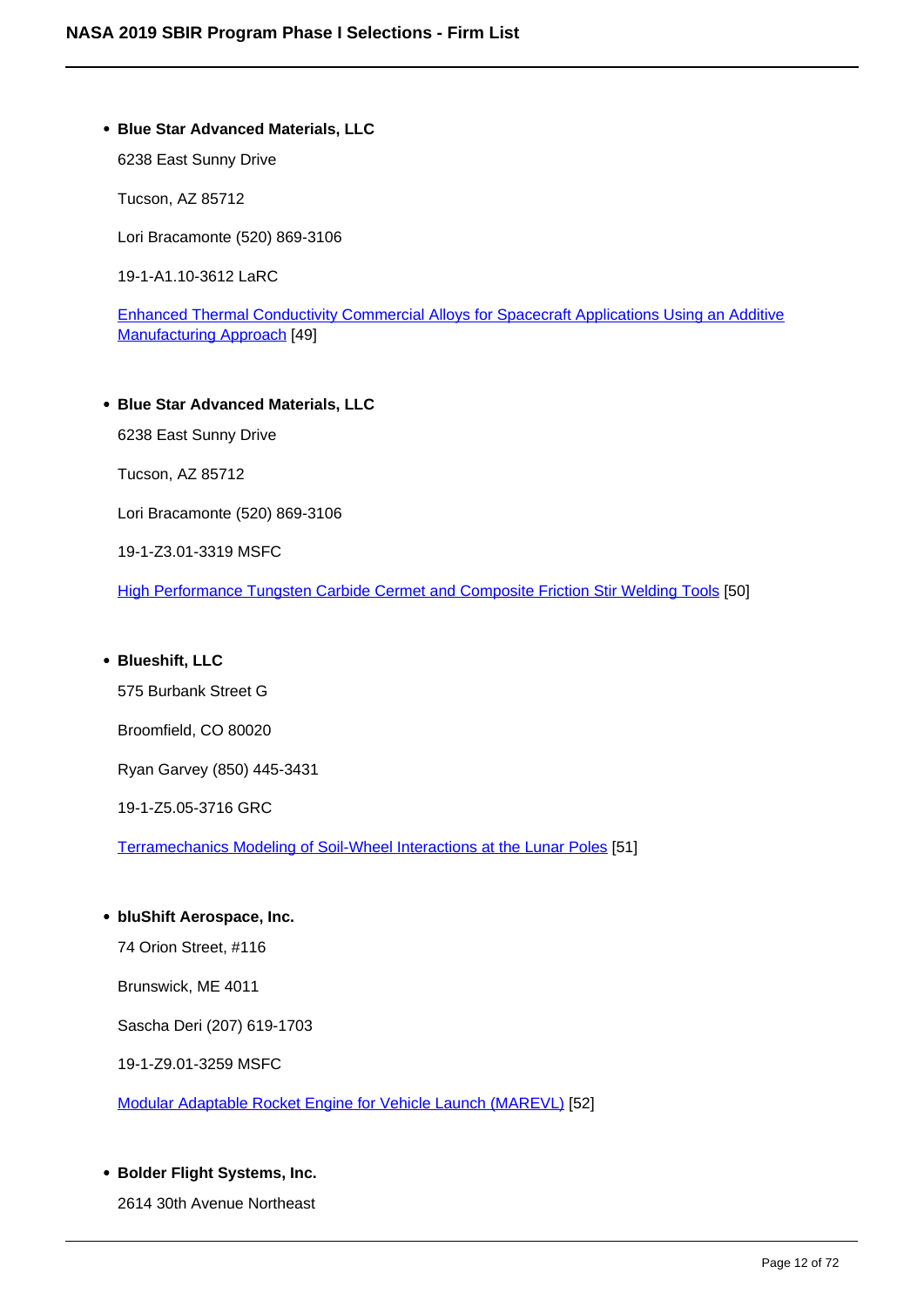- **Blue Star Advanced Materials, LLC**

  6238 East Sunny Drive

  Tucson, AZ 85712

  Lori Bracamonte (520) 869-3106

  19-1-A1.10-3612 LaRC

  Enhanced Thermal Conductivity Commercial Alloys for Spacecraft Applications Using an Additive Manufacturing Approach [49]

- **Blue Star Advanced Materials, LLC**

  6238 East Sunny Drive

  Tucson, AZ 85712

  Lori Bracamonte (520) 869-3106

  19-1-Z3.01-3319 MSFC

  High Performance Tungsten Carbide Cermet and Composite Friction Stir Welding Tools [50]

- **Blueshift, LLC**

  575 Burbank Street G

  Broomfield, CO 80020

  Ryan Garvey (850) 445-3431

  19-1-Z5.05-3716 GRC

  Terramechanics Modeling of Soil-Wheel Interactions at the Lunar Poles [51]

- **bluShift Aerospace, Inc.**

  74 Orion Street, #116

  Brunswick, ME 4011

  Sascha Deri (207) 619-1703

  19-1-Z9.01-3259 MSFC

  Modular Adaptable Rocket Engine for Vehicle Launch (MAREVL) [52]

- **Bolder Flight Systems, Inc.**

  2614 30th Avenue Northeast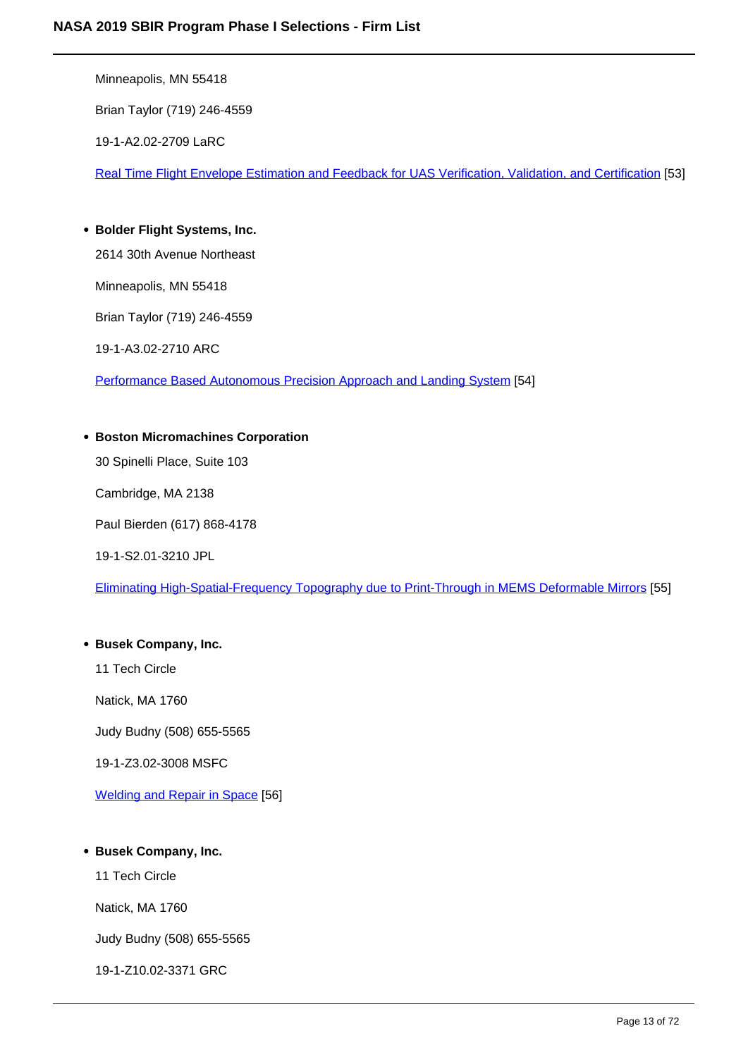Minneapolis, MN 55418

Brian Taylor (719) 246-4559

19-1-A2.02-2709 LaRC

Real Time Flight Envelope Estimation and Feedback for UAS Verification, Validation, and Certification [53]

- **Bolder Flight Systems, Inc.**

  2614 30th Avenue Northeast

  Minneapolis, MN 55418

  Brian Taylor (719) 246-4559

  19-1-A3.02-2710 ARC

  Performance Based Autonomous Precision Approach and Landing System [54]

- **Boston Micromachines Corporation**

  30 Spinelli Place, Suite 103

  Cambridge, MA 2138

  Paul Bierden (617) 868-4178

  19-1-S2.01-3210 JPL

  Eliminating High-Spatial-Frequency Topography due to Print-Through in MEMS Deformable Mirrors [55]

- **Busek Company, Inc.**

  11 Tech Circle

  Natick, MA 1760

  Judy Budny (508) 655-5565

  19-1-Z3.02-3008 MSFC

  Welding and Repair in Space [56]

- **Busek Company, Inc.**

  11 Tech Circle

  Natick, MA 1760

  Judy Budny (508) 655-5565

  19-1-Z10.02-3371 GRC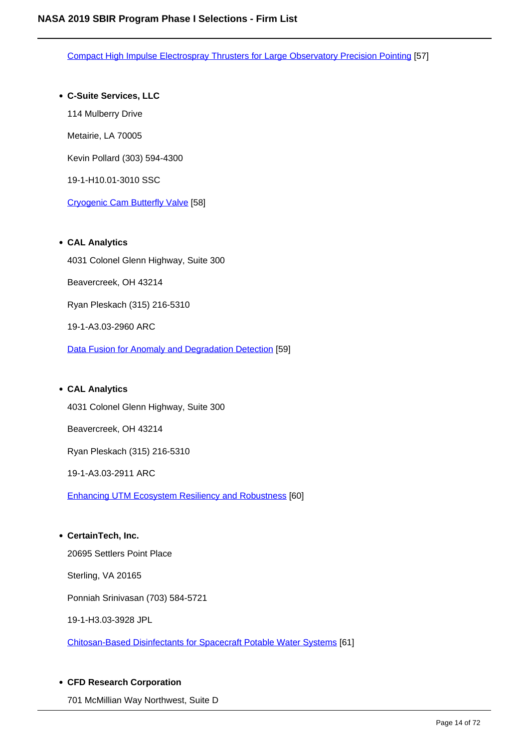Compact High Impulse Electrospray Thrusters for Large Observatory Precision Pointing [57]

- **C-Suite Services, LLC**

  114 Mulberry Drive

  Metairie, LA 70005

  Kevin Pollard (303) 594-4300

  19-1-H10.01-3010 SSC

  Cryogenic Cam Butterfly Valve [58]

- **CAL Analytics**

  4031 Colonel Glenn Highway, Suite 300

  Beavercreek, OH 43214

  Ryan Pleskach (315) 216-5310

  19-1-A3.03-2960 ARC

  Data Fusion for Anomaly and Degradation Detection [59]

- **CAL Analytics**

  4031 Colonel Glenn Highway, Suite 300

  Beavercreek, OH 43214

  Ryan Pleskach (315) 216-5310

  19-1-A3.03-2911 ARC

  Enhancing UTM Ecosystem Resiliency and Robustness [60]

- **CertainTech, Inc.**

  20695 Settlers Point Place

  Sterling, VA 20165

  Ponniah Srinivasan (703) 584-5721

  19-1-H3.03-3928 JPL

  Chitosan-Based Disinfectants for Spacecraft Potable Water Systems [61]

- **CFD Research Corporation**

  701 McMillian Way Northwest, Suite D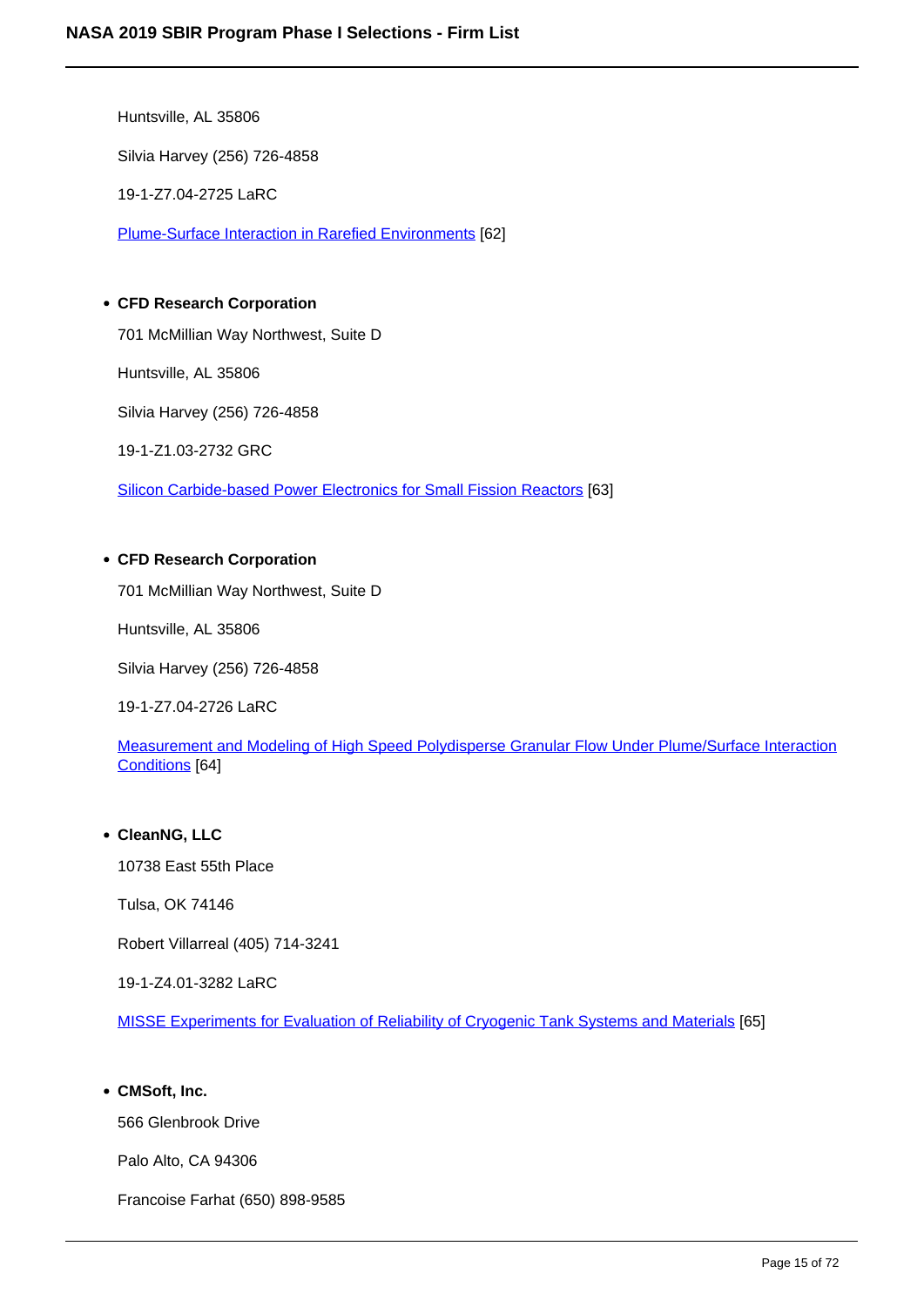Huntsville, AL 35806

Silvia Harvey (256) 726-4858

19-1-Z7.04-2725 LaRC

Plume-Surface Interaction in Rarefied Environments [62]

- **CFD Research Corporation**

  701 McMillian Way Northwest, Suite D

  Huntsville, AL 35806

  Silvia Harvey (256) 726-4858

  19-1-Z1.03-2732 GRC

  Silicon Carbide-based Power Electronics for Small Fission Reactors [63]

- **CFD Research Corporation**

  701 McMillian Way Northwest, Suite D

  Huntsville, AL 35806

  Silvia Harvey (256) 726-4858

  19-1-Z7.04-2726 LaRC

  Measurement and Modeling of High Speed Polydisperse Granular Flow Under Plume/Surface Interaction Conditions [64]

- **CleanNG, LLC**

  10738 East 55th Place

  Tulsa, OK 74146

  Robert Villarreal (405) 714-3241

  19-1-Z4.01-3282 LaRC

  MISSE Experiments for Evaluation of Reliability of Cryogenic Tank Systems and Materials [65]

- **CMSoft, Inc.**

  566 Glenbrook Drive

  Palo Alto, CA 94306

  Francoise Farhat (650) 898-9585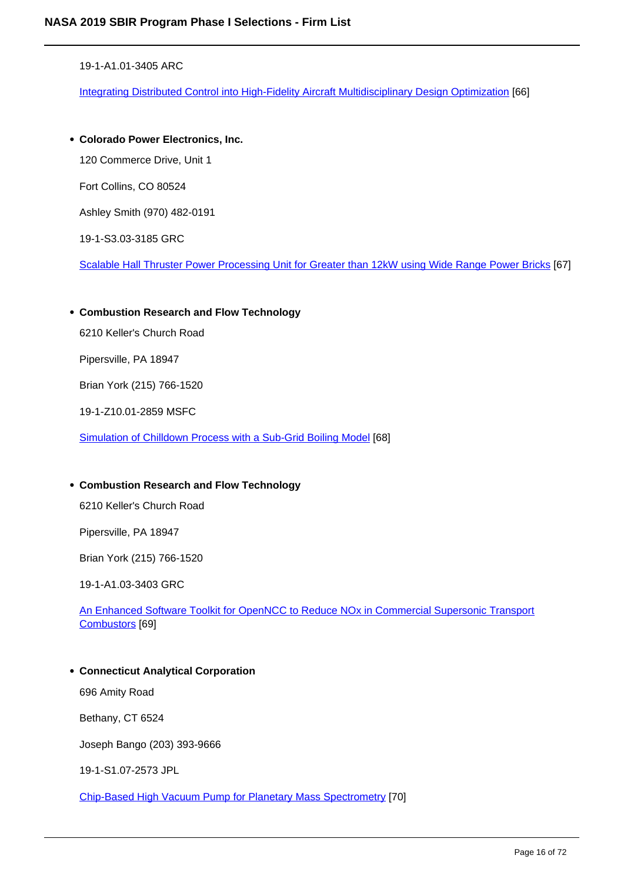19-1-A1.01-3405 ARC

Integrating Distributed Control into High-Fidelity Aircraft Multidisciplinary Design Optimization [66]

- **Colorado Power Electronics, Inc.**

  120 Commerce Drive, Unit 1

  Fort Collins, CO 80524

  Ashley Smith (970) 482-0191

  19-1-S3.03-3185 GRC

  Scalable Hall Thruster Power Processing Unit for Greater than 12kW using Wide Range Power Bricks [67]

- **Combustion Research and Flow Technology**

  6210 Keller's Church Road

  Pipersville, PA 18947

  Brian York (215) 766-1520

  19-1-Z10.01-2859 MSFC

  Simulation of Chilldown Process with a Sub-Grid Boiling Model [68]

- **Combustion Research and Flow Technology**

  6210 Keller's Church Road

  Pipersville, PA 18947

  Brian York (215) 766-1520

  19-1-A1.03-3403 GRC

  An Enhanced Software Toolkit for OpenNCC to Reduce NOx in Commercial Supersonic Transport Combustors [69]

- **Connecticut Analytical Corporation**

  696 Amity Road

  Bethany, CT 6524

  Joseph Bango (203) 393-9666

  19-1-S1.07-2573 JPL

  Chip-Based High Vacuum Pump for Planetary Mass Spectrometry [70]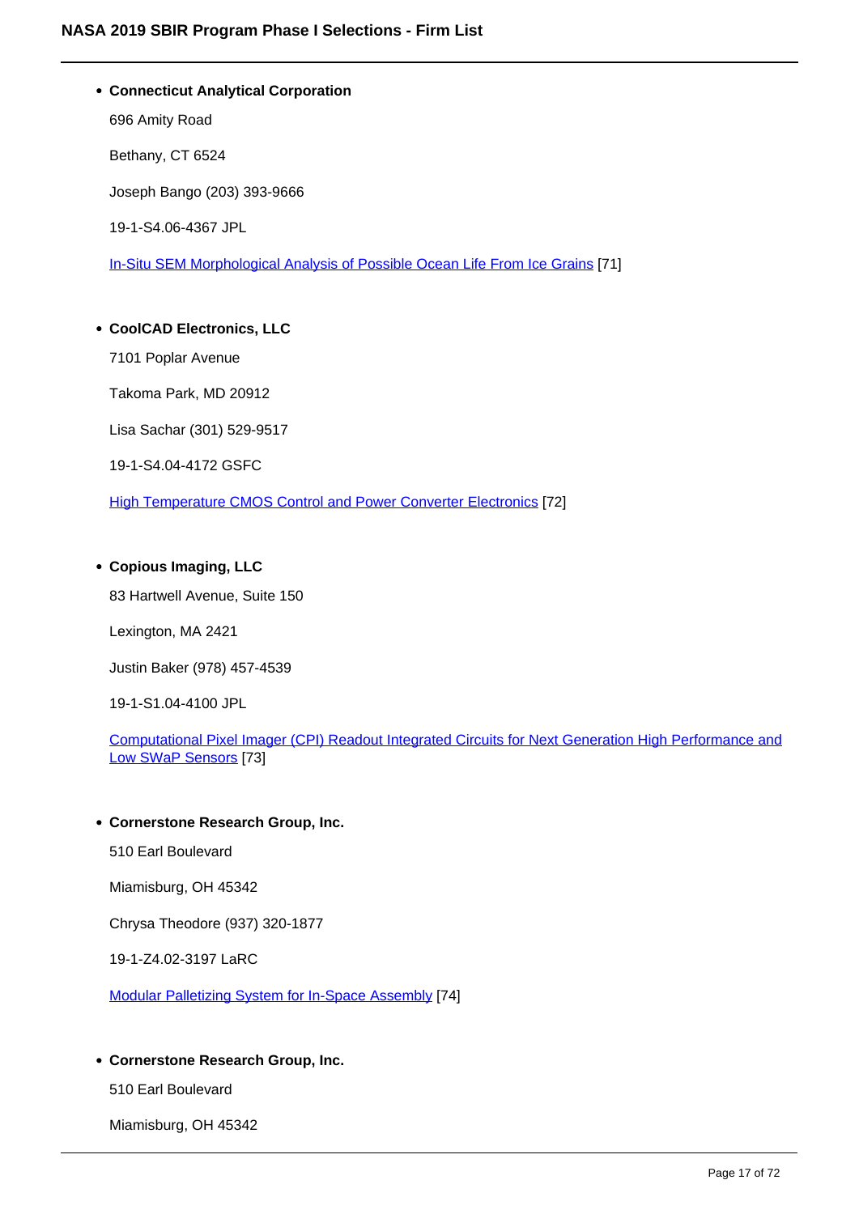- **Connecticut Analytical Corporation**

  696 Amity Road

  Bethany, CT 6524

  Joseph Bango (203) 393-9666

  19-1-S4.06-4367 JPL

  In-Situ SEM Morphological Analysis of Possible Ocean Life From Ice Grains [71]

- **CoolCAD Electronics, LLC**

  7101 Poplar Avenue

  Takoma Park, MD 20912

  Lisa Sachar (301) 529-9517

  19-1-S4.04-4172 GSFC

  High Temperature CMOS Control and Power Converter Electronics [72]

- **Copious Imaging, LLC**

  83 Hartwell Avenue, Suite 150

  Lexington, MA 2421

  Justin Baker (978) 457-4539

  19-1-S1.04-4100 JPL

  Computational Pixel Imager (CPI) Readout Integrated Circuits for Next Generation High Performance and Low SWaP Sensors [73]

- **Cornerstone Research Group, Inc.**

  510 Earl Boulevard

  Miamisburg, OH 45342

  Chrysa Theodore (937) 320-1877

  19-1-Z4.02-3197 LaRC

  Modular Palletizing System for In-Space Assembly [74]

- **Cornerstone Research Group, Inc.**

  510 Earl Boulevard

  Miamisburg, OH 45342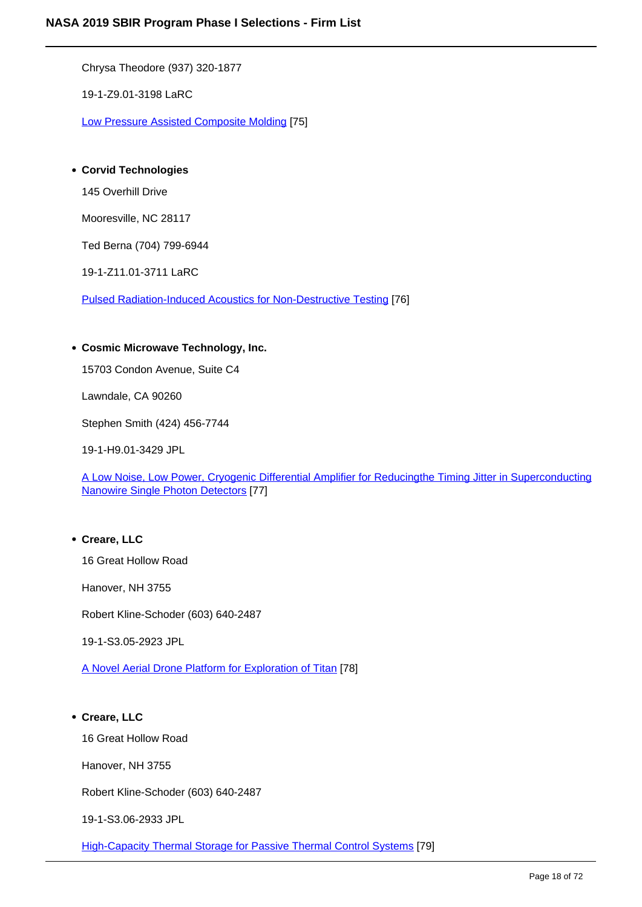Chrysa Theodore (937) 320-1877

19-1-Z9.01-3198 LaRC

Low Pressure Assisted Composite Molding [75]

- **Corvid Technologies**

  145 Overhill Drive

  Mooresville, NC 28117

  Ted Berna (704) 799-6944

  19-1-Z11.01-3711 LaRC

  Pulsed Radiation-Induced Acoustics for Non-Destructive Testing [76]

- **Cosmic Microwave Technology, Inc.**

  15703 Condon Avenue, Suite C4

  Lawndale, CA 90260

  Stephen Smith (424) 456-7744

  19-1-H9.01-3429 JPL

  A Low Noise, Low Power, Cryogenic Differential Amplifier for Reducingthe Timing Jitter in Superconducting Nanowire Single Photon Detectors [77]

- **Creare, LLC**

  16 Great Hollow Road

  Hanover, NH 3755

  Robert Kline-Schoder (603) 640-2487

  19-1-S3.05-2923 JPL

  A Novel Aerial Drone Platform for Exploration of Titan [78]

- **Creare, LLC**

  16 Great Hollow Road

  Hanover, NH 3755

  Robert Kline-Schoder (603) 640-2487

  19-1-S3.06-2933 JPL

  High-Capacity Thermal Storage for Passive Thermal Control Systems [79]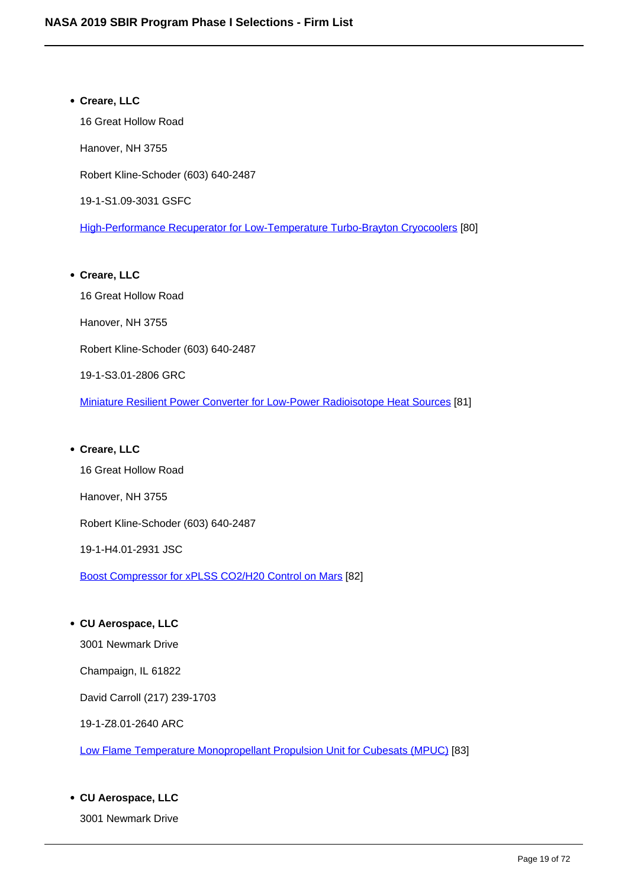- **Creare, LLC**

  16 Great Hollow Road

  Hanover, NH 3755

  Robert Kline-Schoder (603) 640-2487

  19-1-S1.09-3031 GSFC

  High-Performance Recuperator for Low-Temperature Turbo-Brayton Cryocoolers [80]

- **Creare, LLC**

  16 Great Hollow Road

  Hanover, NH 3755

  Robert Kline-Schoder (603) 640-2487

  19-1-S3.01-2806 GRC

  Miniature Resilient Power Converter for Low-Power Radioisotope Heat Sources [81]

- **Creare, LLC**

  16 Great Hollow Road

  Hanover, NH 3755

  Robert Kline-Schoder (603) 640-2487

  19-1-H4.01-2931 JSC

  Boost Compressor for xPLSS CO2/H20 Control on Mars [82]

- **CU Aerospace, LLC**

  3001 Newmark Drive

  Champaign, IL 61822

  David Carroll (217) 239-1703

  19-1-Z8.01-2640 ARC

  Low Flame Temperature Monopropellant Propulsion Unit for Cubesats (MPUC) [83]

- **CU Aerospace, LLC**

  3001 Newmark Drive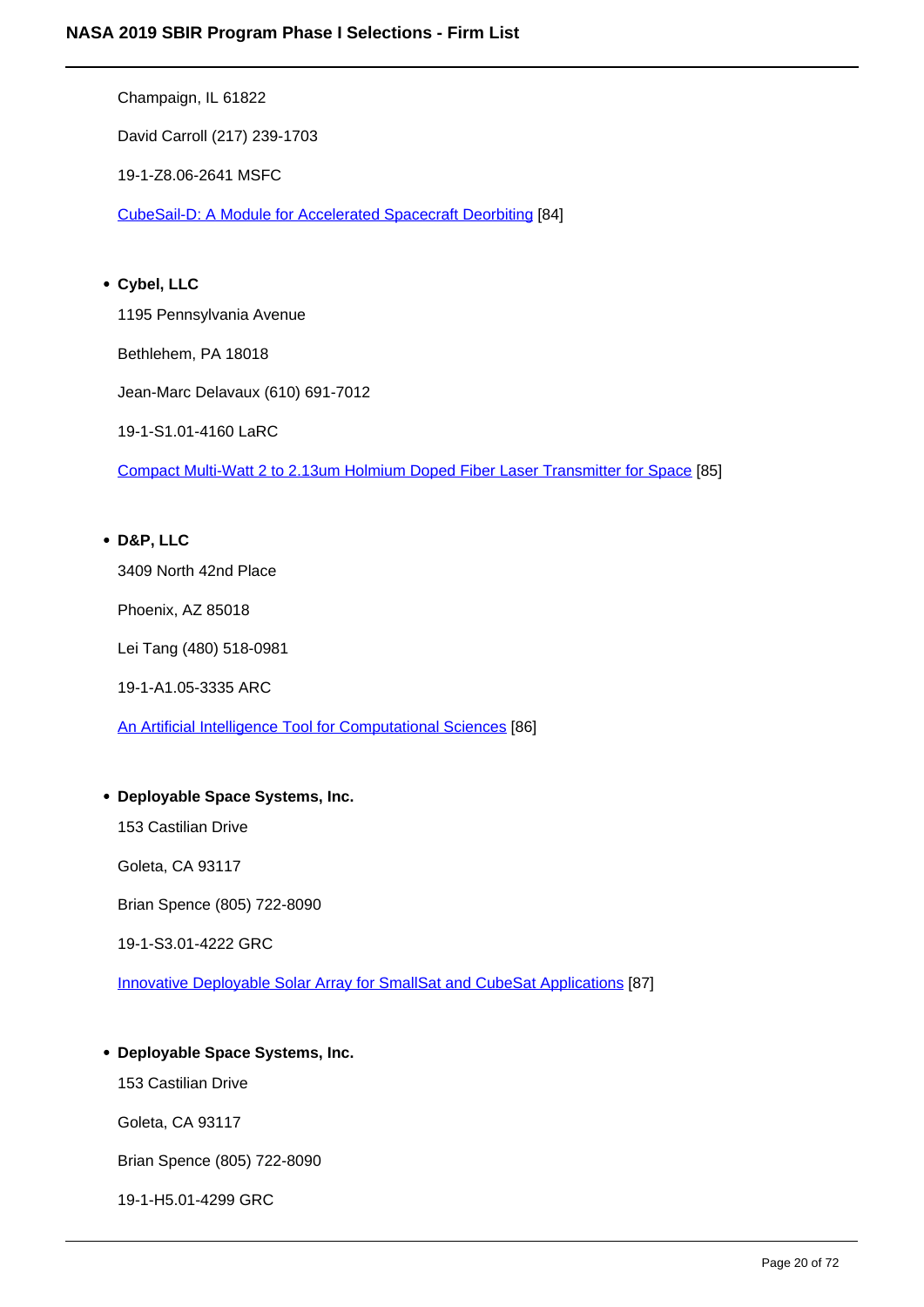Champaign, IL 61822

David Carroll (217) 239-1703

19-1-Z8.06-2641 MSFC

CubeSail-D: A Module for Accelerated Spacecraft Deorbiting [84]

- **Cybel, LLC**

  1195 Pennsylvania Avenue

  Bethlehem, PA 18018

  Jean-Marc Delavaux (610) 691-7012

  19-1-S1.01-4160 LaRC

  Compact Multi-Watt 2 to 2.13um Holmium Doped Fiber Laser Transmitter for Space [85]

- **D&P, LLC**

  3409 North 42nd Place

  Phoenix, AZ 85018

  Lei Tang (480) 518-0981

  19-1-A1.05-3335 ARC

  An Artificial Intelligence Tool for Computational Sciences [86]

- **Deployable Space Systems, Inc.**

  153 Castilian Drive

  Goleta, CA 93117

  Brian Spence (805) 722-8090

  19-1-S3.01-4222 GRC

  Innovative Deployable Solar Array for SmallSat and CubeSat Applications [87]

- **Deployable Space Systems, Inc.**

  153 Castilian Drive

  Goleta, CA 93117

  Brian Spence (805) 722-8090

  19-1-H5.01-4299 GRC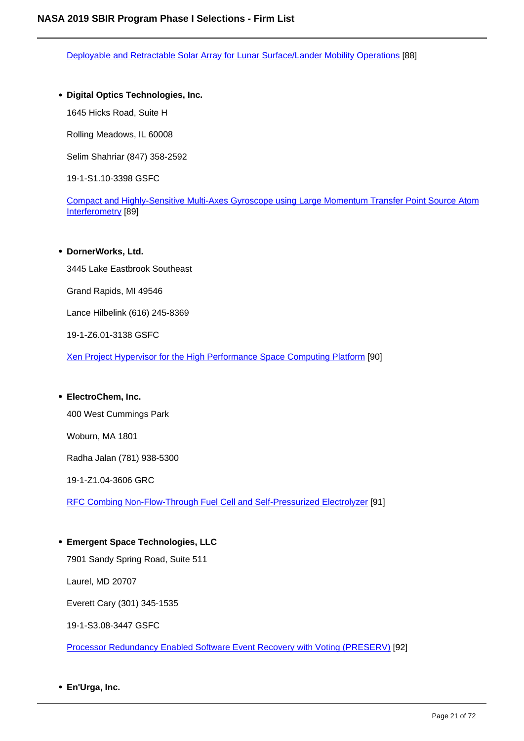Deployable and Retractable Solar Array for Lunar Surface/Lander Mobility Operations [88]

- **Digital Optics Technologies, Inc.**

  1645 Hicks Road, Suite H

  Rolling Meadows, IL 60008

  Selim Shahriar (847) 358-2592

  19-1-S1.10-3398 GSFC

  Compact and Highly-Sensitive Multi-Axes Gyroscope using Large Momentum Transfer Point Source Atom Interferometry [89]

- **DornerWorks, Ltd.**

  3445 Lake Eastbrook Southeast

  Grand Rapids, MI 49546

  Lance Hilbelink (616) 245-8369

  19-1-Z6.01-3138 GSFC

  Xen Project Hypervisor for the High Performance Space Computing Platform [90]

- **ElectroChem, Inc.**

  400 West Cummings Park

  Woburn, MA 1801

  Radha Jalan (781) 938-5300

  19-1-Z1.04-3606 GRC

  RFC Combing Non-Flow-Through Fuel Cell and Self-Pressurized Electrolyzer [91]

- **Emergent Space Technologies, LLC**

  7901 Sandy Spring Road, Suite 511

  Laurel, MD 20707

  Everett Cary (301) 345-1535

  19-1-S3.08-3447 GSFC

  Processor Redundancy Enabled Software Event Recovery with Voting (PRESERV) [92]

- **En'Urga, Inc.**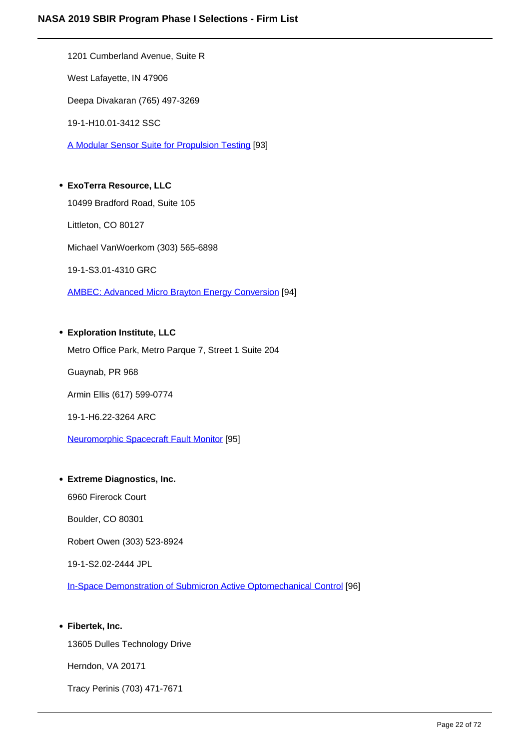1201 Cumberland Avenue, Suite R

West Lafayette, IN 47906

Deepa Divakaran (765) 497-3269

19-1-H10.01-3412 SSC

A Modular Sensor Suite for Propulsion Testing [93]

- **ExoTerra Resource, LLC**

  10499 Bradford Road, Suite 105

  Littleton, CO 80127

  Michael VanWoerkom (303) 565-6898

  19-1-S3.01-4310 GRC

  AMBEC: Advanced Micro Brayton Energy Conversion [94]

- **Exploration Institute, LLC**

  Metro Office Park, Metro Parque 7, Street 1 Suite 204

  Guaynab, PR 968

  Armin Ellis (617) 599-0774

  19-1-H6.22-3264 ARC

  Neuromorphic Spacecraft Fault Monitor [95]

- **Extreme Diagnostics, Inc.**

  6960 Firerock Court

  Boulder, CO 80301

  Robert Owen (303) 523-8924

  19-1-S2.02-2444 JPL

  In-Space Demonstration of Submicron Active Optomechanical Control [96]

- **Fibertek, Inc.**

  13605 Dulles Technology Drive

  Herndon, VA 20171

  Tracy Perinis (703) 471-7671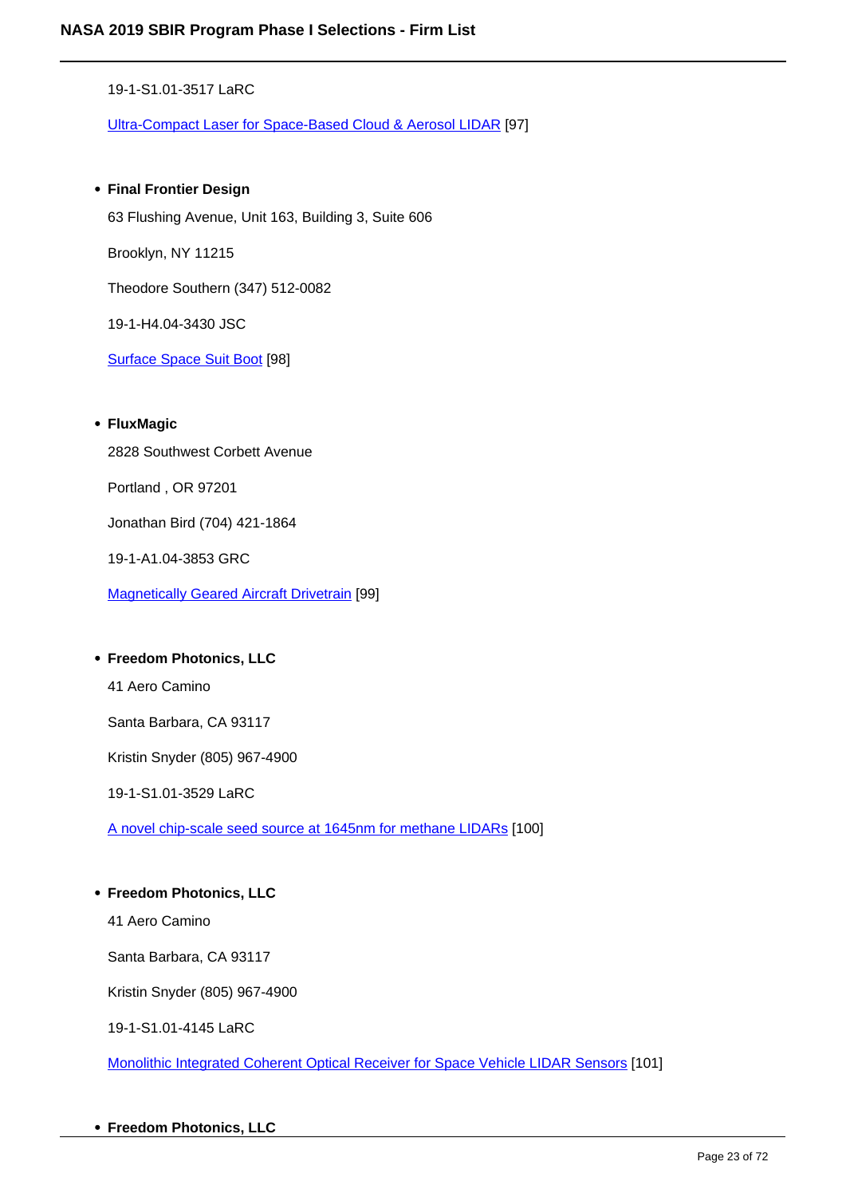19-1-S1.01-3517 LaRC

Ultra-Compact Laser for Space-Based Cloud & Aerosol LIDAR [97]

- **Final Frontier Design**

  63 Flushing Avenue, Unit 163, Building 3, Suite 606

  Brooklyn, NY 11215

  Theodore Southern (347) 512-0082

  19-1-H4.04-3430 JSC

  Surface Space Suit Boot [98]

- **FluxMagic**

  2828 Southwest Corbett Avenue

  Portland , OR 97201

  Jonathan Bird (704) 421-1864

  19-1-A1.04-3853 GRC

  Magnetically Geared Aircraft Drivetrain [99]

- **Freedom Photonics, LLC**

  41 Aero Camino

  Santa Barbara, CA 93117

  Kristin Snyder (805) 967-4900

  19-1-S1.01-3529 LaRC

  A novel chip-scale seed source at 1645nm for methane LIDARs [100]

- **Freedom Photonics, LLC**

  41 Aero Camino

  Santa Barbara, CA 93117

  Kristin Snyder (805) 967-4900

  19-1-S1.01-4145 LaRC

  Monolithic Integrated Coherent Optical Receiver for Space Vehicle LIDAR Sensors [101]

- **Freedom Photonics, LLC**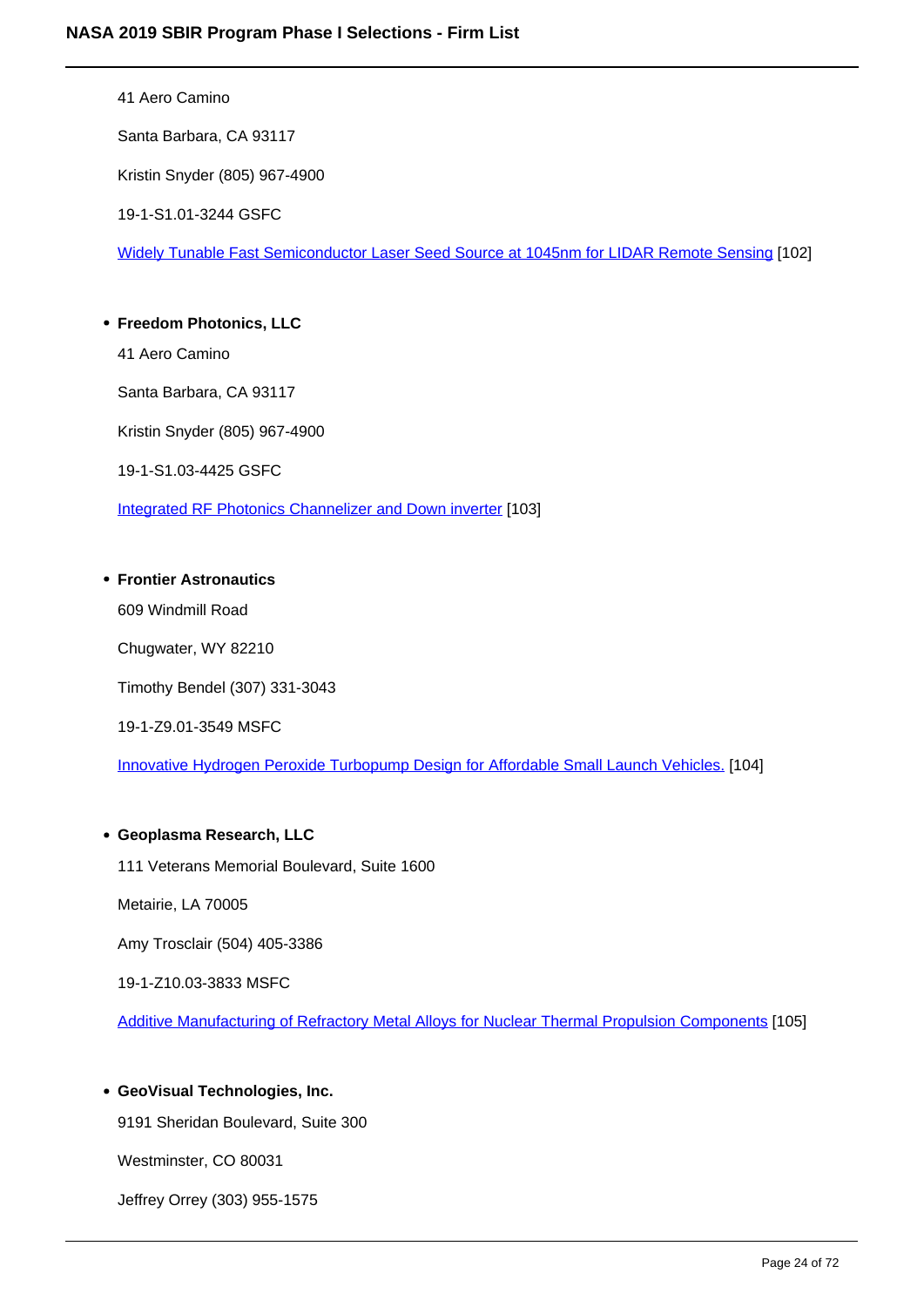41 Aero Camino

Santa Barbara, CA 93117

Kristin Snyder (805) 967-4900

19-1-S1.01-3244 GSFC

Widely Tunable Fast Semiconductor Laser Seed Source at 1045nm for LIDAR Remote Sensing [102]

- **Freedom Photonics, LLC**

  41 Aero Camino

  Santa Barbara, CA 93117

  Kristin Snyder (805) 967-4900

  19-1-S1.03-4425 GSFC

  Integrated RF Photonics Channelizer and Down inverter [103]

- **Frontier Astronautics**

  609 Windmill Road

  Chugwater, WY 82210

  Timothy Bendel (307) 331-3043

  19-1-Z9.01-3549 MSFC

  Innovative Hydrogen Peroxide Turbopump Design for Affordable Small Launch Vehicles. [104]

- **Geoplasma Research, LLC**

  111 Veterans Memorial Boulevard, Suite 1600

  Metairie, LA 70005

  Amy Trosclair (504) 405-3386

  19-1-Z10.03-3833 MSFC

  Additive Manufacturing of Refractory Metal Alloys for Nuclear Thermal Propulsion Components [105]

- **GeoVisual Technologies, Inc.**

  9191 Sheridan Boulevard, Suite 300

  Westminster, CO 80031

  Jeffrey Orrey (303) 955-1575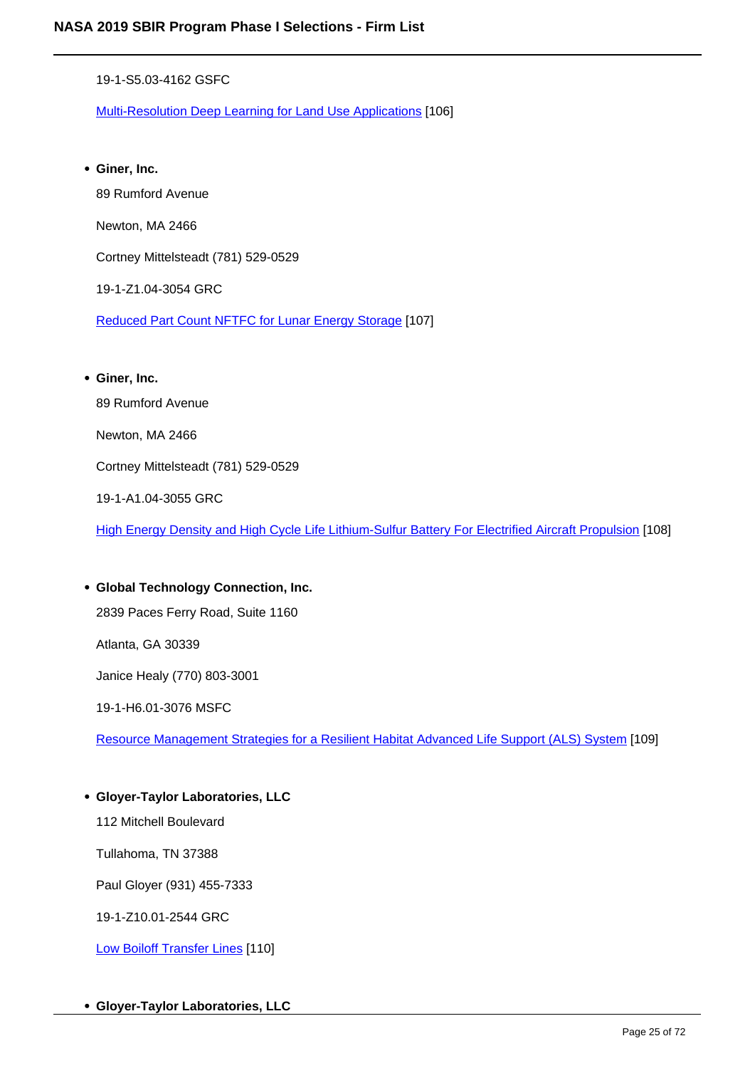19-1-S5.03-4162 GSFC

Multi-Resolution Deep Learning for Land Use Applications [106]

- **Giner, Inc.**

  89 Rumford Avenue

  Newton, MA 2466

  Cortney Mittelsteadt (781) 529-0529

  19-1-Z1.04-3054 GRC

  Reduced Part Count NFTFC for Lunar Energy Storage [107]

- **Giner, Inc.**

  89 Rumford Avenue

  Newton, MA 2466

  Cortney Mittelsteadt (781) 529-0529

  19-1-A1.04-3055 GRC

  High Energy Density and High Cycle Life Lithium-Sulfur Battery For Electrified Aircraft Propulsion [108]

- **Global Technology Connection, Inc.**

  2839 Paces Ferry Road, Suite 1160

  Atlanta, GA 30339

  Janice Healy (770) 803-3001

  19-1-H6.01-3076 MSFC

  Resource Management Strategies for a Resilient Habitat Advanced Life Support (ALS) System [109]

- **Gloyer-Taylor Laboratories, LLC**

  112 Mitchell Boulevard

  Tullahoma, TN 37388

  Paul Gloyer (931) 455-7333

  19-1-Z10.01-2544 GRC

  Low Boiloff Transfer Lines [110]

- **Gloyer-Taylor Laboratories, LLC**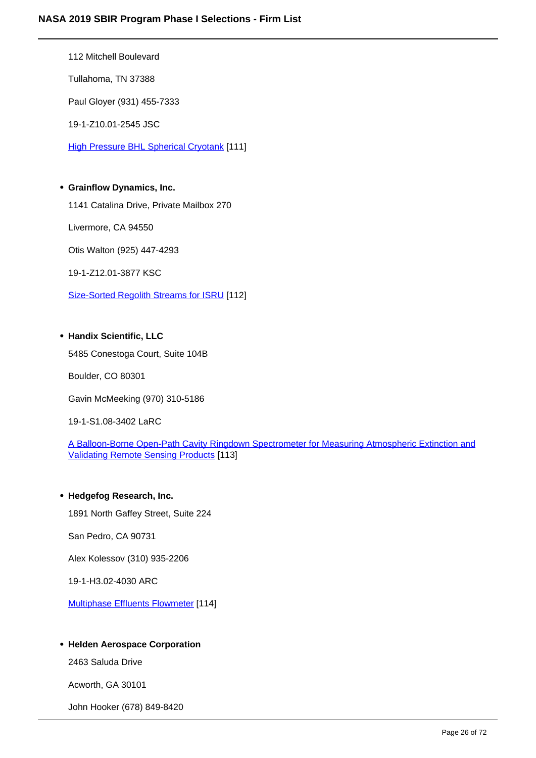112 Mitchell Boulevard

Tullahoma, TN 37388

Paul Gloyer (931) 455-7333

19-1-Z10.01-2545 JSC

High Pressure BHL Spherical Cryotank [111]

- **Grainflow Dynamics, Inc.**

  1141 Catalina Drive, Private Mailbox 270

  Livermore, CA 94550

  Otis Walton (925) 447-4293

  19-1-Z12.01-3877 KSC

  Size-Sorted Regolith Streams for ISRU [112]

- **Handix Scientific, LLC**

  5485 Conestoga Court, Suite 104B

  Boulder, CO 80301

  Gavin McMeeking (970) 310-5186

  19-1-S1.08-3402 LaRC

  A Balloon-Borne Open-Path Cavity Ringdown Spectrometer for Measuring Atmospheric Extinction and Validating Remote Sensing Products [113]

- **Hedgefog Research, Inc.**

  1891 North Gaffey Street, Suite 224

  San Pedro, CA 90731

  Alex Kolessov (310) 935-2206

  19-1-H3.02-4030 ARC

  Multiphase Effluents Flowmeter [114]

- **Helden Aerospace Corporation**

  2463 Saluda Drive

  Acworth, GA 30101

  John Hooker (678) 849-8420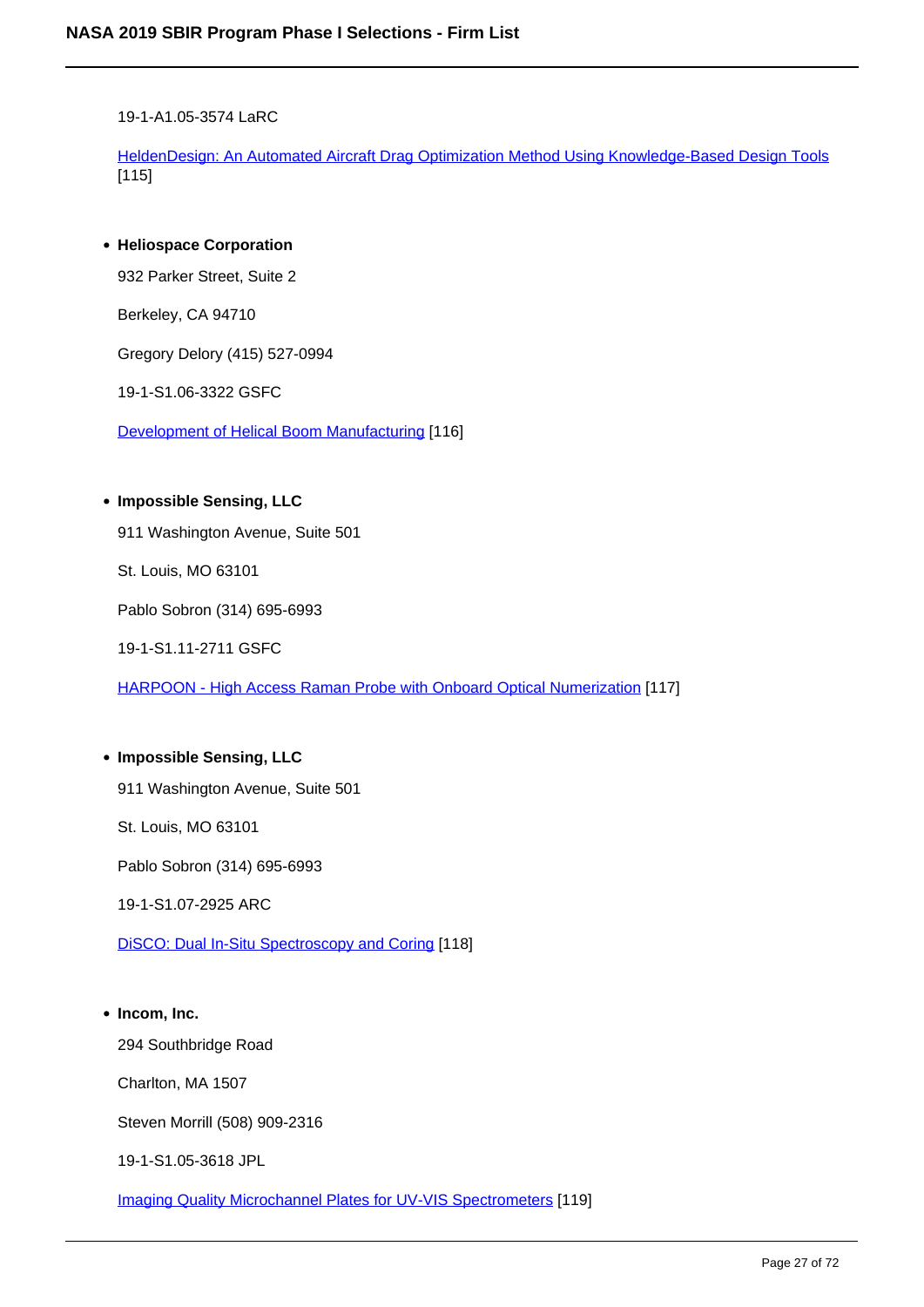19-1-A1.05-3574 LaRC

HeldenDesign: An Automated Aircraft Drag Optimization Method Using Knowledge-Based Design Tools [115]

- **Heliospace Corporation**

  932 Parker Street, Suite 2

  Berkeley, CA 94710

  Gregory Delory (415) 527-0994

  19-1-S1.06-3322 GSFC

  Development of Helical Boom Manufacturing [116]

- **Impossible Sensing, LLC**

  911 Washington Avenue, Suite 501

  St. Louis, MO 63101

  Pablo Sobron (314) 695-6993

  19-1-S1.11-2711 GSFC

  HARPOON - High Access Raman Probe with Onboard Optical Numerization [117]

- **Impossible Sensing, LLC**

  911 Washington Avenue, Suite 501

  St. Louis, MO 63101

  Pablo Sobron (314) 695-6993

  19-1-S1.07-2925 ARC

  DiSCO: Dual In-Situ Spectroscopy and Coring [118]

- **Incom, Inc.**

  294 Southbridge Road

  Charlton, MA 1507

  Steven Morrill (508) 909-2316

  19-1-S1.05-3618 JPL

  Imaging Quality Microchannel Plates for UV-VIS Spectrometers [119]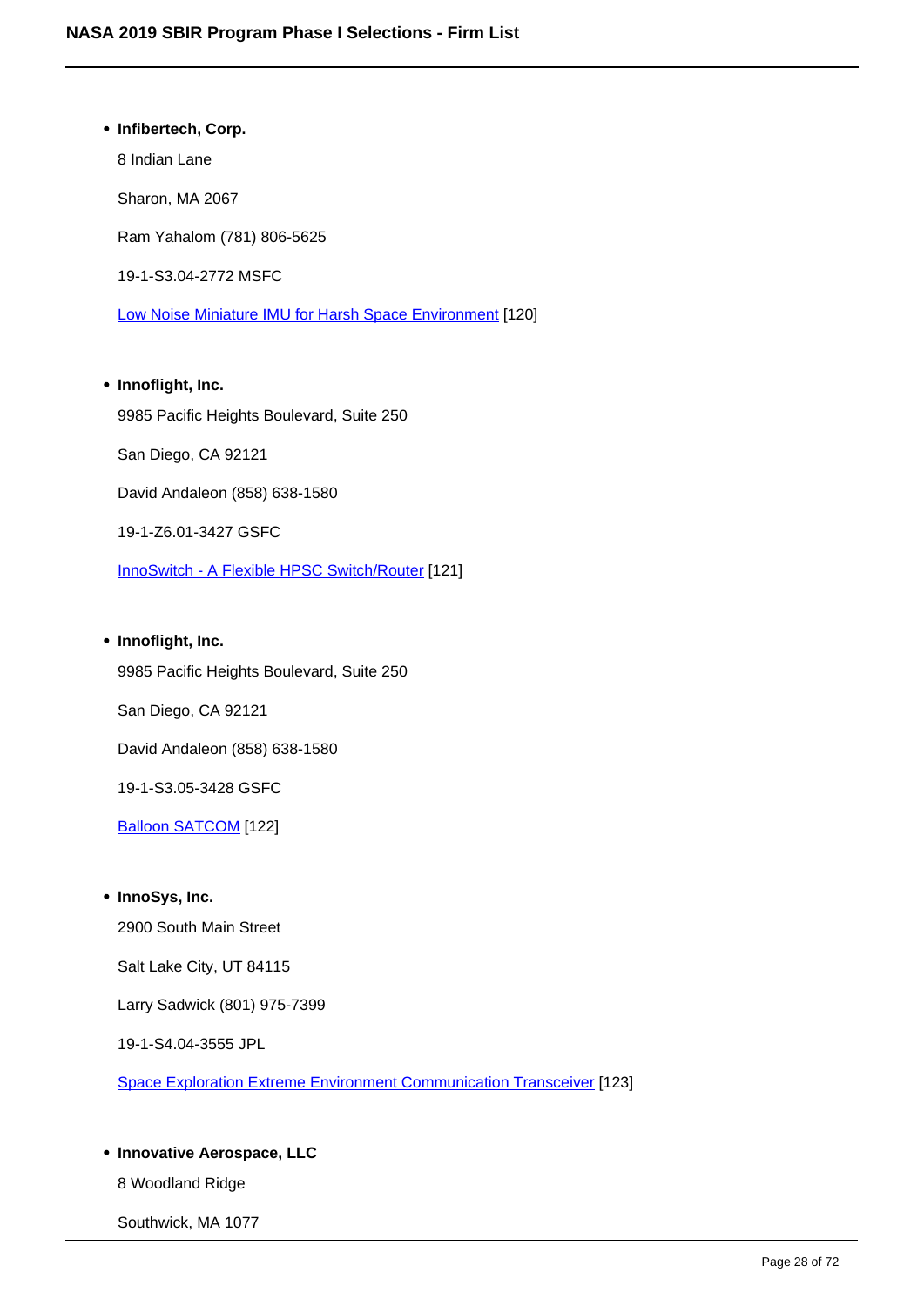- **Infibertech, Corp.**

  8 Indian Lane

  Sharon, MA 2067

  Ram Yahalom (781) 806-5625

  19-1-S3.04-2772 MSFC

  Low Noise Miniature IMU for Harsh Space Environment [120]

- **Innoflight, Inc.**

  9985 Pacific Heights Boulevard, Suite 250

  San Diego, CA 92121

  David Andaleon (858) 638-1580

  19-1-Z6.01-3427 GSFC

  InnoSwitch - A Flexible HPSC Switch/Router [121]

- **Innoflight, Inc.**

  9985 Pacific Heights Boulevard, Suite 250

  San Diego, CA 92121

  David Andaleon (858) 638-1580

  19-1-S3.05-3428 GSFC

  Balloon SATCOM [122]

- **InnoSys, Inc.**

  2900 South Main Street

  Salt Lake City, UT 84115

  Larry Sadwick (801) 975-7399

  19-1-S4.04-3555 JPL

  Space Exploration Extreme Environment Communication Transceiver [123]

- **Innovative Aerospace, LLC**

  8 Woodland Ridge

  Southwick, MA 1077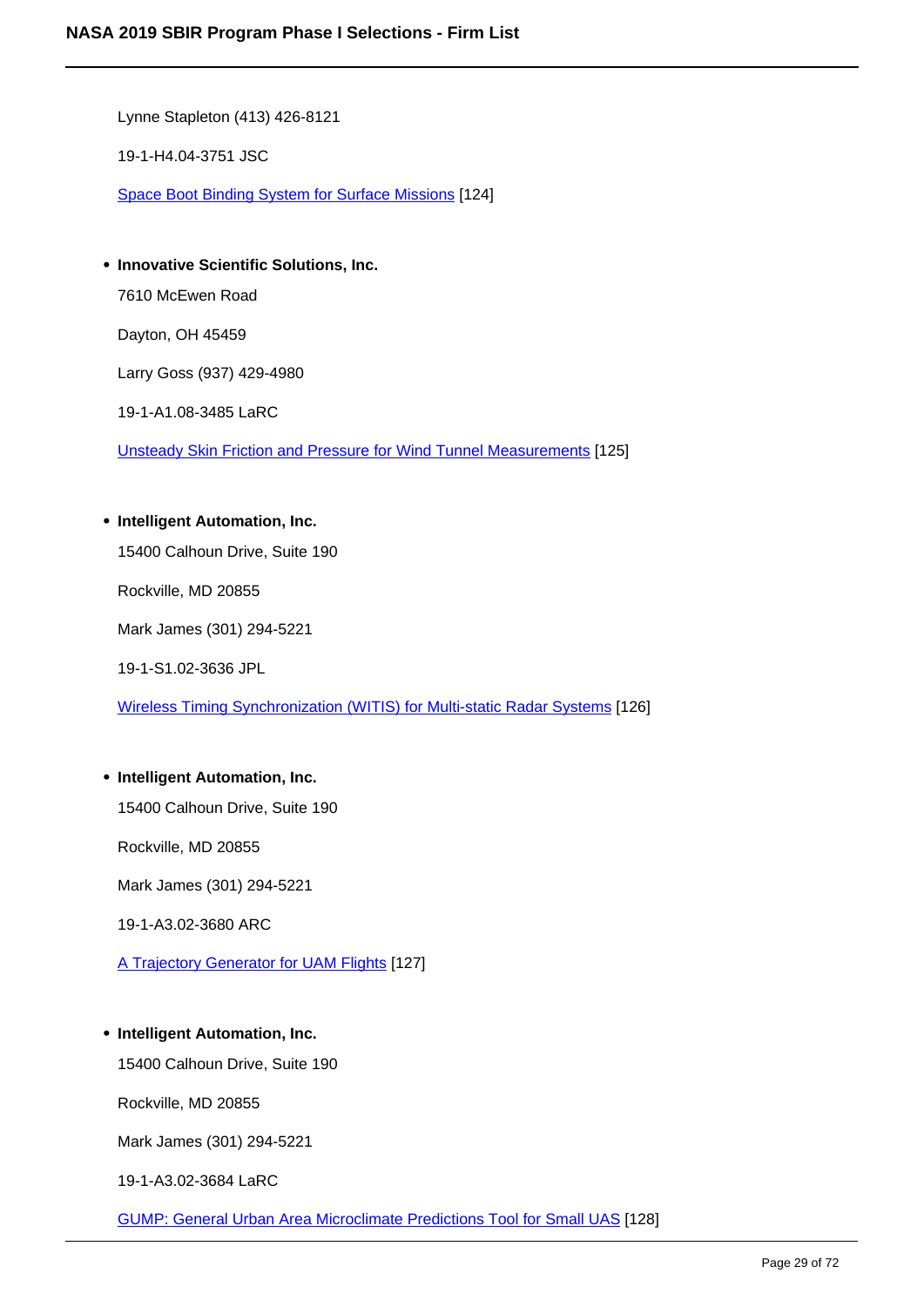Lynne Stapleton (413) 426-8121

19-1-H4.04-3751 JSC

Space Boot Binding System for Surface Missions [124]

- **Innovative Scientific Solutions, Inc.**

  7610 McEwen Road

  Dayton, OH 45459

  Larry Goss (937) 429-4980

  19-1-A1.08-3485 LaRC

  Unsteady Skin Friction and Pressure for Wind Tunnel Measurements [125]

- **Intelligent Automation, Inc.**

  15400 Calhoun Drive, Suite 190

  Rockville, MD 20855

  Mark James (301) 294-5221

  19-1-S1.02-3636 JPL

  Wireless Timing Synchronization (WITIS) for Multi-static Radar Systems [126]

- **Intelligent Automation, Inc.**

  15400 Calhoun Drive, Suite 190

  Rockville, MD 20855

  Mark James (301) 294-5221

  19-1-A3.02-3680 ARC

  A Trajectory Generator for UAM Flights [127]

- **Intelligent Automation, Inc.**

  15400 Calhoun Drive, Suite 190

  Rockville, MD 20855

  Mark James (301) 294-5221

  19-1-A3.02-3684 LaRC

  GUMP: General Urban Area Microclimate Predictions Tool for Small UAS [128]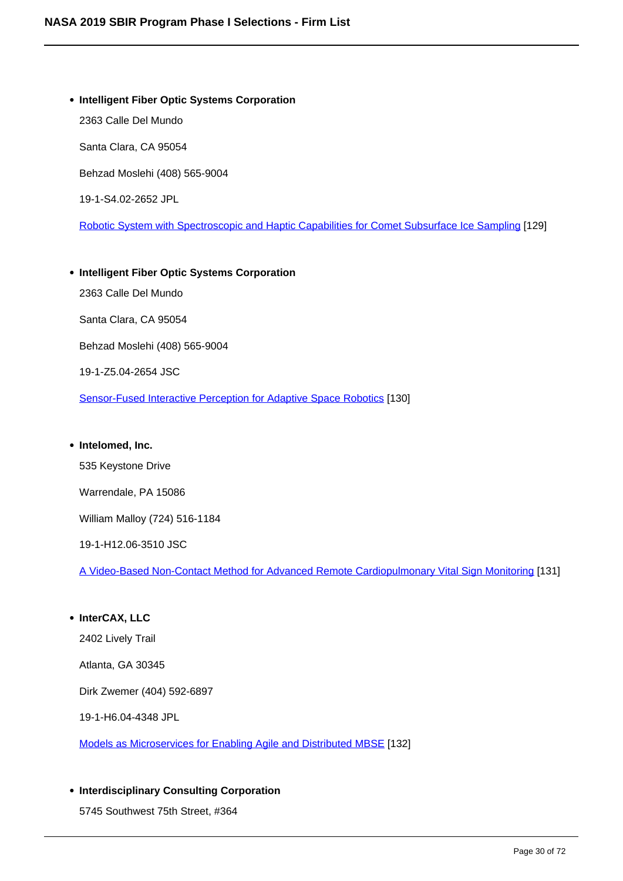- **Intelligent Fiber Optic Systems Corporation**

  2363 Calle Del Mundo

  Santa Clara, CA 95054

  Behzad Moslehi (408) 565-9004

  19-1-S4.02-2652 JPL

  Robotic System with Spectroscopic and Haptic Capabilities for Comet Subsurface Ice Sampling [129]

- **Intelligent Fiber Optic Systems Corporation**

  2363 Calle Del Mundo

  Santa Clara, CA 95054

  Behzad Moslehi (408) 565-9004

  19-1-Z5.04-2654 JSC

  Sensor-Fused Interactive Perception for Adaptive Space Robotics [130]

- **Intelomed, Inc.**

  535 Keystone Drive

  Warrendale, PA 15086

  William Malloy (724) 516-1184

  19-1-H12.06-3510 JSC

  A Video-Based Non-Contact Method for Advanced Remote Cardiopulmonary Vital Sign Monitoring [131]

- **InterCAX, LLC**

  2402 Lively Trail

  Atlanta, GA 30345

  Dirk Zwemer (404) 592-6897

  19-1-H6.04-4348 JPL

  Models as Microservices for Enabling Agile and Distributed MBSE [132]

- **Interdisciplinary Consulting Corporation**

  5745 Southwest 75th Street, #364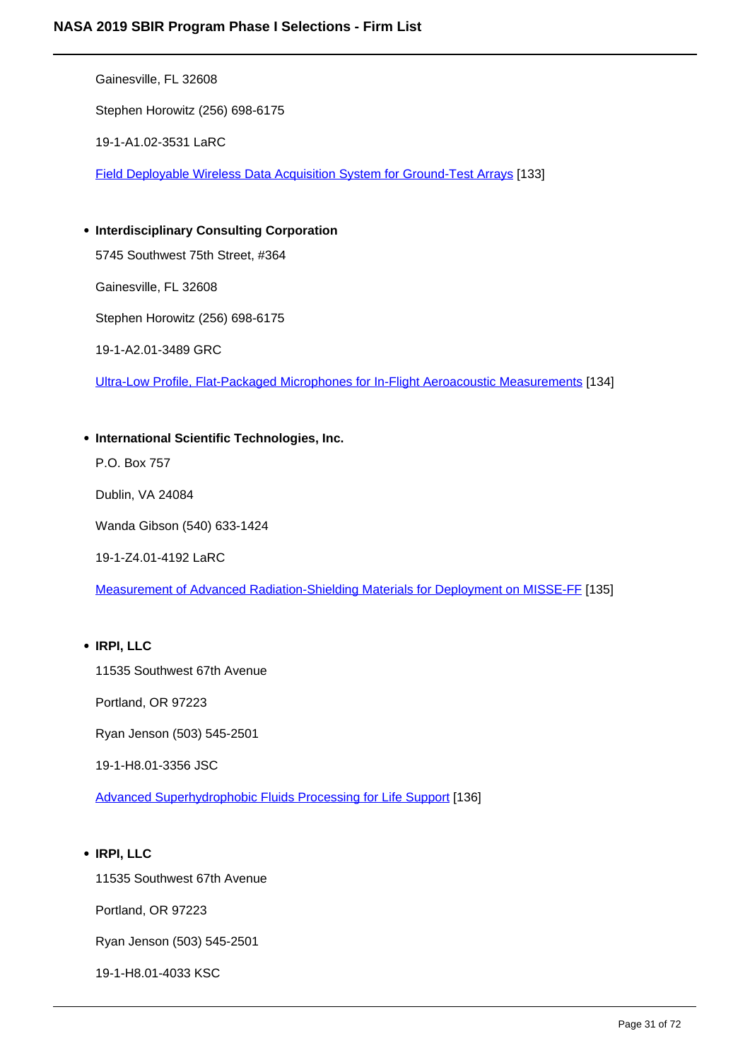Gainesville, FL 32608

Stephen Horowitz (256) 698-6175

19-1-A1.02-3531 LaRC

Field Deployable Wireless Data Acquisition System for Ground-Test Arrays [133]

- **Interdisciplinary Consulting Corporation**

  5745 Southwest 75th Street, #364

  Gainesville, FL 32608

  Stephen Horowitz (256) 698-6175

  19-1-A2.01-3489 GRC

  Ultra-Low Profile, Flat-Packaged Microphones for In-Flight Aeroacoustic Measurements [134]

- **International Scientific Technologies, Inc.**

  P.O. Box 757

  Dublin, VA 24084

  Wanda Gibson (540) 633-1424

  19-1-Z4.01-4192 LaRC

  Measurement of Advanced Radiation-Shielding Materials for Deployment on MISSE-FF [135]

- **IRPI, LLC**

  11535 Southwest 67th Avenue

  Portland, OR 97223

  Ryan Jenson (503) 545-2501

  19-1-H8.01-3356 JSC

  Advanced Superhydrophobic Fluids Processing for Life Support [136]

- **IRPI, LLC**

  11535 Southwest 67th Avenue

  Portland, OR 97223

  Ryan Jenson (503) 545-2501

  19-1-H8.01-4033 KSC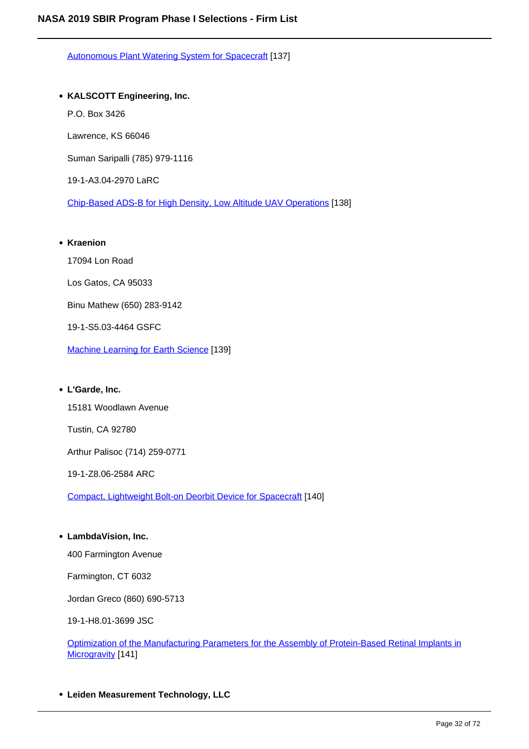Autonomous Plant Watering System for Spacecraft [137]

- **KALSCOTT Engineering, Inc.**

  P.O. Box 3426

  Lawrence, KS 66046

  Suman Saripalli (785) 979-1116

  19-1-A3.04-2970 LaRC

  Chip-Based ADS-B for High Density, Low Altitude UAV Operations [138]

- **Kraenion**

  17094 Lon Road

  Los Gatos, CA 95033

  Binu Mathew (650) 283-9142

  19-1-S5.03-4464 GSFC

  Machine Learning for Earth Science [139]

- **L'Garde, Inc.**

  15181 Woodlawn Avenue

  Tustin, CA 92780

  Arthur Palisoc (714) 259-0771

  19-1-Z8.06-2584 ARC

  Compact, Lightweight Bolt-on Deorbit Device for Spacecraft [140]

- **LambdaVision, Inc.**

  400 Farmington Avenue

  Farmington, CT 6032

  Jordan Greco (860) 690-5713

  19-1-H8.01-3699 JSC

  Optimization of the Manufacturing Parameters for the Assembly of Protein-Based Retinal Implants in Microgravity [141]

- **Leiden Measurement Technology, LLC**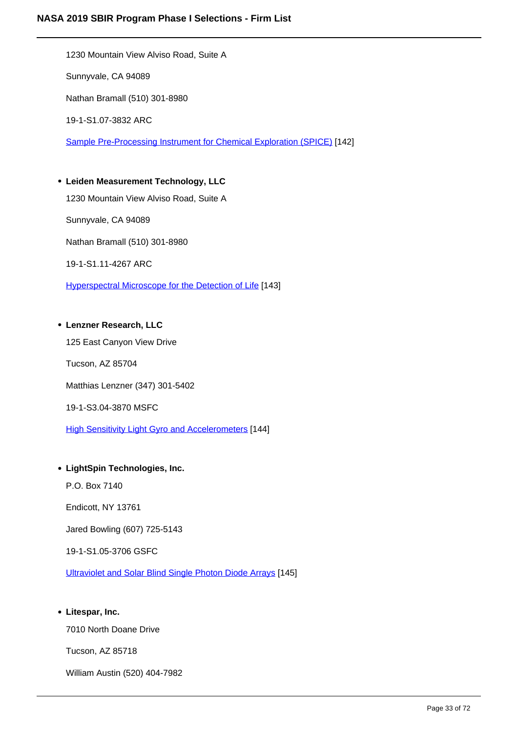1230 Mountain View Alviso Road, Suite A

Sunnyvale, CA 94089

Nathan Bramall (510) 301-8980

19-1-S1.07-3832 ARC

Sample Pre-Processing Instrument for Chemical Exploration (SPICE) [142]

- **Leiden Measurement Technology, LLC**

  1230 Mountain View Alviso Road, Suite A

  Sunnyvale, CA 94089

  Nathan Bramall (510) 301-8980

  19-1-S1.11-4267 ARC

  Hyperspectral Microscope for the Detection of Life [143]

- **Lenzner Research, LLC**

  125 East Canyon View Drive

  Tucson, AZ 85704

  Matthias Lenzner (347) 301-5402

  19-1-S3.04-3870 MSFC

  High Sensitivity Light Gyro and Accelerometers [144]

- **LightSpin Technologies, Inc.**

  P.O. Box 7140

  Endicott, NY 13761

  Jared Bowling (607) 725-5143

  19-1-S1.05-3706 GSFC

  Ultraviolet and Solar Blind Single Photon Diode Arrays [145]

- **Litespar, Inc.**

  7010 North Doane Drive

  Tucson, AZ 85718

  William Austin (520) 404-7982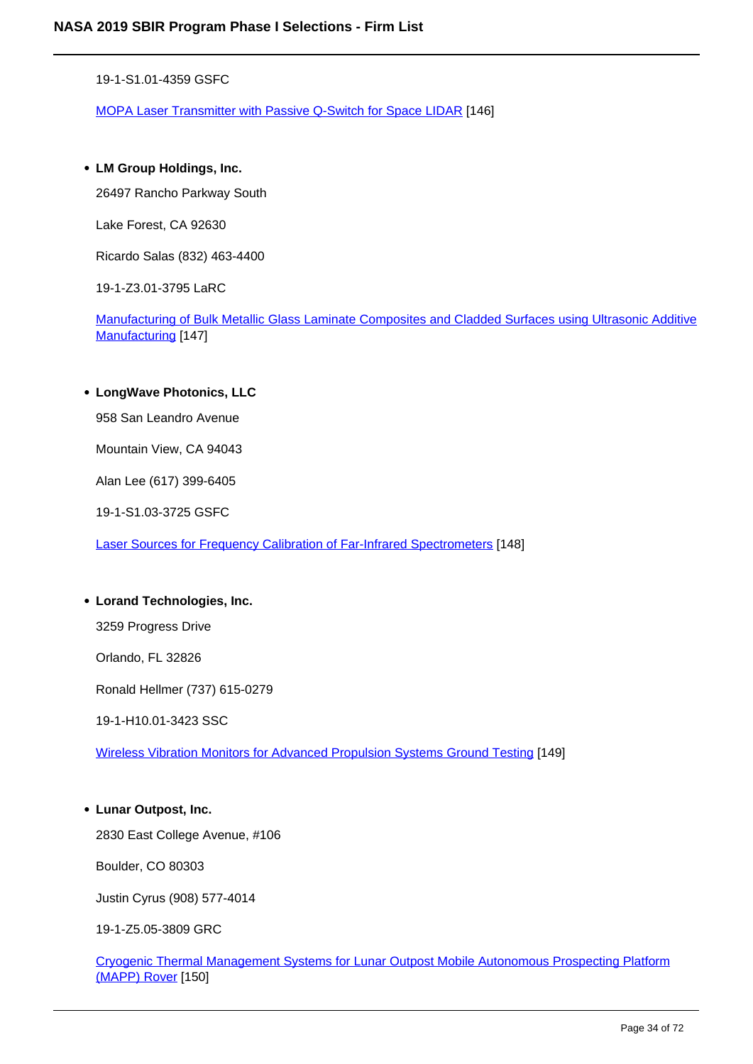19-1-S1.01-4359 GSFC

MOPA Laser Transmitter with Passive Q-Switch for Space LIDAR [146]

- **LM Group Holdings, Inc.**

  26497 Rancho Parkway South

  Lake Forest, CA 92630

  Ricardo Salas (832) 463-4400

  19-1-Z3.01-3795 LaRC

  Manufacturing of Bulk Metallic Glass Laminate Composites and Cladded Surfaces using Ultrasonic Additive Manufacturing [147]

- **LongWave Photonics, LLC**

  958 San Leandro Avenue

  Mountain View, CA 94043

  Alan Lee (617) 399-6405

  19-1-S1.03-3725 GSFC

  Laser Sources for Frequency Calibration of Far-Infrared Spectrometers [148]

- **Lorand Technologies, Inc.**

  3259 Progress Drive

  Orlando, FL 32826

  Ronald Hellmer (737) 615-0279

  19-1-H10.01-3423 SSC

  Wireless Vibration Monitors for Advanced Propulsion Systems Ground Testing [149]

- **Lunar Outpost, Inc.**

  2830 East College Avenue, #106

  Boulder, CO 80303

  Justin Cyrus (908) 577-4014

  19-1-Z5.05-3809 GRC

  Cryogenic Thermal Management Systems for Lunar Outpost Mobile Autonomous Prospecting Platform (MAPP) Rover [150]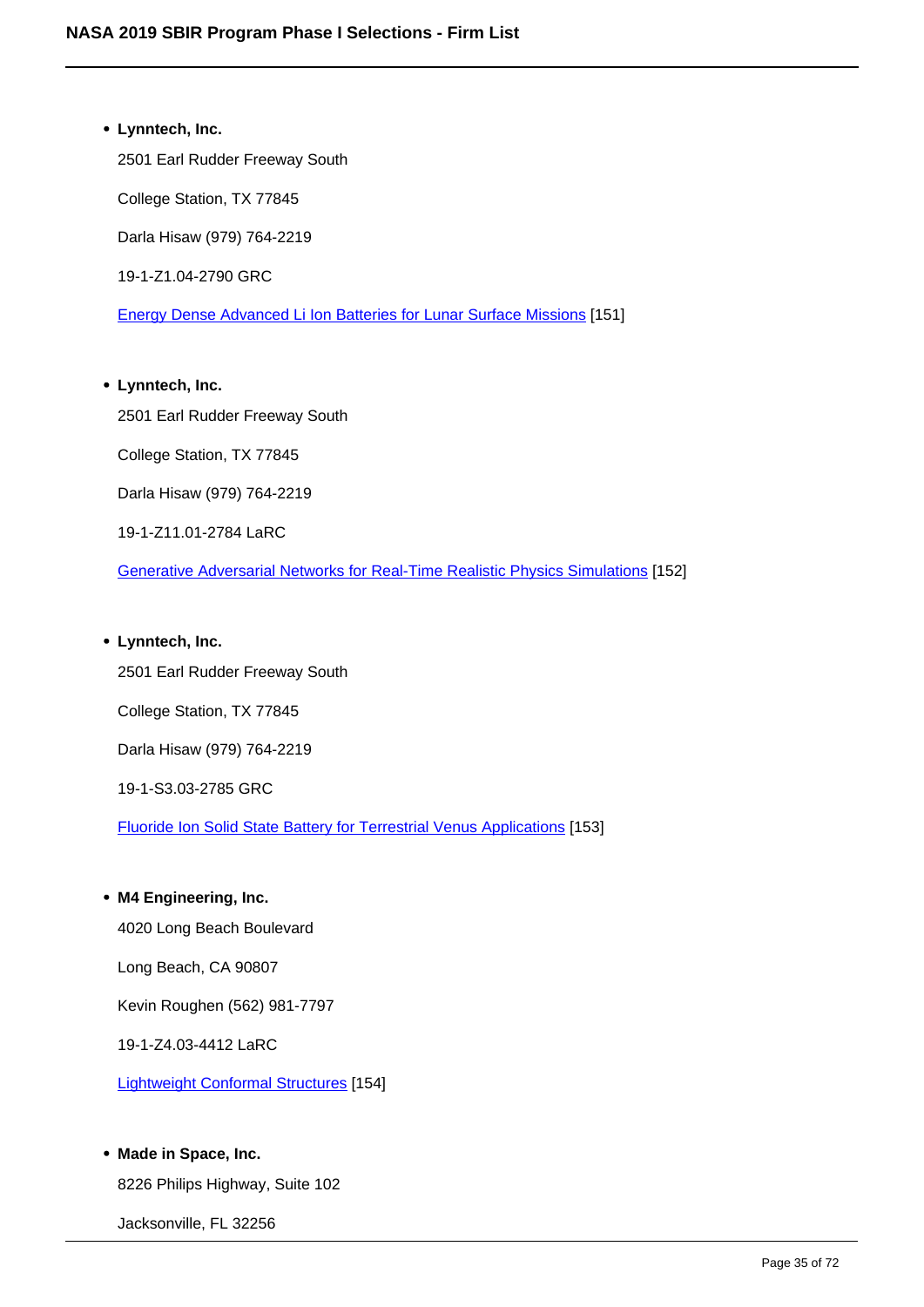- **Lynntech, Inc.**

  2501 Earl Rudder Freeway South

  College Station, TX 77845

  Darla Hisaw (979) 764-2219

  19-1-Z1.04-2790 GRC

  Energy Dense Advanced Li Ion Batteries for Lunar Surface Missions [151]

- **Lynntech, Inc.**

  2501 Earl Rudder Freeway South

  College Station, TX 77845

  Darla Hisaw (979) 764-2219

  19-1-Z11.01-2784 LaRC

  Generative Adversarial Networks for Real-Time Realistic Physics Simulations [152]

- **Lynntech, Inc.**

  2501 Earl Rudder Freeway South

  College Station, TX 77845

  Darla Hisaw (979) 764-2219

  19-1-S3.03-2785 GRC

  Fluoride Ion Solid State Battery for Terrestrial Venus Applications [153]

- **M4 Engineering, Inc.**

  4020 Long Beach Boulevard

  Long Beach, CA 90807

  Kevin Roughen (562) 981-7797

  19-1-Z4.03-4412 LaRC

  Lightweight Conformal Structures [154]

- **Made in Space, Inc.**

  8226 Philips Highway, Suite 102

  Jacksonville, FL 32256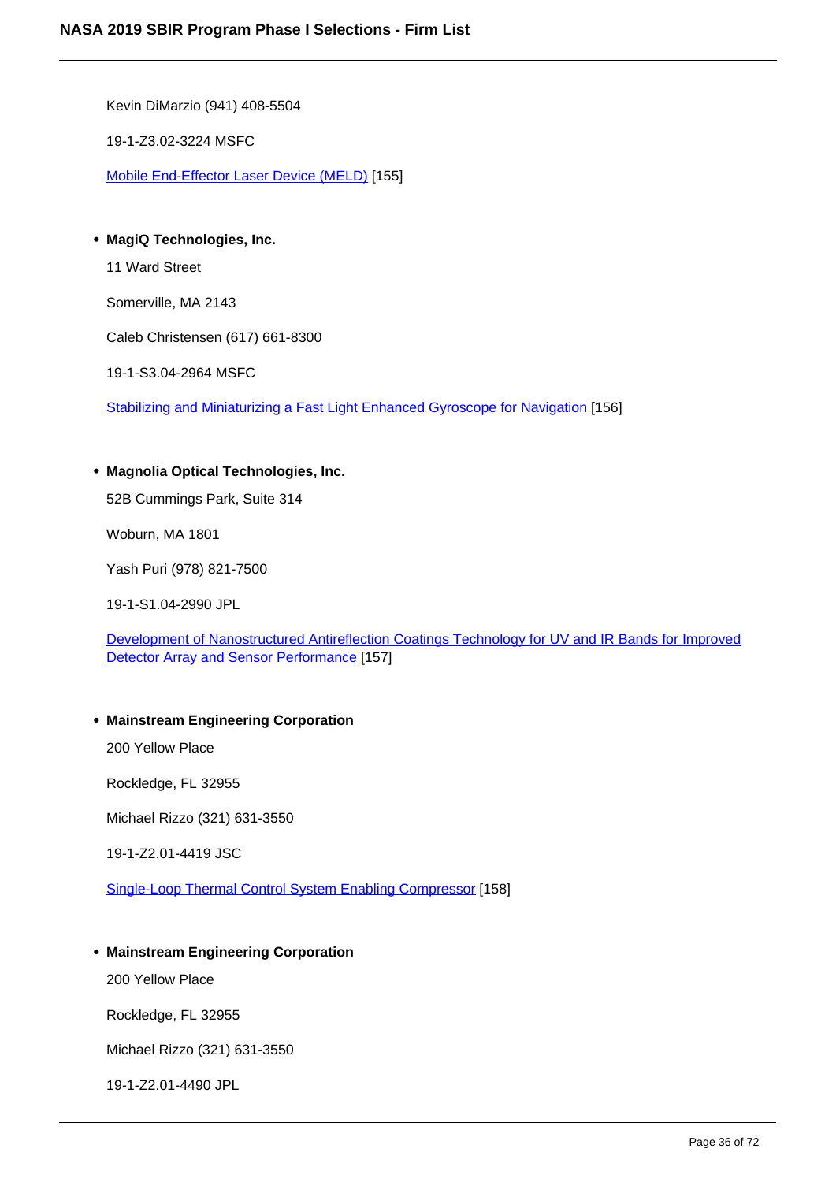Kevin DiMarzio (941) 408-5504

19-1-Z3.02-3224 MSFC

Mobile End-Effector Laser Device (MELD) [155]

- **MagiQ Technologies, Inc.**

  11 Ward Street

  Somerville, MA 2143

  Caleb Christensen (617) 661-8300

  19-1-S3.04-2964 MSFC

  Stabilizing and Miniaturizing a Fast Light Enhanced Gyroscope for Navigation [156]

- **Magnolia Optical Technologies, Inc.**

  52B Cummings Park, Suite 314

  Woburn, MA 1801

  Yash Puri (978) 821-7500

  19-1-S1.04-2990 JPL

  Development of Nanostructured Antireflection Coatings Technology for UV and IR Bands for Improved Detector Array and Sensor Performance [157]

- **Mainstream Engineering Corporation**

  200 Yellow Place

  Rockledge, FL 32955

  Michael Rizzo (321) 631-3550

  19-1-Z2.01-4419 JSC

  Single-Loop Thermal Control System Enabling Compressor [158]

- **Mainstream Engineering Corporation**

  200 Yellow Place

  Rockledge, FL 32955

  Michael Rizzo (321) 631-3550

  19-1-Z2.01-4490 JPL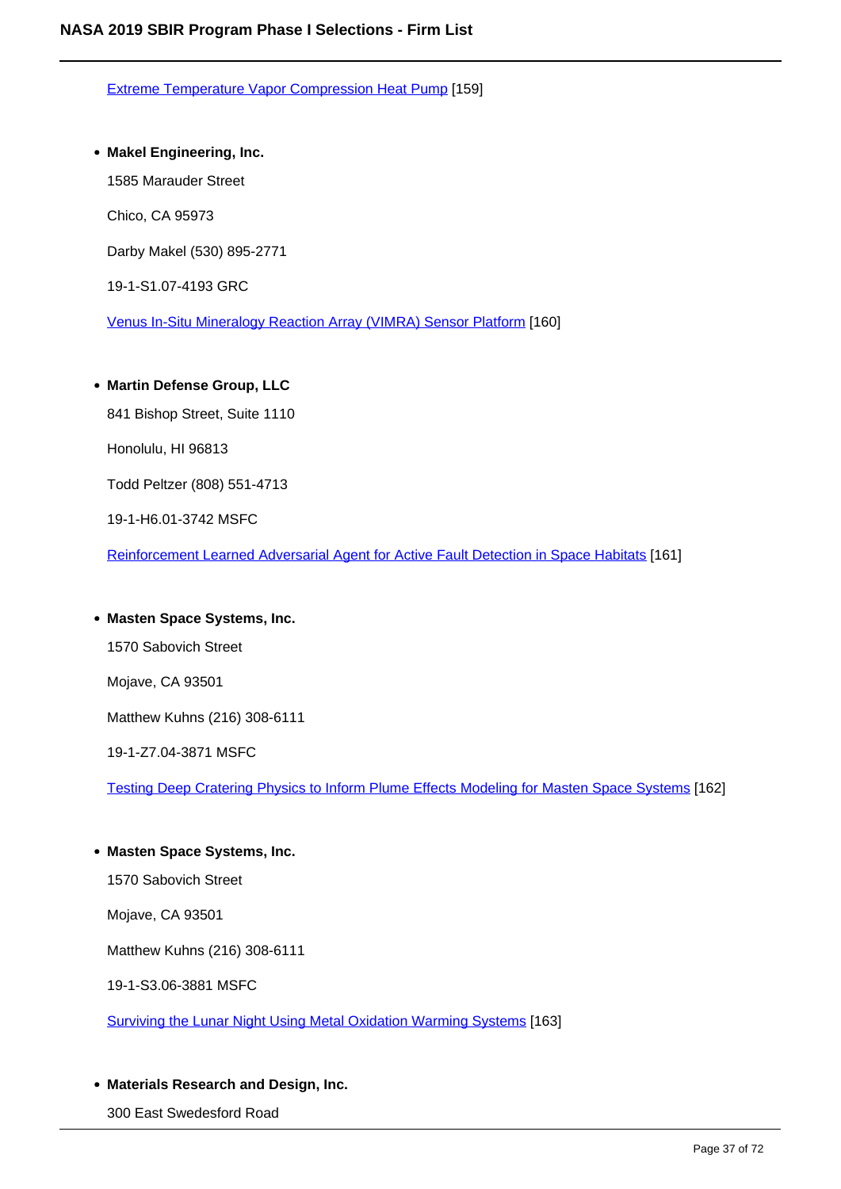Extreme Temperature Vapor Compression Heat Pump [159]

- **Makel Engineering, Inc.**

  1585 Marauder Street

  Chico, CA 95973

  Darby Makel (530) 895-2771

  19-1-S1.07-4193 GRC

  Venus In-Situ Mineralogy Reaction Array (VIMRA) Sensor Platform [160]

- **Martin Defense Group, LLC**

  841 Bishop Street, Suite 1110

  Honolulu, HI 96813

  Todd Peltzer (808) 551-4713

  19-1-H6.01-3742 MSFC

  Reinforcement Learned Adversarial Agent for Active Fault Detection in Space Habitats [161]

- **Masten Space Systems, Inc.**

  1570 Sabovich Street

  Mojave, CA 93501

  Matthew Kuhns (216) 308-6111

  19-1-Z7.04-3871 MSFC

  Testing Deep Cratering Physics to Inform Plume Effects Modeling for Masten Space Systems [162]

- **Masten Space Systems, Inc.**

  1570 Sabovich Street

  Mojave, CA 93501

  Matthew Kuhns (216) 308-6111

  19-1-S3.06-3881 MSFC

  Surviving the Lunar Night Using Metal Oxidation Warming Systems [163]

- **Materials Research and Design, Inc.**

  300 East Swedesford Road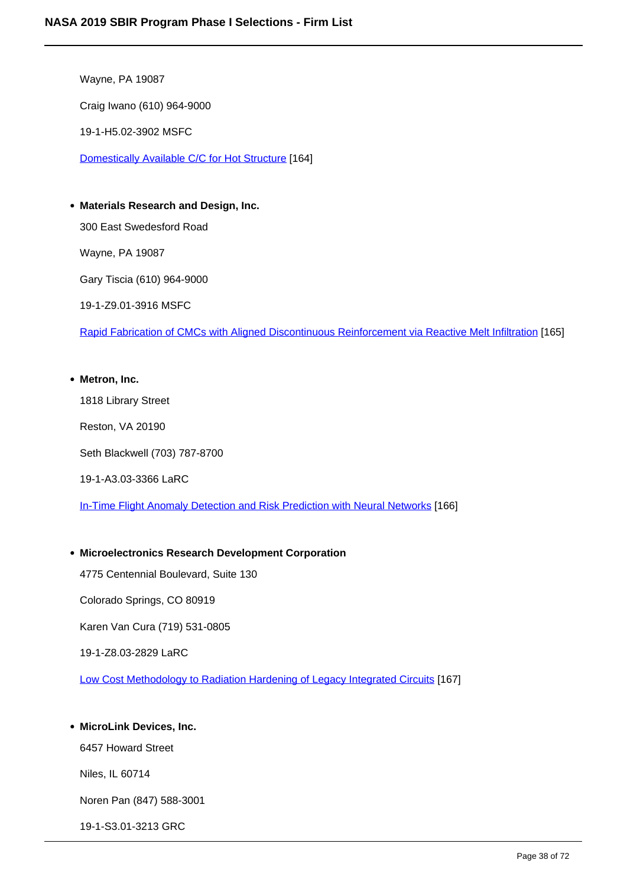Wayne, PA 19087

Craig Iwano (610) 964-9000

19-1-H5.02-3902 MSFC

Domestically Available C/C for Hot Structure [164]

- **Materials Research and Design, Inc.**

  300 East Swedesford Road

  Wayne, PA 19087

  Gary Tiscia (610) 964-9000

  19-1-Z9.01-3916 MSFC

  Rapid Fabrication of CMCs with Aligned Discontinuous Reinforcement via Reactive Melt Infiltration [165]

- **Metron, Inc.**

  1818 Library Street

  Reston, VA 20190

  Seth Blackwell (703) 787-8700

  19-1-A3.03-3366 LaRC

  In-Time Flight Anomaly Detection and Risk Prediction with Neural Networks [166]

- **Microelectronics Research Development Corporation**

  4775 Centennial Boulevard, Suite 130

  Colorado Springs, CO 80919

  Karen Van Cura (719) 531-0805

  19-1-Z8.03-2829 LaRC

  Low Cost Methodology to Radiation Hardening of Legacy Integrated Circuits [167]

- **MicroLink Devices, Inc.**

  6457 Howard Street

  Niles, IL 60714

  Noren Pan (847) 588-3001

  19-1-S3.01-3213 GRC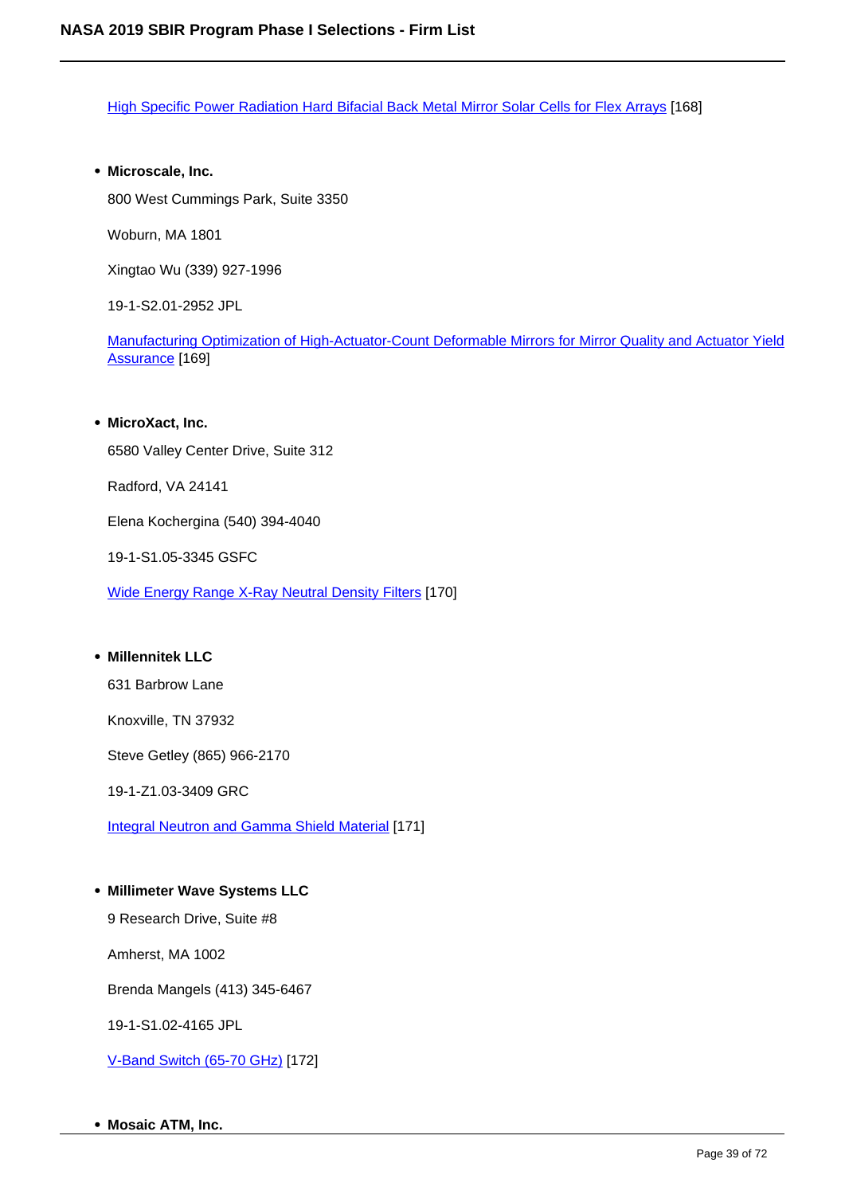High Specific Power Radiation Hard Bifacial Back Metal Mirror Solar Cells for Flex Arrays [168]

- **Microscale, Inc.**

  800 West Cummings Park, Suite 3350

  Woburn, MA 1801

  Xingtao Wu (339) 927-1996

  19-1-S2.01-2952 JPL

  Manufacturing Optimization of High-Actuator-Count Deformable Mirrors for Mirror Quality and Actuator Yield Assurance [169]

- **MicroXact, Inc.**

  6580 Valley Center Drive, Suite 312

  Radford, VA 24141

  Elena Kochergina (540) 394-4040

  19-1-S1.05-3345 GSFC

  Wide Energy Range X-Ray Neutral Density Filters [170]

- **Millennitek LLC**

  631 Barbrow Lane

  Knoxville, TN 37932

  Steve Getley (865) 966-2170

  19-1-Z1.03-3409 GRC

  Integral Neutron and Gamma Shield Material [171]

- **Millimeter Wave Systems LLC**

  9 Research Drive, Suite #8

  Amherst, MA 1002

  Brenda Mangels (413) 345-6467

  19-1-S1.02-4165 JPL

  V-Band Switch (65-70 GHz) [172]

- **Mosaic ATM, Inc.**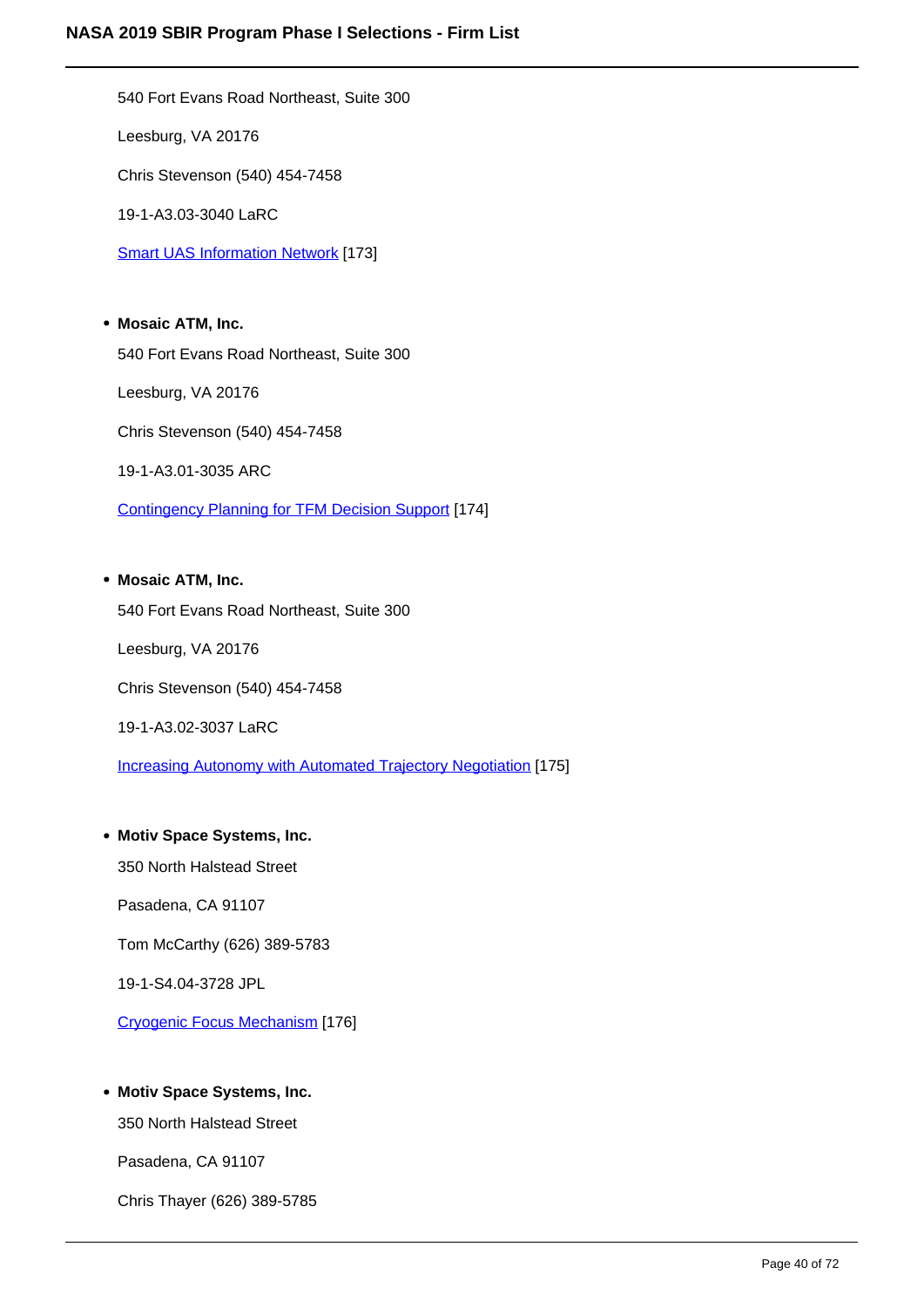540 Fort Evans Road Northeast, Suite 300

Leesburg, VA 20176

Chris Stevenson (540) 454-7458

19-1-A3.03-3040 LaRC

Smart UAS Information Network [173]

- **Mosaic ATM, Inc.**

  540 Fort Evans Road Northeast, Suite 300

  Leesburg, VA 20176

  Chris Stevenson (540) 454-7458

  19-1-A3.01-3035 ARC

  Contingency Planning for TFM Decision Support [174]

- **Mosaic ATM, Inc.**

  540 Fort Evans Road Northeast, Suite 300

  Leesburg, VA 20176

  Chris Stevenson (540) 454-7458

  19-1-A3.02-3037 LaRC

  Increasing Autonomy with Automated Trajectory Negotiation [175]

- **Motiv Space Systems, Inc.**

  350 North Halstead Street

  Pasadena, CA 91107

  Tom McCarthy (626) 389-5783

  19-1-S4.04-3728 JPL

  Cryogenic Focus Mechanism [176]

- **Motiv Space Systems, Inc.**

  350 North Halstead Street

  Pasadena, CA 91107

  Chris Thayer (626) 389-5785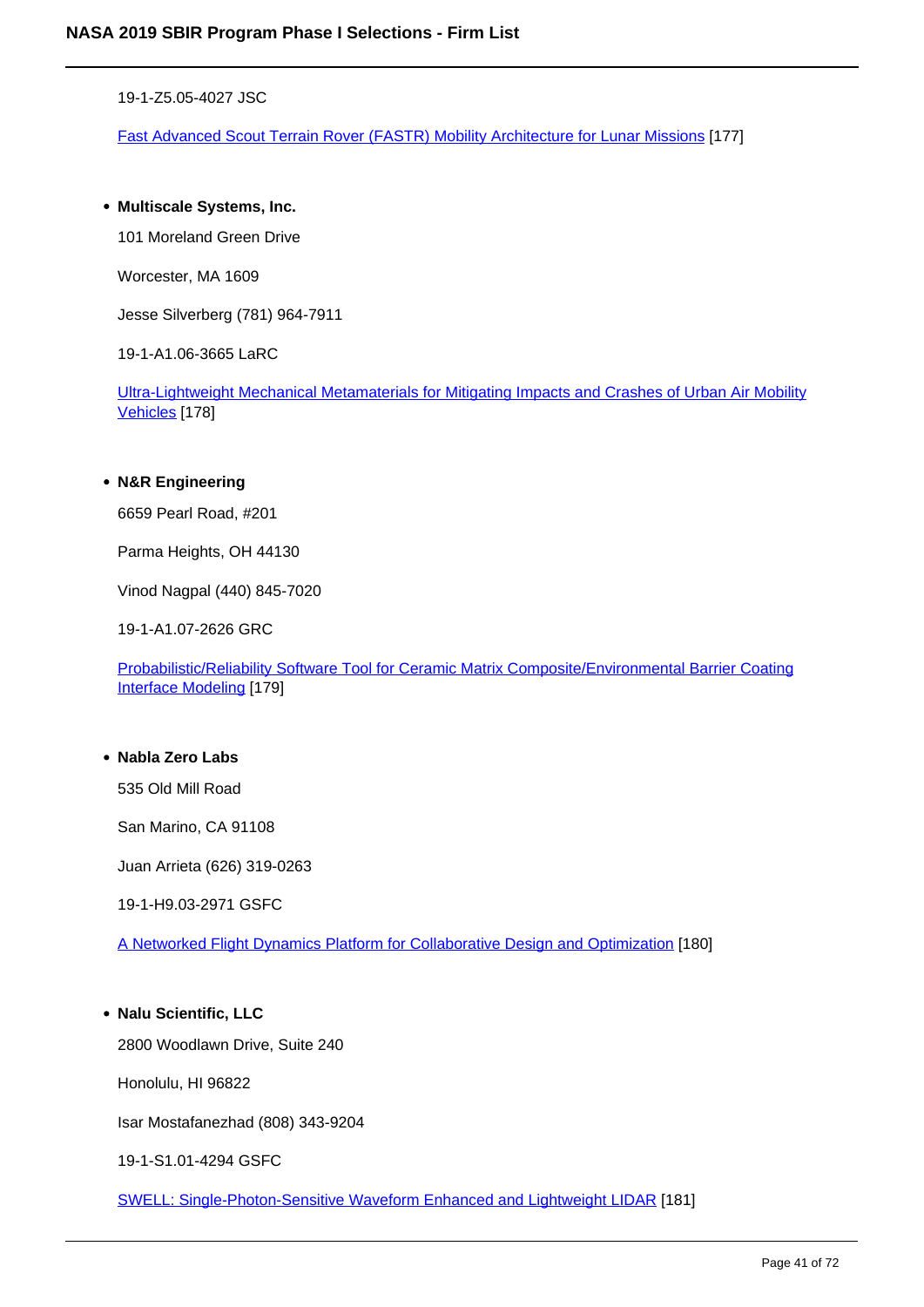19-1-Z5.05-4027 JSC

Fast Advanced Scout Terrain Rover (FASTR) Mobility Architecture for Lunar Missions [177]

- **Multiscale Systems, Inc.**

  101 Moreland Green Drive

  Worcester, MA 1609

  Jesse Silverberg (781) 964-7911

  19-1-A1.06-3665 LaRC

  Ultra-Lightweight Mechanical Metamaterials for Mitigating Impacts and Crashes of Urban Air Mobility Vehicles [178]

- **N&R Engineering**

  6659 Pearl Road, #201

  Parma Heights, OH 44130

  Vinod Nagpal (440) 845-7020

  19-1-A1.07-2626 GRC

  Probabilistic/Reliability Software Tool for Ceramic Matrix Composite/Environmental Barrier Coating Interface Modeling [179]

- **Nabla Zero Labs**

  535 Old Mill Road

  San Marino, CA 91108

  Juan Arrieta (626) 319-0263

  19-1-H9.03-2971 GSFC

  A Networked Flight Dynamics Platform for Collaborative Design and Optimization [180]

- **Nalu Scientific, LLC**

  2800 Woodlawn Drive, Suite 240

  Honolulu, HI 96822

  Isar Mostafanezhad (808) 343-9204

  19-1-S1.01-4294 GSFC

  SWELL: Single-Photon-Sensitive Waveform Enhanced and Lightweight LIDAR [181]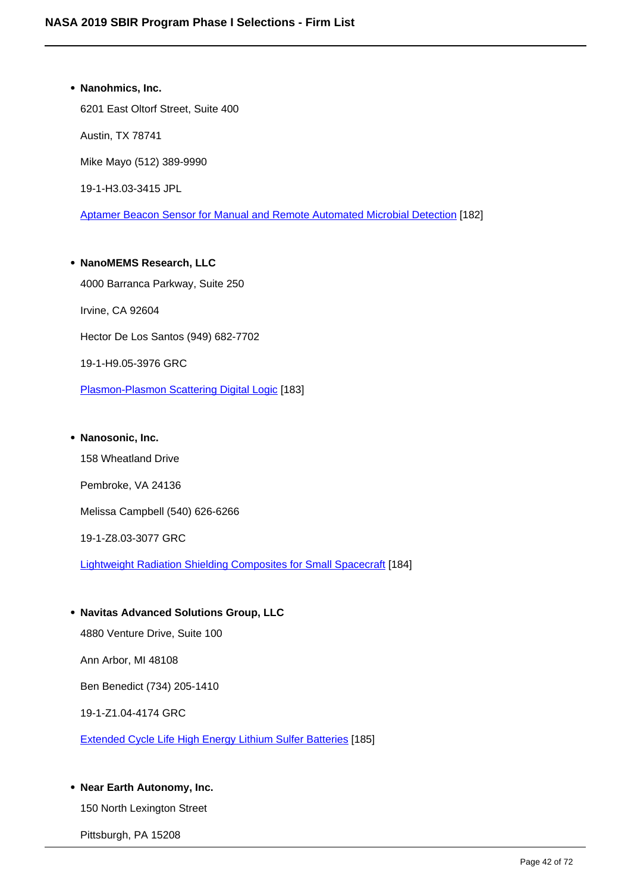- **Nanohmics, Inc.**

  6201 East Oltorf Street, Suite 400

  Austin, TX 78741

  Mike Mayo (512) 389-9990

  19-1-H3.03-3415 JPL

  Aptamer Beacon Sensor for Manual and Remote Automated Microbial Detection [182]

- **NanoMEMS Research, LLC**

  4000 Barranca Parkway, Suite 250

  Irvine, CA 92604

  Hector De Los Santos (949) 682-7702

  19-1-H9.05-3976 GRC

  Plasmon-Plasmon Scattering Digital Logic [183]

- **Nanosonic, Inc.**

  158 Wheatland Drive

  Pembroke, VA 24136

  Melissa Campbell (540) 626-6266

  19-1-Z8.03-3077 GRC

  Lightweight Radiation Shielding Composites for Small Spacecraft [184]

- **Navitas Advanced Solutions Group, LLC**

  4880 Venture Drive, Suite 100

  Ann Arbor, MI 48108

  Ben Benedict (734) 205-1410

  19-1-Z1.04-4174 GRC

  Extended Cycle Life High Energy Lithium Sulfer Batteries [185]

- **Near Earth Autonomy, Inc.**

  150 North Lexington Street

  Pittsburgh, PA 15208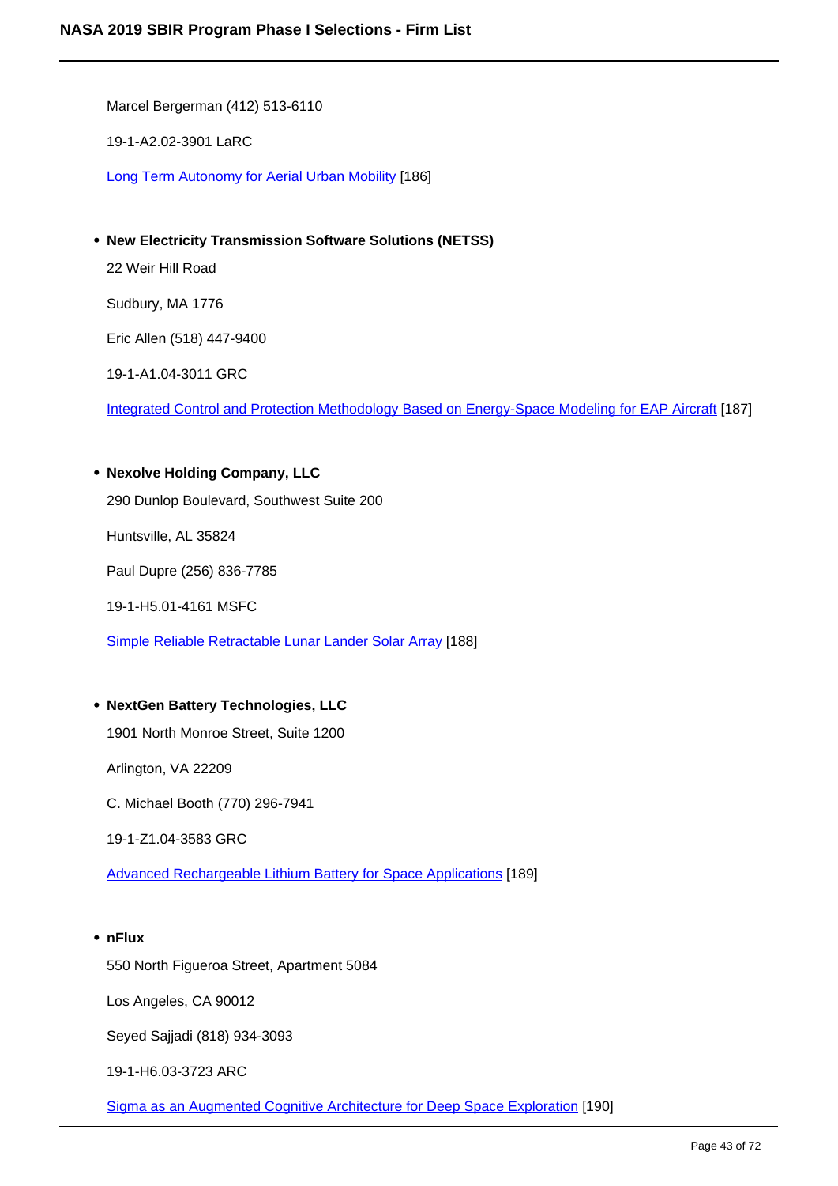Marcel Bergerman (412) 513-6110

19-1-A2.02-3901 LaRC

Long Term Autonomy for Aerial Urban Mobility [186]

- **New Electricity Transmission Software Solutions (NETSS)**

  22 Weir Hill Road

  Sudbury, MA 1776

  Eric Allen (518) 447-9400

  19-1-A1.04-3011 GRC

  Integrated Control and Protection Methodology Based on Energy-Space Modeling for EAP Aircraft [187]

- **Nexolve Holding Company, LLC**

  290 Dunlop Boulevard, Southwest Suite 200

  Huntsville, AL 35824

  Paul Dupre (256) 836-7785

  19-1-H5.01-4161 MSFC

  Simple Reliable Retractable Lunar Lander Solar Array [188]

- **NextGen Battery Technologies, LLC**

  1901 North Monroe Street, Suite 1200

  Arlington, VA 22209

  C. Michael Booth (770) 296-7941

  19-1-Z1.04-3583 GRC

  Advanced Rechargeable Lithium Battery for Space Applications [189]

- **nFlux**

  550 North Figueroa Street, Apartment 5084

  Los Angeles, CA 90012

  Seyed Sajjadi (818) 934-3093

  19-1-H6.03-3723 ARC

  Sigma as an Augmented Cognitive Architecture for Deep Space Exploration [190]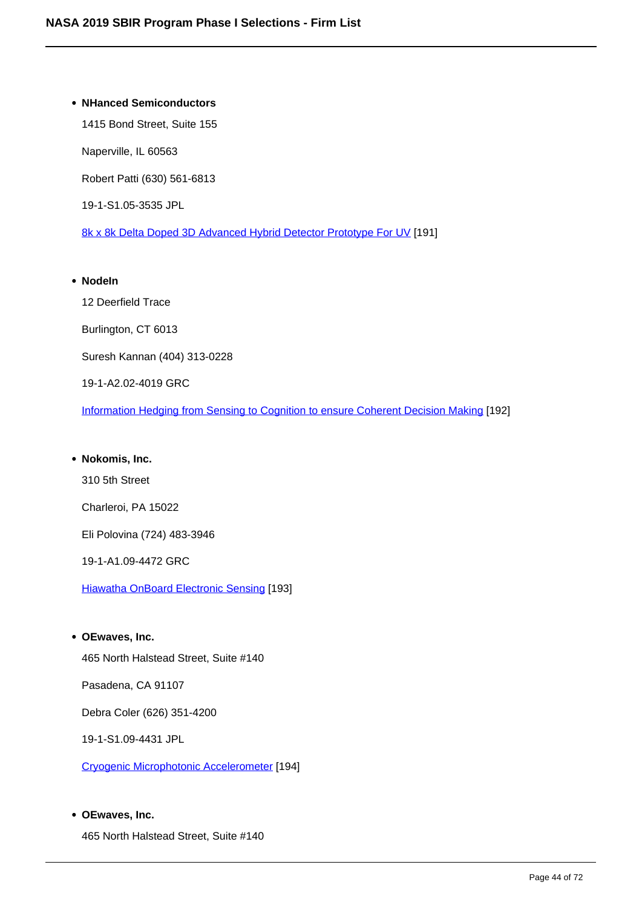- **NHanced Semiconductors**

  1415 Bond Street, Suite 155

  Naperville, IL 60563

  Robert Patti (630) 561-6813

  19-1-S1.05-3535 JPL

  8k x 8k Delta Doped 3D Advanced Hybrid Detector Prototype For UV [191]

- **NodeIn**

  12 Deerfield Trace

  Burlington, CT 6013

  Suresh Kannan (404) 313-0228

  19-1-A2.02-4019 GRC

  Information Hedging from Sensing to Cognition to ensure Coherent Decision Making [192]

- **Nokomis, Inc.**

  310 5th Street

  Charleroi, PA 15022

  Eli Polovina (724) 483-3946

  19-1-A1.09-4472 GRC

  Hiawatha OnBoard Electronic Sensing [193]

- **OEwaves, Inc.**

  465 North Halstead Street, Suite #140

  Pasadena, CA 91107

  Debra Coler (626) 351-4200

  19-1-S1.09-4431 JPL

  Cryogenic Microphotonic Accelerometer [194]

- **OEwaves, Inc.**

  465 North Halstead Street, Suite #140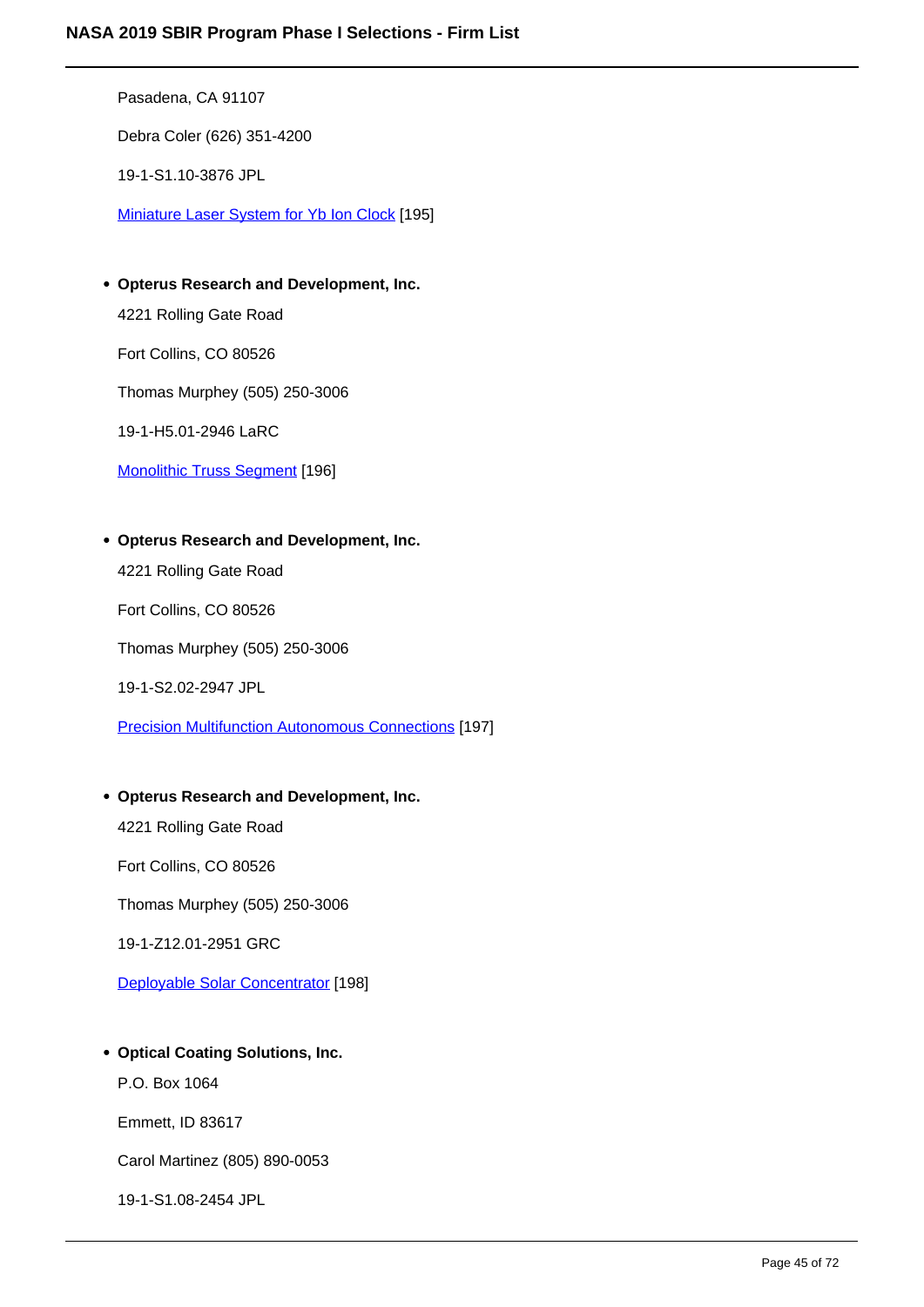Pasadena, CA 91107

Debra Coler (626) 351-4200

19-1-S1.10-3876 JPL

Miniature Laser System for Yb Ion Clock [195]

- **Opterus Research and Development, Inc.**

  4221 Rolling Gate Road

  Fort Collins, CO 80526

  Thomas Murphey (505) 250-3006

  19-1-H5.01-2946 LaRC

  Monolithic Truss Segment [196]

- **Opterus Research and Development, Inc.**

  4221 Rolling Gate Road

  Fort Collins, CO 80526

  Thomas Murphey (505) 250-3006

  19-1-S2.02-2947 JPL

  Precision Multifunction Autonomous Connections [197]

- **Opterus Research and Development, Inc.**

  4221 Rolling Gate Road

  Fort Collins, CO 80526

  Thomas Murphey (505) 250-3006

  19-1-Z12.01-2951 GRC

  Deployable Solar Concentrator [198]

- **Optical Coating Solutions, Inc.**

  P.O. Box 1064

  Emmett, ID 83617

  Carol Martinez (805) 890-0053

  19-1-S1.08-2454 JPL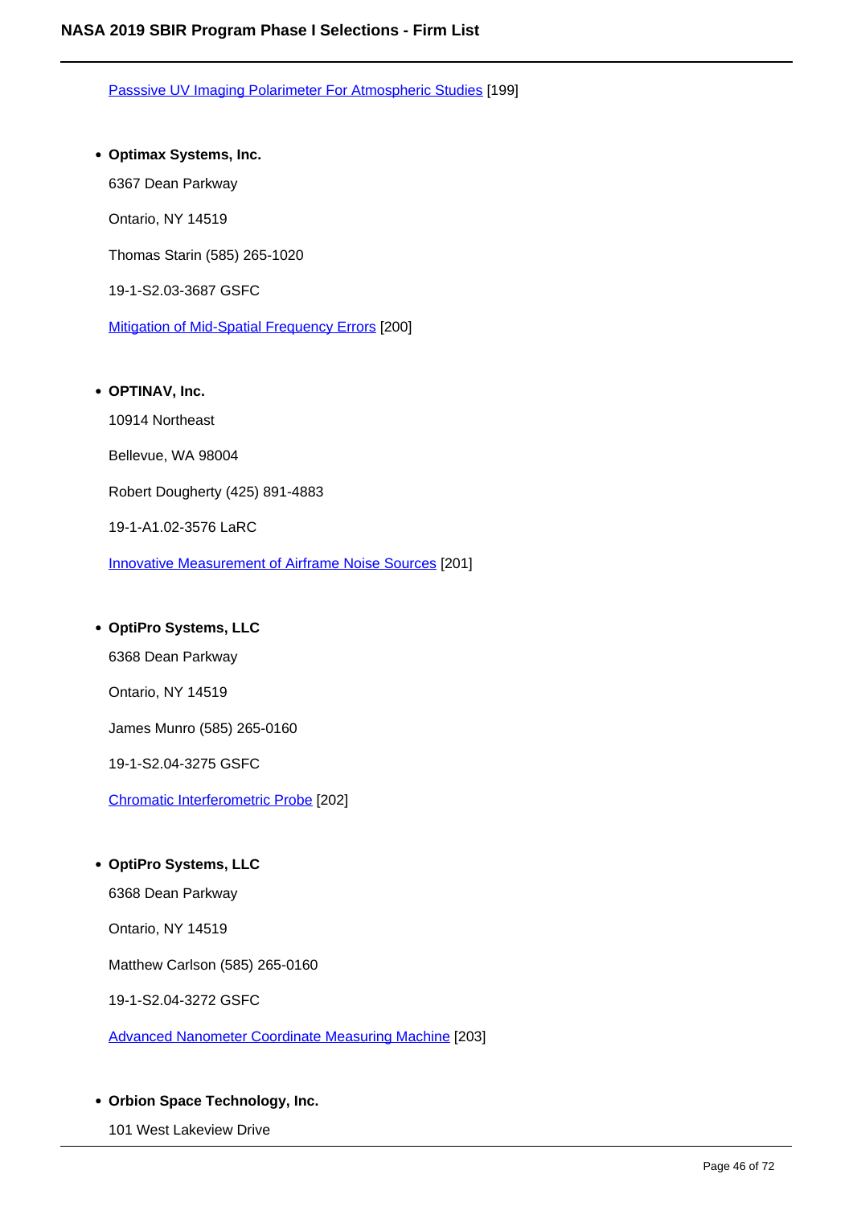Passsive UV Imaging Polarimeter For Atmospheric Studies [199]

- **Optimax Systems, Inc.**

  6367 Dean Parkway

  Ontario, NY 14519

  Thomas Starin (585) 265-1020

  19-1-S2.03-3687 GSFC

  Mitigation of Mid-Spatial Frequency Errors [200]

- **OPTINAV, Inc.**

  10914 Northeast

  Bellevue, WA 98004

  Robert Dougherty (425) 891-4883

  19-1-A1.02-3576 LaRC

  Innovative Measurement of Airframe Noise Sources [201]

- **OptiPro Systems, LLC**

  6368 Dean Parkway

  Ontario, NY 14519

  James Munro (585) 265-0160

  19-1-S2.04-3275 GSFC

  Chromatic Interferometric Probe [202]

- **OptiPro Systems, LLC**

  6368 Dean Parkway

  Ontario, NY 14519

  Matthew Carlson (585) 265-0160

  19-1-S2.04-3272 GSFC

  Advanced Nanometer Coordinate Measuring Machine [203]

- **Orbion Space Technology, Inc.**

  101 West Lakeview Drive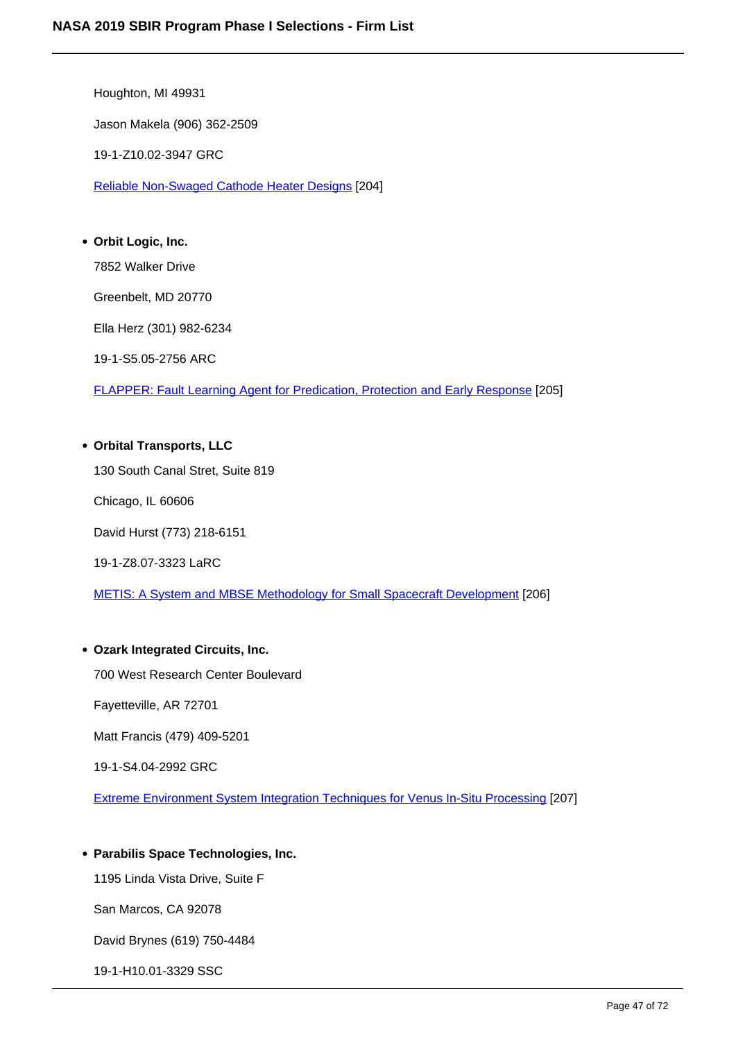Houghton, MI 49931

Jason Makela (906) 362-2509

19-1-Z10.02-3947 GRC

Reliable Non-Swaged Cathode Heater Designs [204]

- **Orbit Logic, Inc.**

  7852 Walker Drive

  Greenbelt, MD 20770

  Ella Herz (301) 982-6234

  19-1-S5.05-2756 ARC

  FLAPPER: Fault Learning Agent for Predication, Protection and Early Response [205]

- **Orbital Transports, LLC**

  130 South Canal Stret, Suite 819

  Chicago, IL 60606

  David Hurst (773) 218-6151

  19-1-Z8.07-3323 LaRC

  METIS: A System and MBSE Methodology for Small Spacecraft Development [206]

- **Ozark Integrated Circuits, Inc.**

  700 West Research Center Boulevard

  Fayetteville, AR 72701

  Matt Francis (479) 409-5201

  19-1-S4.04-2992 GRC

  Extreme Environment System Integration Techniques for Venus In-Situ Processing [207]

- **Parabilis Space Technologies, Inc.**

  1195 Linda Vista Drive, Suite F

  San Marcos, CA 92078

  David Brynes (619) 750-4484

  19-1-H10.01-3329 SSC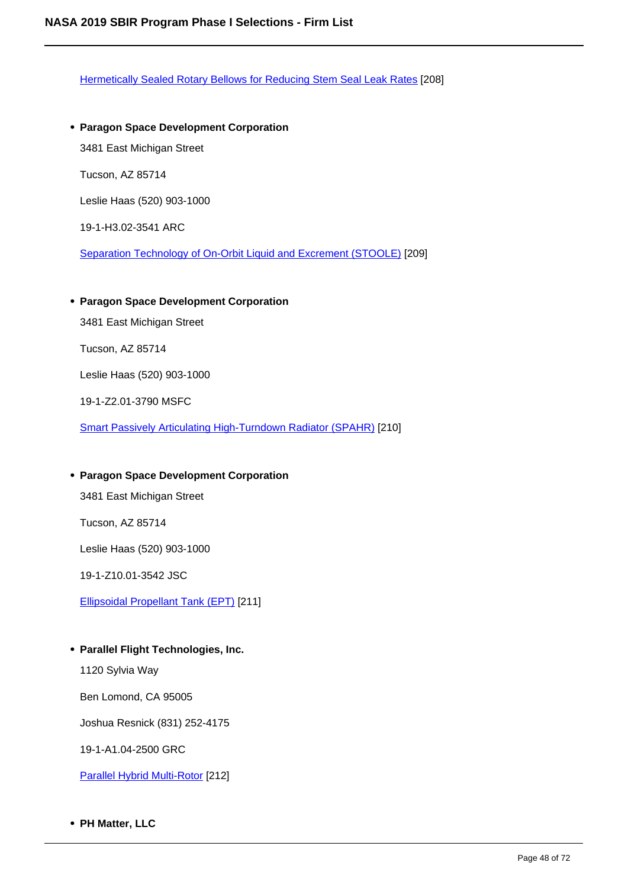Hermetically Sealed Rotary Bellows for Reducing Stem Seal Leak Rates [208]

- **Paragon Space Development Corporation**

  3481 East Michigan Street

  Tucson, AZ 85714

  Leslie Haas (520) 903-1000

  19-1-H3.02-3541 ARC

  Separation Technology of On-Orbit Liquid and Excrement (STOOLE) [209]

- **Paragon Space Development Corporation**

  3481 East Michigan Street

  Tucson, AZ 85714

  Leslie Haas (520) 903-1000

  19-1-Z2.01-3790 MSFC

  Smart Passively Articulating High-Turndown Radiator (SPAHR) [210]

- **Paragon Space Development Corporation**

  3481 East Michigan Street

  Tucson, AZ 85714

  Leslie Haas (520) 903-1000

  19-1-Z10.01-3542 JSC

  Ellipsoidal Propellant Tank (EPT) [211]

- **Parallel Flight Technologies, Inc.**

  1120 Sylvia Way

  Ben Lomond, CA 95005

  Joshua Resnick (831) 252-4175

  19-1-A1.04-2500 GRC

  Parallel Hybrid Multi-Rotor [212]

- **PH Matter, LLC**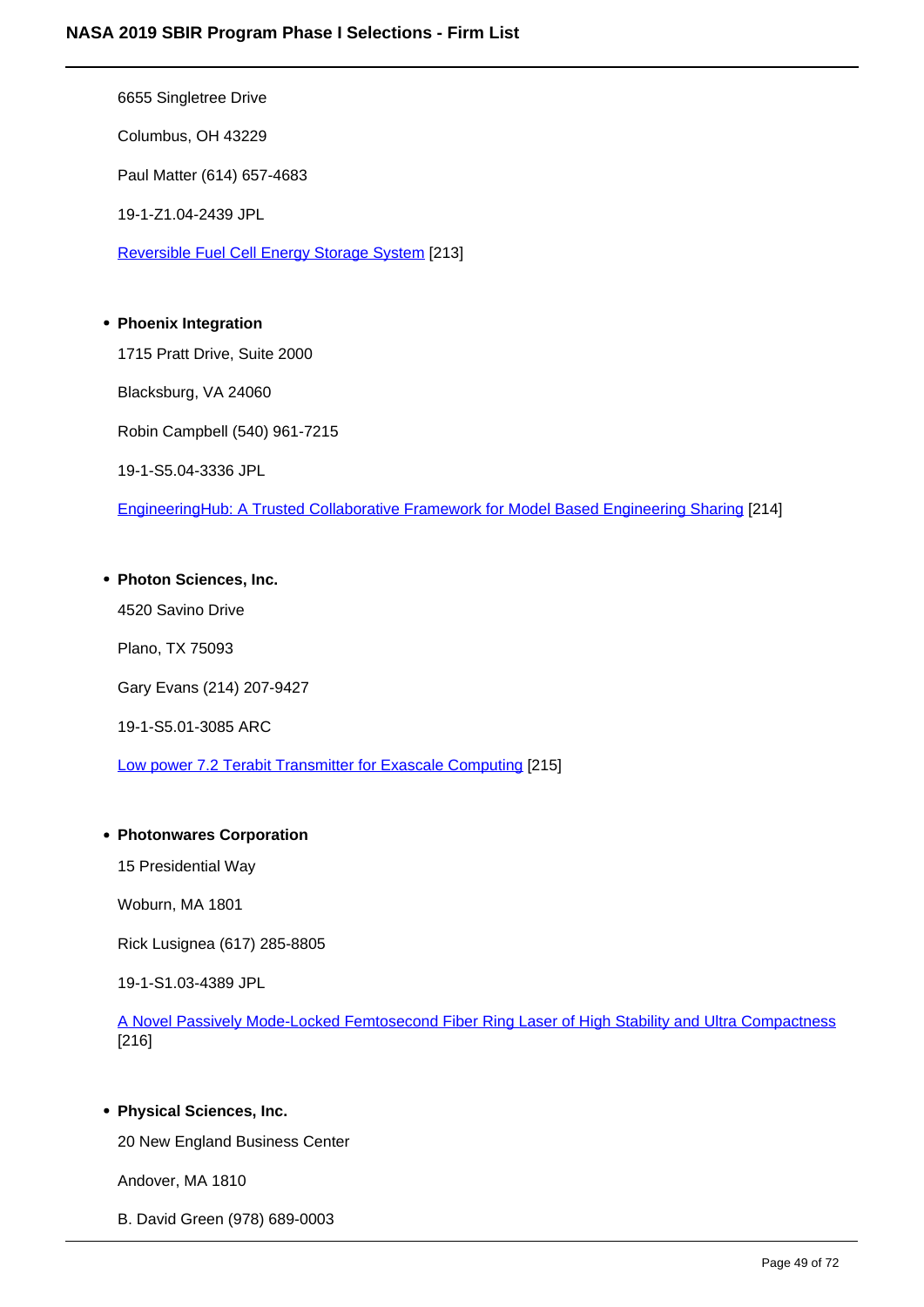6655 Singletree Drive

Columbus, OH 43229

Paul Matter (614) 657-4683

19-1-Z1.04-2439 JPL

Reversible Fuel Cell Energy Storage System [213]

- **Phoenix Integration**

  1715 Pratt Drive, Suite 2000

  Blacksburg, VA 24060

  Robin Campbell (540) 961-7215

  19-1-S5.04-3336 JPL

  EngineeringHub: A Trusted Collaborative Framework for Model Based Engineering Sharing [214]

- **Photon Sciences, Inc.**

  4520 Savino Drive

  Plano, TX 75093

  Gary Evans (214) 207-9427

  19-1-S5.01-3085 ARC

  Low power 7.2 Terabit Transmitter for Exascale Computing [215]

- **Photonwares Corporation**

  15 Presidential Way

  Woburn, MA 1801

  Rick Lusignea (617) 285-8805

  19-1-S1.03-4389 JPL

  A Novel Passively Mode-Locked Femtosecond Fiber Ring Laser of High Stability and Ultra Compactness [216]

- **Physical Sciences, Inc.**

  20 New England Business Center

  Andover, MA 1810

  B. David Green (978) 689-0003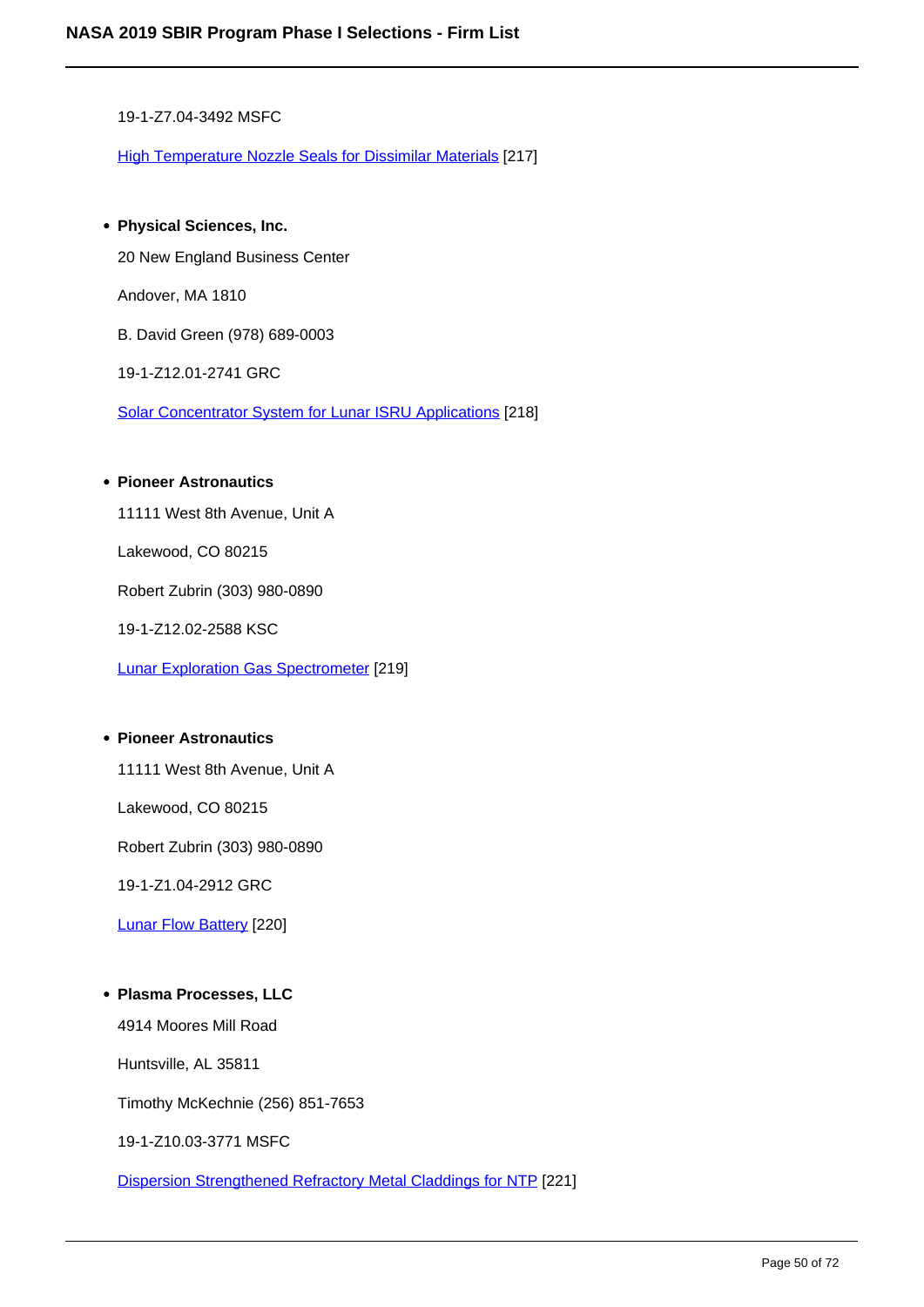19-1-Z7.04-3492 MSFC

High Temperature Nozzle Seals for Dissimilar Materials [217]

- **Physical Sciences, Inc.**

  20 New England Business Center

  Andover, MA 1810

  B. David Green (978) 689-0003

  19-1-Z12.01-2741 GRC

  Solar Concentrator System for Lunar ISRU Applications [218]

- **Pioneer Astronautics**

  11111 West 8th Avenue, Unit A

  Lakewood, CO 80215

  Robert Zubrin (303) 980-0890

  19-1-Z12.02-2588 KSC

  Lunar Exploration Gas Spectrometer [219]

- **Pioneer Astronautics**

  11111 West 8th Avenue, Unit A

  Lakewood, CO 80215

  Robert Zubrin (303) 980-0890

  19-1-Z1.04-2912 GRC

  Lunar Flow Battery [220]

- **Plasma Processes, LLC**

  4914 Moores Mill Road

  Huntsville, AL 35811

  Timothy McKechnie (256) 851-7653

  19-1-Z10.03-3771 MSFC

  Dispersion Strengthened Refractory Metal Claddings for NTP [221]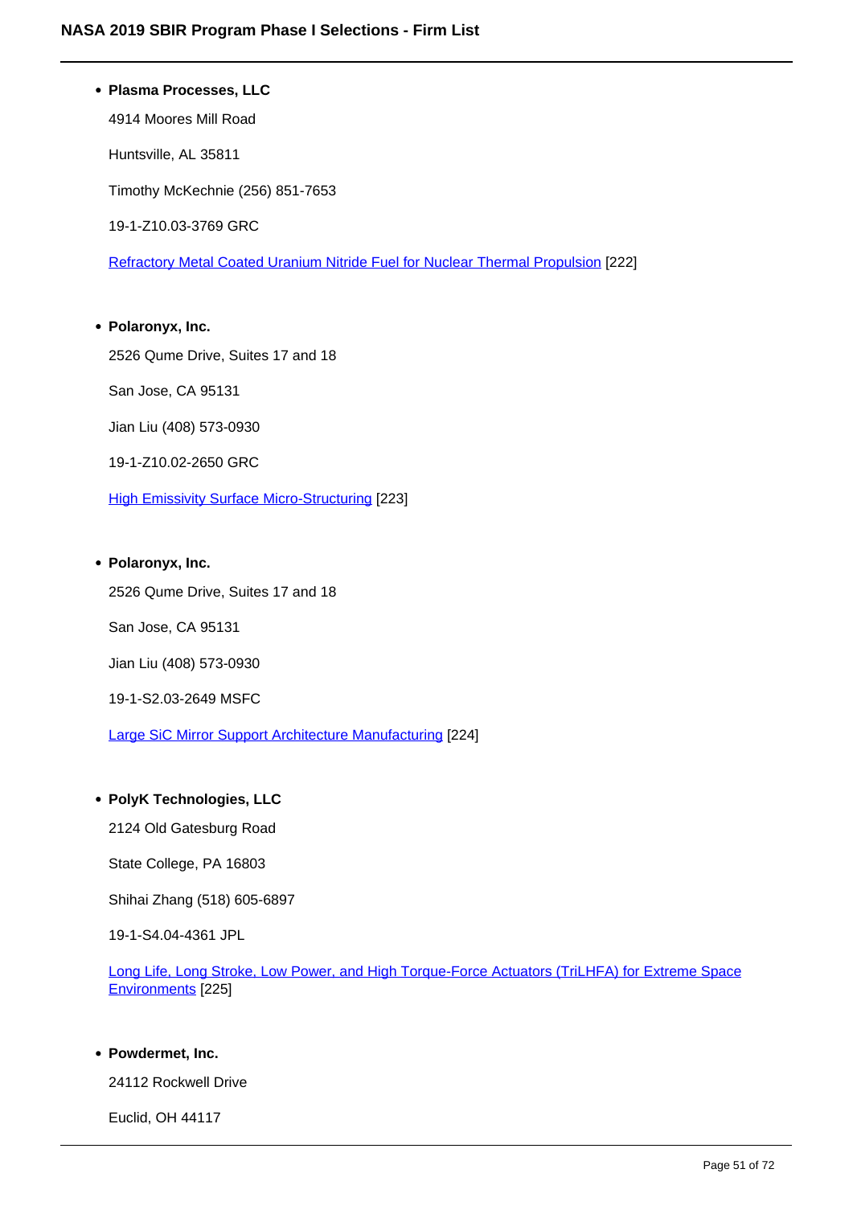- **Plasma Processes, LLC**

  4914 Moores Mill Road

  Huntsville, AL 35811

  Timothy McKechnie (256) 851-7653

  19-1-Z10.03-3769 GRC

  Refractory Metal Coated Uranium Nitride Fuel for Nuclear Thermal Propulsion [222]

- **Polaronyx, Inc.**

  2526 Qume Drive, Suites 17 and 18

  San Jose, CA 95131

  Jian Liu (408) 573-0930

  19-1-Z10.02-2650 GRC

  High Emissivity Surface Micro-Structuring [223]

- **Polaronyx, Inc.**

  2526 Qume Drive, Suites 17 and 18

  San Jose, CA 95131

  Jian Liu (408) 573-0930

  19-1-S2.03-2649 MSFC

  Large SiC Mirror Support Architecture Manufacturing [224]

- **PolyK Technologies, LLC**

  2124 Old Gatesburg Road

  State College, PA 16803

  Shihai Zhang (518) 605-6897

  19-1-S4.04-4361 JPL

  Long Life, Long Stroke, Low Power, and High Torque-Force Actuators (TriLHFA) for Extreme Space Environments [225]

- **Powdermet, Inc.**

  24112 Rockwell Drive

  Euclid, OH 44117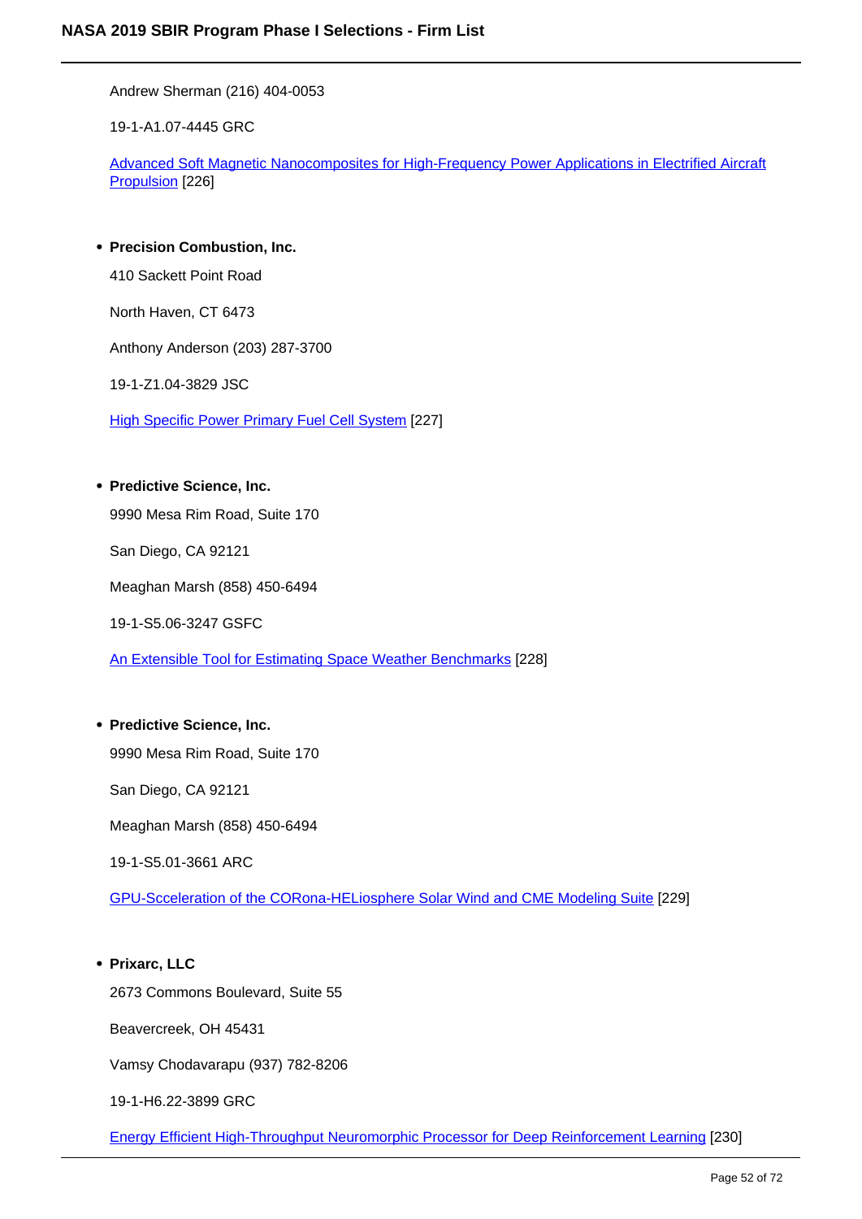Andrew Sherman (216) 404-0053

19-1-A1.07-4445 GRC

Advanced Soft Magnetic Nanocomposites for High-Frequency Power Applications in Electrified Aircraft Propulsion [226]

- **Precision Combustion, Inc.**

  410 Sackett Point Road

  North Haven, CT 6473

  Anthony Anderson (203) 287-3700

  19-1-Z1.04-3829 JSC

  High Specific Power Primary Fuel Cell System [227]

- **Predictive Science, Inc.**

  9990 Mesa Rim Road, Suite 170

  San Diego, CA 92121

  Meaghan Marsh (858) 450-6494

  19-1-S5.06-3247 GSFC

  An Extensible Tool for Estimating Space Weather Benchmarks [228]

- **Predictive Science, Inc.**

  9990 Mesa Rim Road, Suite 170

  San Diego, CA 92121

  Meaghan Marsh (858) 450-6494

  19-1-S5.01-3661 ARC

  GPU-Scceleration of the CORona-HELiosphere Solar Wind and CME Modeling Suite [229]

- **Prixarc, LLC**

  2673 Commons Boulevard, Suite 55

  Beavercreek, OH 45431

  Vamsy Chodavarapu (937) 782-8206

  19-1-H6.22-3899 GRC

  Energy Efficient High-Throughput Neuromorphic Processor for Deep Reinforcement Learning [230]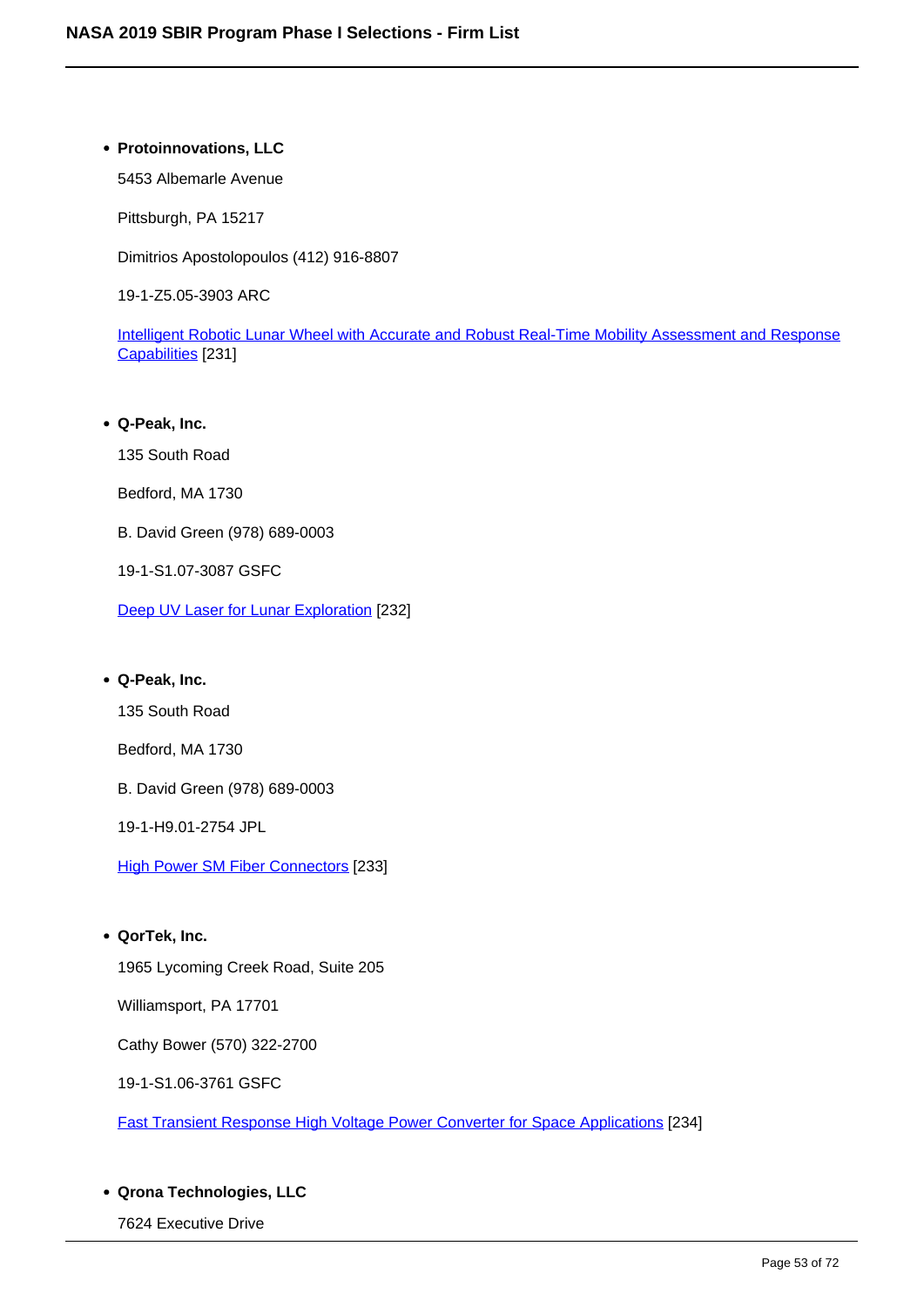- **Protoinnovations, LLC**

  5453 Albemarle Avenue

  Pittsburgh, PA 15217

  Dimitrios Apostolopoulos (412) 916-8807

  19-1-Z5.05-3903 ARC

  Intelligent Robotic Lunar Wheel with Accurate and Robust Real-Time Mobility Assessment and Response Capabilities [231]

- **Q-Peak, Inc.**

  135 South Road

  Bedford, MA 1730

  B. David Green (978) 689-0003

  19-1-S1.07-3087 GSFC

  Deep UV Laser for Lunar Exploration [232]

- **Q-Peak, Inc.**

  135 South Road

  Bedford, MA 1730

  B. David Green (978) 689-0003

  19-1-H9.01-2754 JPL

  High Power SM Fiber Connectors [233]

- **QorTek, Inc.**

  1965 Lycoming Creek Road, Suite 205

  Williamsport, PA 17701

  Cathy Bower (570) 322-2700

  19-1-S1.06-3761 GSFC

  Fast Transient Response High Voltage Power Converter for Space Applications [234]

- **Qrona Technologies, LLC**

  7624 Executive Drive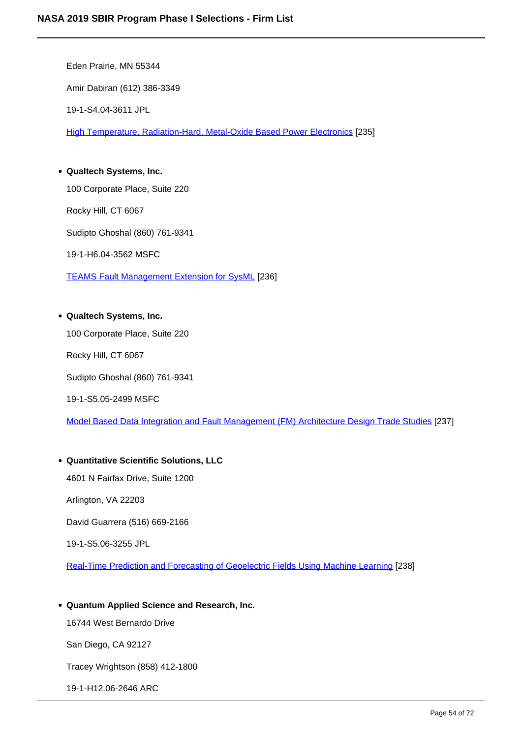Eden Prairie, MN 55344

Amir Dabiran (612) 386-3349

19-1-S4.04-3611 JPL

High Temperature, Radiation-Hard, Metal-Oxide Based Power Electronics [235]

- **Qualtech Systems, Inc.**

  100 Corporate Place, Suite 220

  Rocky Hill, CT 6067

  Sudipto Ghoshal (860) 761-9341

  19-1-H6.04-3562 MSFC

  TEAMS Fault Management Extension for SysML [236]

- **Qualtech Systems, Inc.**

  100 Corporate Place, Suite 220

  Rocky Hill, CT 6067

  Sudipto Ghoshal (860) 761-9341

  19-1-S5.05-2499 MSFC

  Model Based Data Integration and Fault Management (FM) Architecture Design Trade Studies [237]

- **Quantitative Scientific Solutions, LLC**

  4601 N Fairfax Drive, Suite 1200

  Arlington, VA 22203

  David Guarrera (516) 669-2166

  19-1-S5.06-3255 JPL

  Real-Time Prediction and Forecasting of Geoelectric Fields Using Machine Learning [238]

- **Quantum Applied Science and Research, Inc.**

  16744 West Bernardo Drive

  San Diego, CA 92127

  Tracey Wrightson (858) 412-1800

  19-1-H12.06-2646 ARC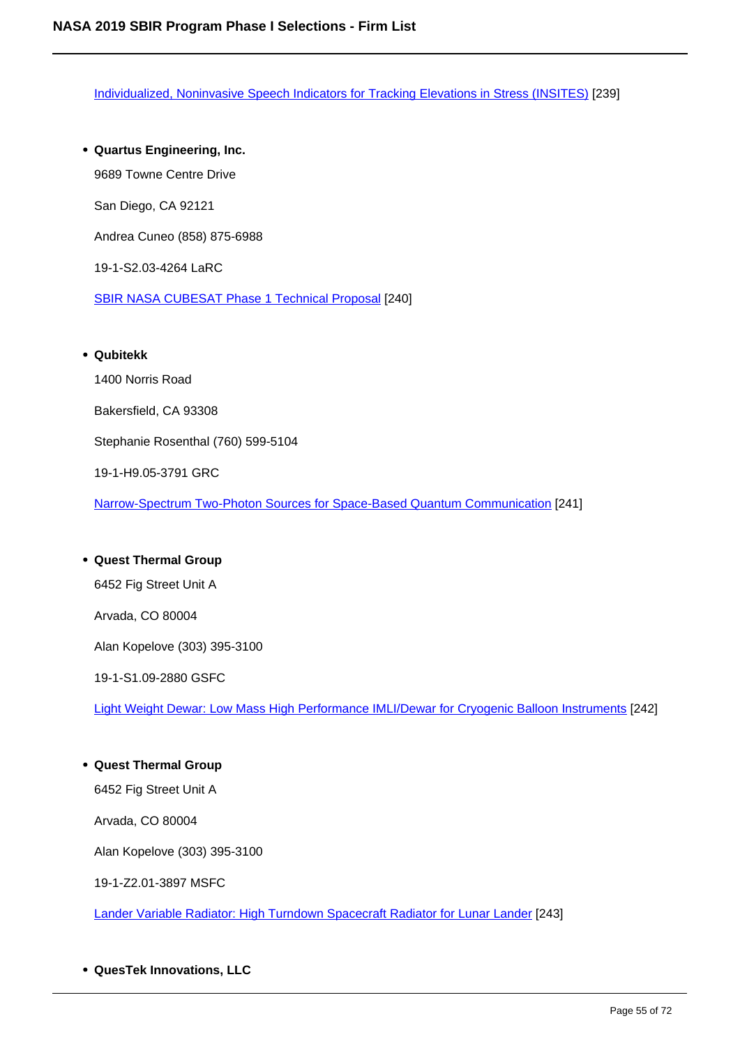Individualized, Noninvasive Speech Indicators for Tracking Elevations in Stress (INSITES) [239]

- **Quartus Engineering, Inc.**

  9689 Towne Centre Drive

  San Diego, CA 92121

  Andrea Cuneo (858) 875-6988

  19-1-S2.03-4264 LaRC

  SBIR NASA CUBESAT Phase 1 Technical Proposal [240]

- **Qubitekk**

  1400 Norris Road

  Bakersfield, CA 93308

  Stephanie Rosenthal (760) 599-5104

  19-1-H9.05-3791 GRC

  Narrow-Spectrum Two-Photon Sources for Space-Based Quantum Communication [241]

- **Quest Thermal Group**

  6452 Fig Street Unit A

  Arvada, CO 80004

  Alan Kopelove (303) 395-3100

  19-1-S1.09-2880 GSFC

  Light Weight Dewar: Low Mass High Performance IMLI/Dewar for Cryogenic Balloon Instruments [242]

- **Quest Thermal Group**

  6452 Fig Street Unit A

  Arvada, CO 80004

  Alan Kopelove (303) 395-3100

  19-1-Z2.01-3897 MSFC

  Lander Variable Radiator: High Turndown Spacecraft Radiator for Lunar Lander [243]

- **QuesTek Innovations, LLC**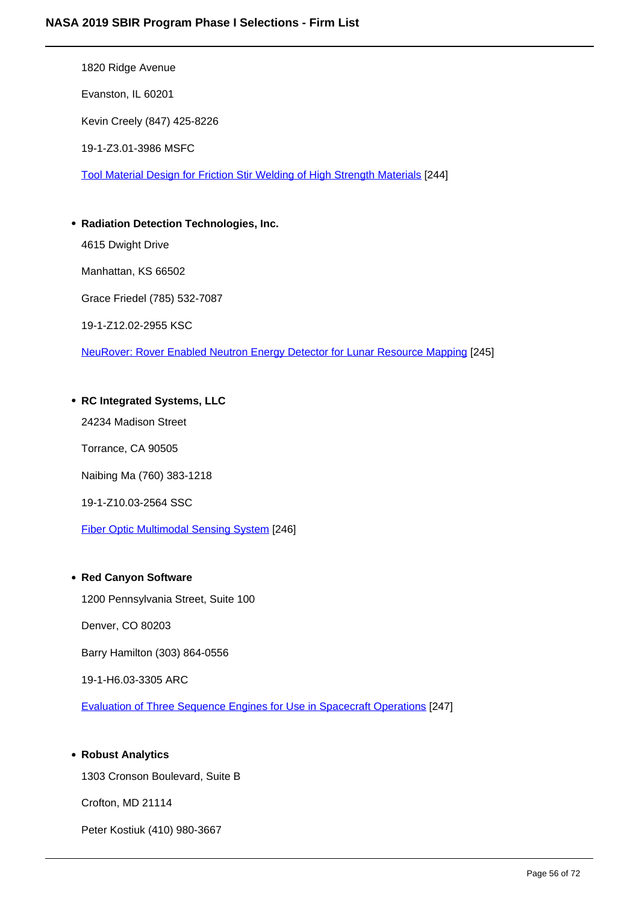1820 Ridge Avenue

Evanston, IL 60201

Kevin Creely (847) 425-8226

19-1-Z3.01-3986 MSFC

Tool Material Design for Friction Stir Welding of High Strength Materials [244]

- **Radiation Detection Technologies, Inc.**

  4615 Dwight Drive

  Manhattan, KS 66502

  Grace Friedel (785) 532-7087

  19-1-Z12.02-2955 KSC

  NeuRover: Rover Enabled Neutron Energy Detector for Lunar Resource Mapping [245]

- **RC Integrated Systems, LLC**

  24234 Madison Street

  Torrance, CA 90505

  Naibing Ma (760) 383-1218

  19-1-Z10.03-2564 SSC

  Fiber Optic Multimodal Sensing System [246]

- **Red Canyon Software**

  1200 Pennsylvania Street, Suite 100

  Denver, CO 80203

  Barry Hamilton (303) 864-0556

  19-1-H6.03-3305 ARC

  Evaluation of Three Sequence Engines for Use in Spacecraft Operations [247]

- **Robust Analytics**

  1303 Cronson Boulevard, Suite B

  Crofton, MD 21114

  Peter Kostiuk (410) 980-3667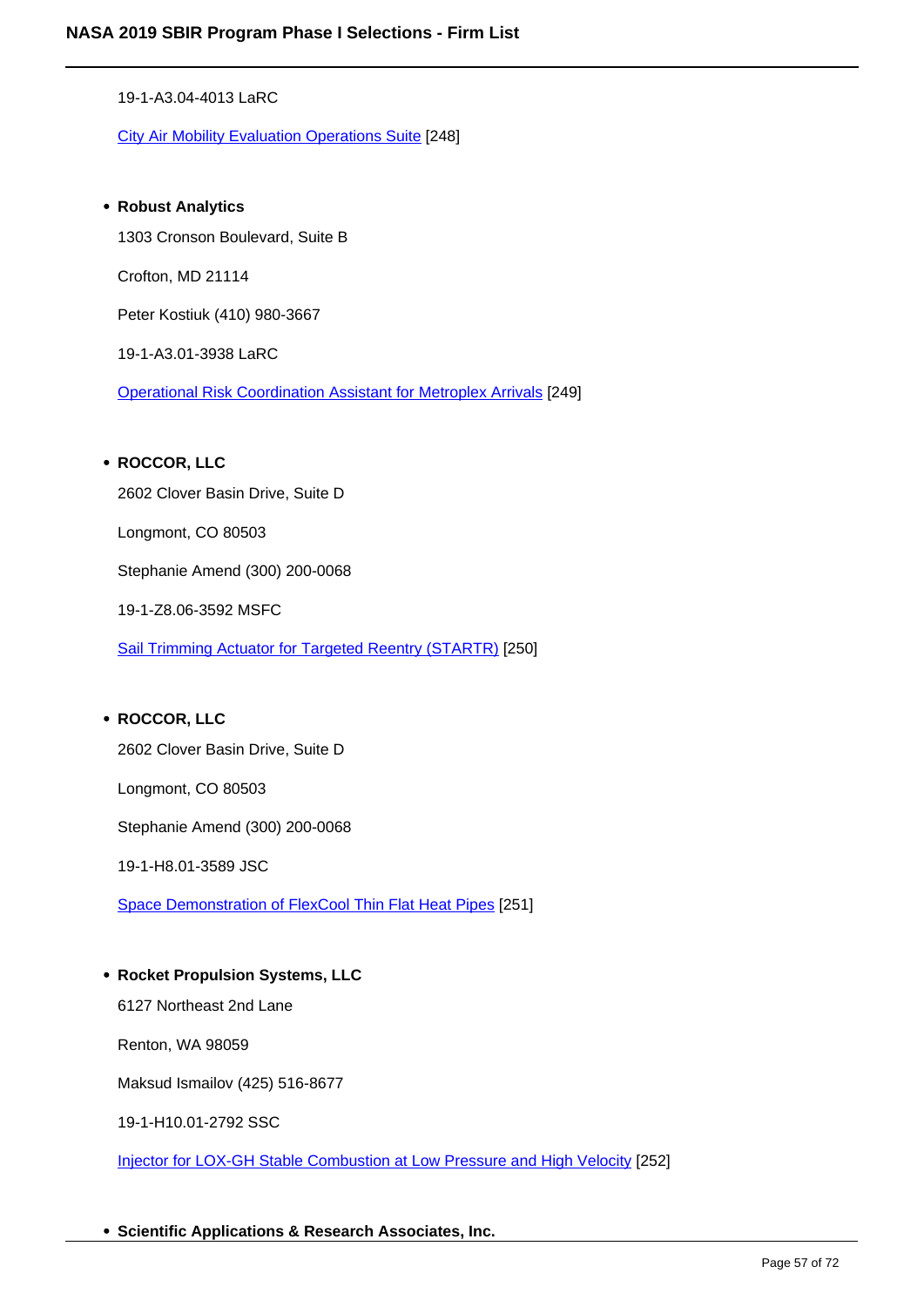19-1-A3.04-4013 LaRC

City Air Mobility Evaluation Operations Suite [248]

- **Robust Analytics**

  1303 Cronson Boulevard, Suite B

  Crofton, MD 21114

  Peter Kostiuk (410) 980-3667

  19-1-A3.01-3938 LaRC

  Operational Risk Coordination Assistant for Metroplex Arrivals [249]

- **ROCCOR, LLC**

  2602 Clover Basin Drive, Suite D

  Longmont, CO 80503

  Stephanie Amend (300) 200-0068

  19-1-Z8.06-3592 MSFC

  Sail Trimming Actuator for Targeted Reentry (STARTR) [250]

- **ROCCOR, LLC**

  2602 Clover Basin Drive, Suite D

  Longmont, CO 80503

  Stephanie Amend (300) 200-0068

  19-1-H8.01-3589 JSC

  Space Demonstration of FlexCool Thin Flat Heat Pipes [251]

- **Rocket Propulsion Systems, LLC**

  6127 Northeast 2nd Lane

  Renton, WA 98059

  Maksud Ismailov (425) 516-8677

  19-1-H10.01-2792 SSC

  Injector for LOX-GH Stable Combustion at Low Pressure and High Velocity [252]

- **Scientific Applications & Research Associates, Inc.**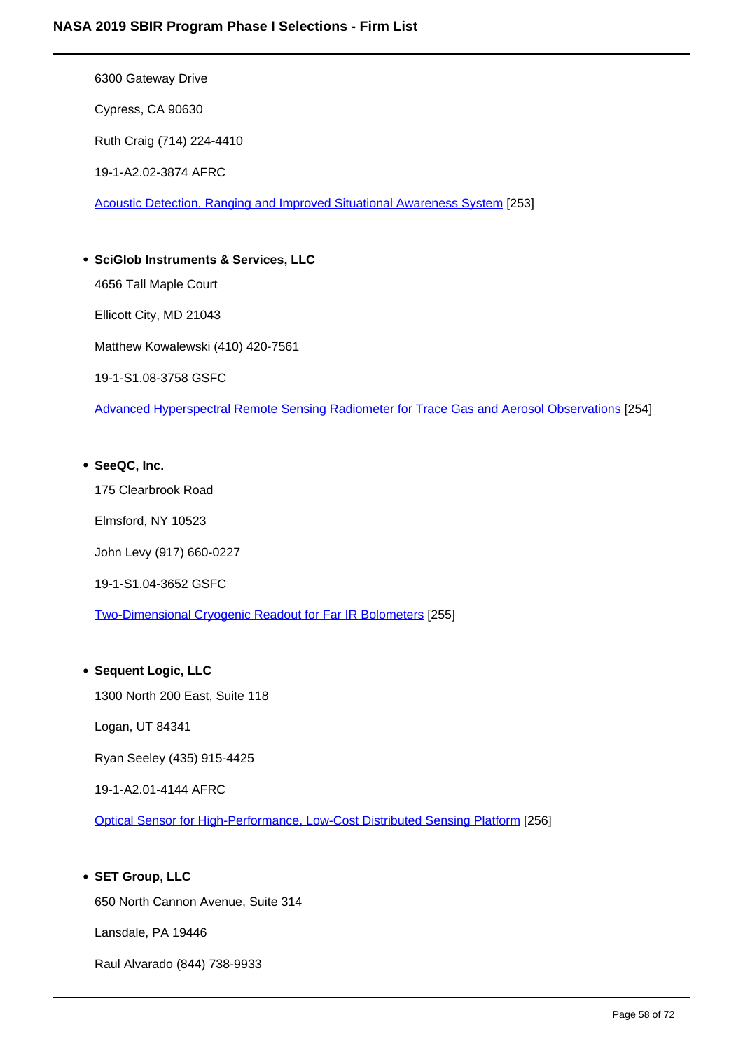6300 Gateway Drive

Cypress, CA 90630

Ruth Craig (714) 224-4410

19-1-A2.02-3874 AFRC

Acoustic Detection, Ranging and Improved Situational Awareness System [253]

- **SciGlob Instruments & Services, LLC**

  4656 Tall Maple Court

  Ellicott City, MD 21043

  Matthew Kowalewski (410) 420-7561

  19-1-S1.08-3758 GSFC

  Advanced Hyperspectral Remote Sensing Radiometer for Trace Gas and Aerosol Observations [254]

- **SeeQC, Inc.**

  175 Clearbrook Road

  Elmsford, NY 10523

  John Levy (917) 660-0227

  19-1-S1.04-3652 GSFC

  Two-Dimensional Cryogenic Readout for Far IR Bolometers [255]

- **Sequent Logic, LLC**

  1300 North 200 East, Suite 118

  Logan, UT 84341

  Ryan Seeley (435) 915-4425

  19-1-A2.01-4144 AFRC

  Optical Sensor for High-Performance, Low-Cost Distributed Sensing Platform [256]

- **SET Group, LLC**

  650 North Cannon Avenue, Suite 314

  Lansdale, PA 19446

  Raul Alvarado (844) 738-9933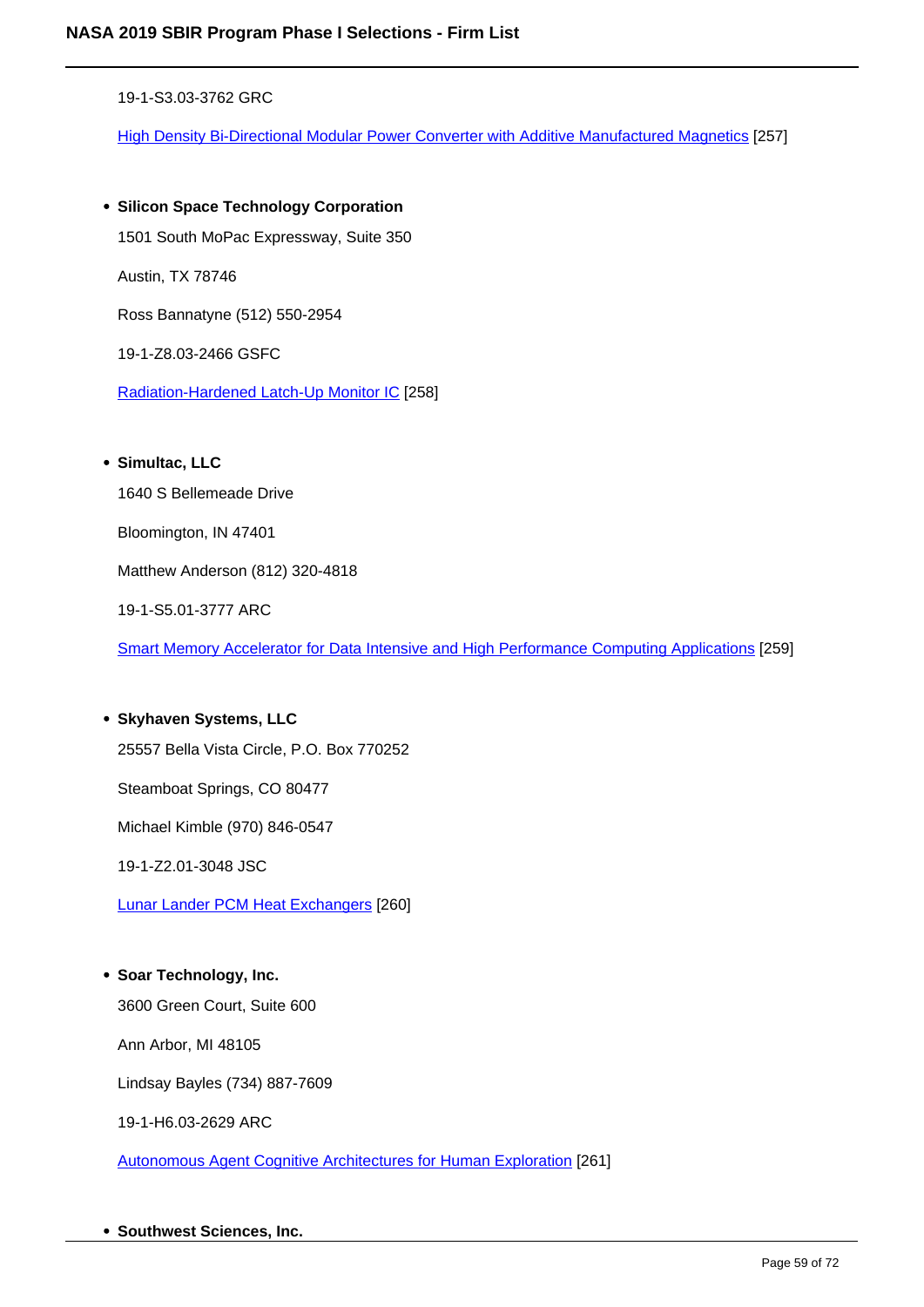19-1-S3.03-3762 GRC

High Density Bi-Directional Modular Power Converter with Additive Manufactured Magnetics [257]

- **Silicon Space Technology Corporation**

  1501 South MoPac Expressway, Suite 350

  Austin, TX 78746

  Ross Bannatyne (512) 550-2954

  19-1-Z8.03-2466 GSFC

  Radiation-Hardened Latch-Up Monitor IC [258]

- **Simultac, LLC**

  1640 S Bellemeade Drive

  Bloomington, IN 47401

  Matthew Anderson (812) 320-4818

  19-1-S5.01-3777 ARC

  Smart Memory Accelerator for Data Intensive and High Performance Computing Applications [259]

- **Skyhaven Systems, LLC**

  25557 Bella Vista Circle, P.O. Box 770252

  Steamboat Springs, CO 80477

  Michael Kimble (970) 846-0547

  19-1-Z2.01-3048 JSC

  Lunar Lander PCM Heat Exchangers [260]

- **Soar Technology, Inc.**

  3600 Green Court, Suite 600

  Ann Arbor, MI 48105

  Lindsay Bayles (734) 887-7609

  19-1-H6.03-2629 ARC

  Autonomous Agent Cognitive Architectures for Human Exploration [261]

- **Southwest Sciences, Inc.**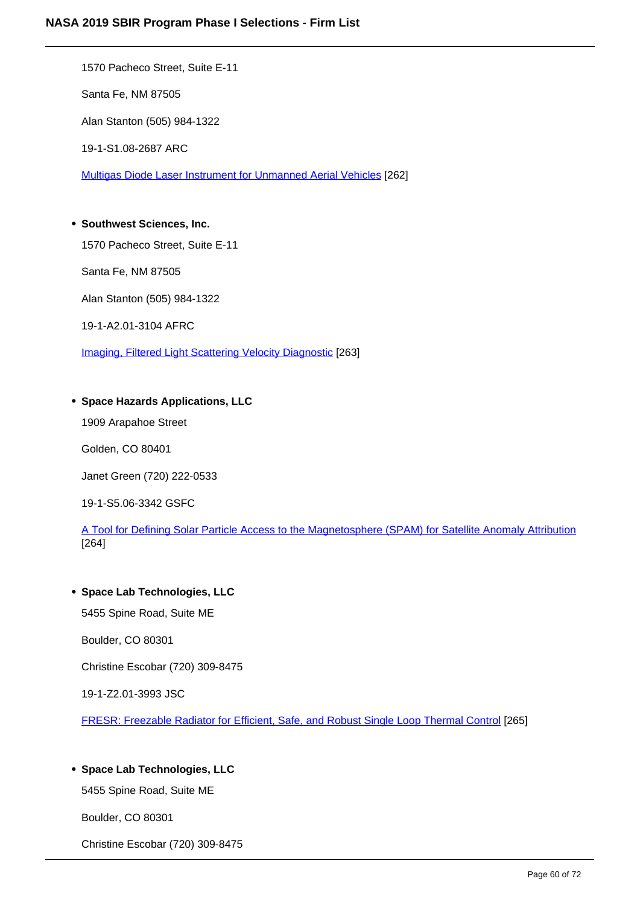1570 Pacheco Street, Suite E-11

Santa Fe, NM 87505

Alan Stanton (505) 984-1322

19-1-S1.08-2687 ARC

Multigas Diode Laser Instrument for Unmanned Aerial Vehicles [262]

- **Southwest Sciences, Inc.**

  1570 Pacheco Street, Suite E-11

  Santa Fe, NM 87505

  Alan Stanton (505) 984-1322

  19-1-A2.01-3104 AFRC

  Imaging, Filtered Light Scattering Velocity Diagnostic [263]

- **Space Hazards Applications, LLC**

  1909 Arapahoe Street

  Golden, CO 80401

  Janet Green (720) 222-0533

  19-1-S5.06-3342 GSFC

  A Tool for Defining Solar Particle Access to the Magnetosphere (SPAM) for Satellite Anomaly Attribution [264]

- **Space Lab Technologies, LLC**

  5455 Spine Road, Suite ME

  Boulder, CO 80301

  Christine Escobar (720) 309-8475

  19-1-Z2.01-3993 JSC

  FRESR: Freezable Radiator for Efficient, Safe, and Robust Single Loop Thermal Control [265]

- **Space Lab Technologies, LLC**

  5455 Spine Road, Suite ME

  Boulder, CO 80301

  Christine Escobar (720) 309-8475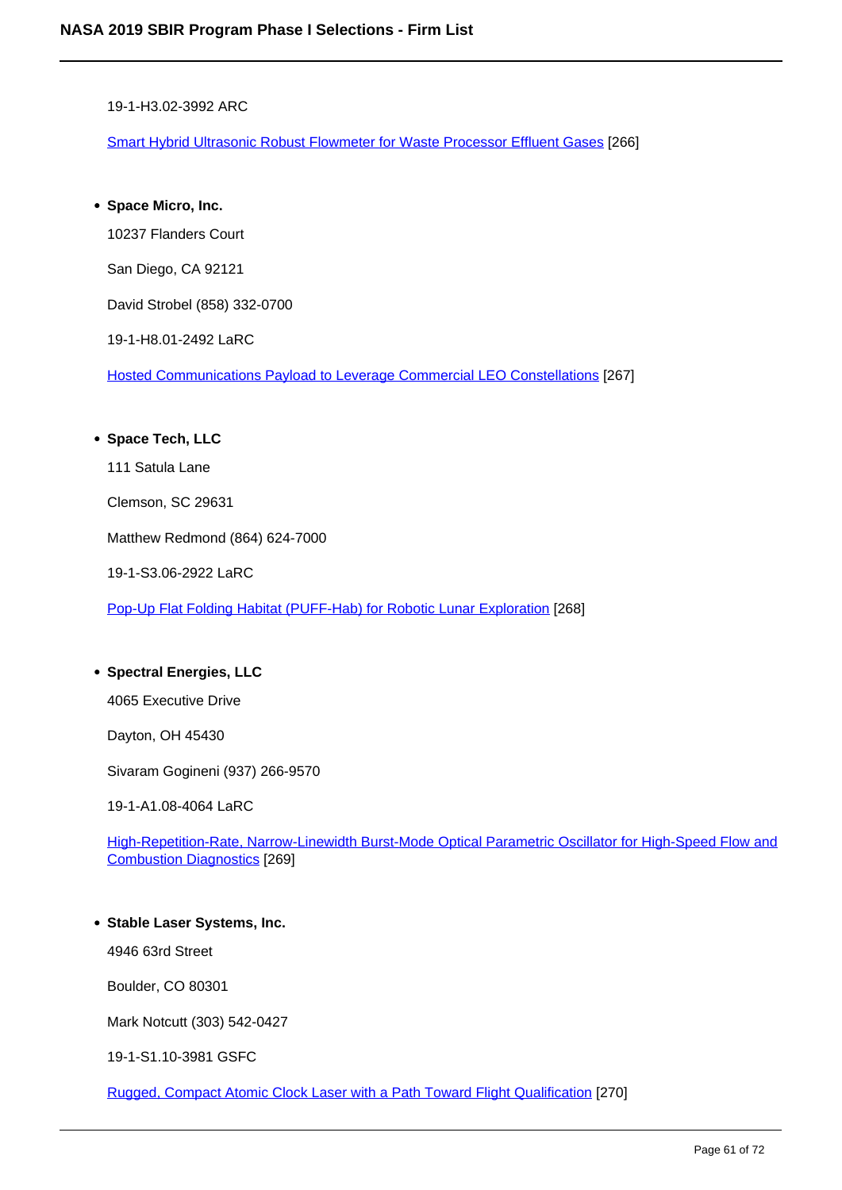19-1-H3.02-3992 ARC

Smart Hybrid Ultrasonic Robust Flowmeter for Waste Processor Effluent Gases [266]

- **Space Micro, Inc.**

  10237 Flanders Court

  San Diego, CA 92121

  David Strobel (858) 332-0700

  19-1-H8.01-2492 LaRC

  Hosted Communications Payload to Leverage Commercial LEO Constellations [267]

- **Space Tech, LLC**

  111 Satula Lane

  Clemson, SC 29631

  Matthew Redmond (864) 624-7000

  19-1-S3.06-2922 LaRC

  Pop-Up Flat Folding Habitat (PUFF-Hab) for Robotic Lunar Exploration [268]

- **Spectral Energies, LLC**

  4065 Executive Drive

  Dayton, OH 45430

  Sivaram Gogineni (937) 266-9570

  19-1-A1.08-4064 LaRC

  High-Repetition-Rate, Narrow-Linewidth Burst-Mode Optical Parametric Oscillator for High-Speed Flow and Combustion Diagnostics [269]

- **Stable Laser Systems, Inc.**

  4946 63rd Street

  Boulder, CO 80301

  Mark Notcutt (303) 542-0427

  19-1-S1.10-3981 GSFC

  Rugged, Compact Atomic Clock Laser with a Path Toward Flight Qualification [270]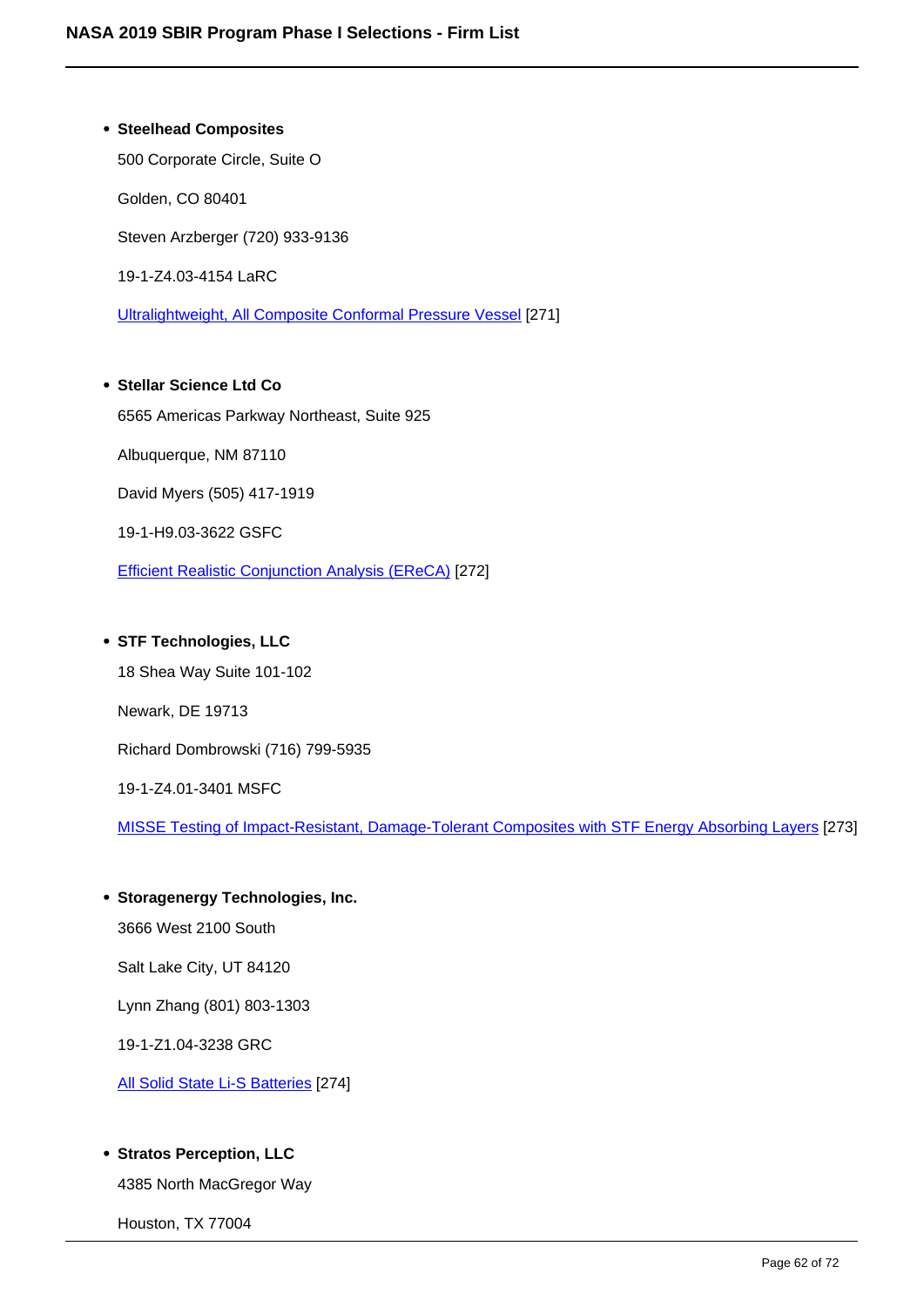- **Steelhead Composites**

  500 Corporate Circle, Suite O

  Golden, CO 80401

  Steven Arzberger (720) 933-9136

  19-1-Z4.03-4154 LaRC

  Ultralightweight, All Composite Conformal Pressure Vessel [271]

- **Stellar Science Ltd Co**

  6565 Americas Parkway Northeast, Suite 925

  Albuquerque, NM 87110

  David Myers (505) 417-1919

  19-1-H9.03-3622 GSFC

  Efficient Realistic Conjunction Analysis (EReCA) [272]

- **STF Technologies, LLC**

  18 Shea Way Suite 101-102

  Newark, DE 19713

  Richard Dombrowski (716) 799-5935

  19-1-Z4.01-3401 MSFC

  MISSE Testing of Impact-Resistant, Damage-Tolerant Composites with STF Energy Absorbing Layers [273]

- **Storagenergy Technologies, Inc.**

  3666 West 2100 South

  Salt Lake City, UT 84120

  Lynn Zhang (801) 803-1303

  19-1-Z1.04-3238 GRC

  All Solid State Li-S Batteries [274]

- **Stratos Perception, LLC**

  4385 North MacGregor Way

  Houston, TX 77004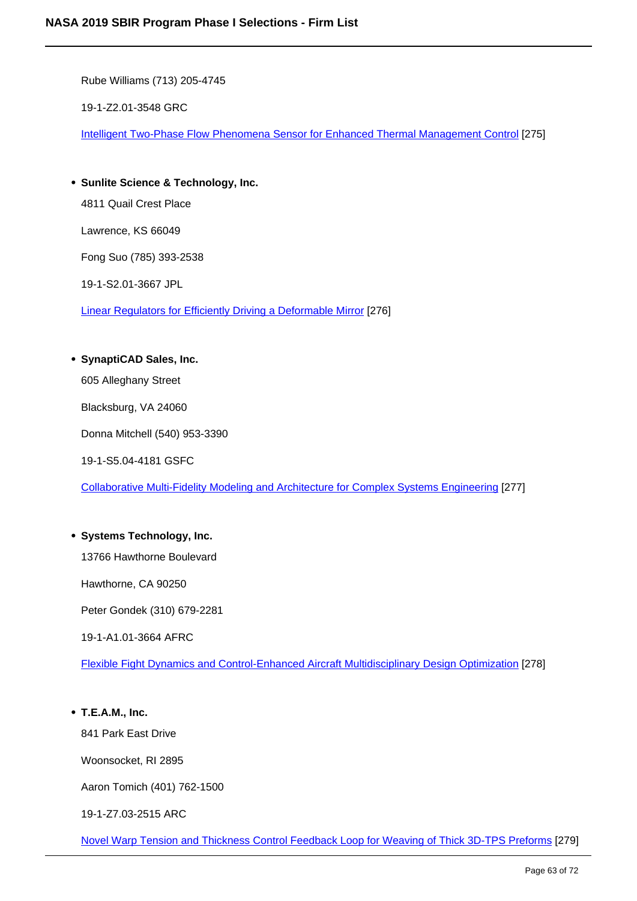Rube Williams (713) 205-4745

19-1-Z2.01-3548 GRC

Intelligent Two-Phase Flow Phenomena Sensor for Enhanced Thermal Management Control [275]

- **Sunlite Science & Technology, Inc.**

  4811 Quail Crest Place

  Lawrence, KS 66049

  Fong Suo (785) 393-2538

  19-1-S2.01-3667 JPL

  Linear Regulators for Efficiently Driving a Deformable Mirror [276]

- **SynaptiCAD Sales, Inc.**

  605 Alleghany Street

  Blacksburg, VA 24060

  Donna Mitchell (540) 953-3390

  19-1-S5.04-4181 GSFC

  Collaborative Multi-Fidelity Modeling and Architecture for Complex Systems Engineering [277]

- **Systems Technology, Inc.**

  13766 Hawthorne Boulevard

  Hawthorne, CA 90250

  Peter Gondek (310) 679-2281

  19-1-A1.01-3664 AFRC

  Flexible Fight Dynamics and Control-Enhanced Aircraft Multidisciplinary Design Optimization [278]

- **T.E.A.M., Inc.**

  841 Park East Drive

  Woonsocket, RI 2895

  Aaron Tomich (401) 762-1500

  19-1-Z7.03-2515 ARC

  Novel Warp Tension and Thickness Control Feedback Loop for Weaving of Thick 3D-TPS Preforms [279]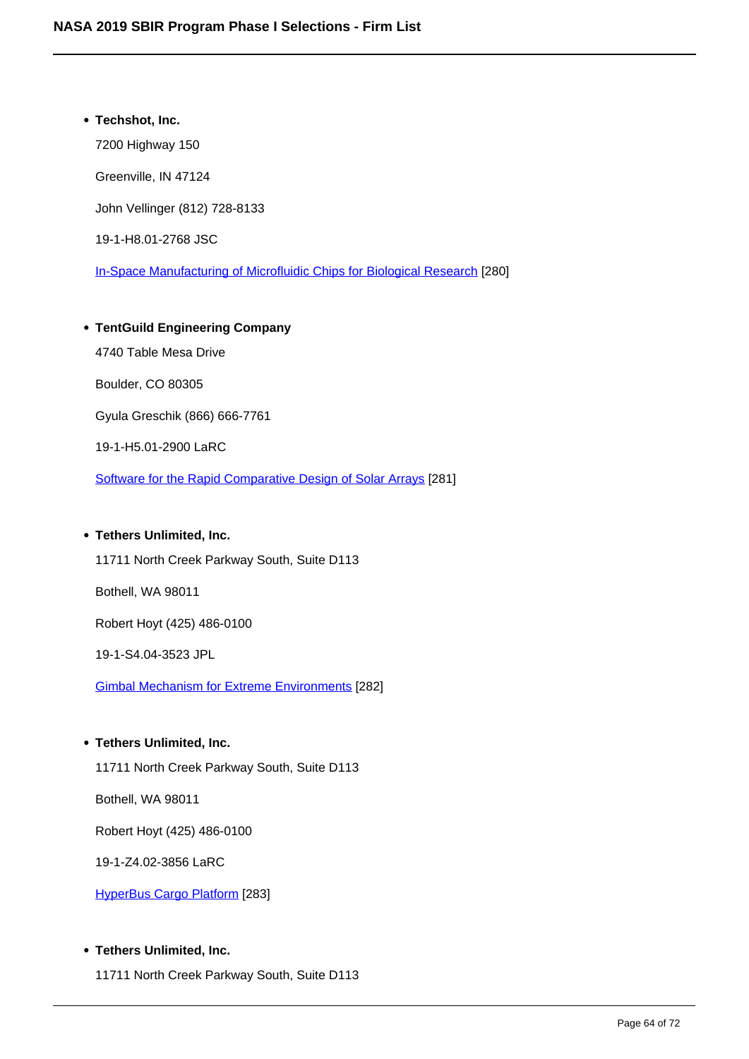- **Techshot, Inc.**

  7200 Highway 150

  Greenville, IN 47124

  John Vellinger (812) 728-8133

  19-1-H8.01-2768 JSC

  In-Space Manufacturing of Microfluidic Chips for Biological Research [280]

- **TentGuild Engineering Company**

  4740 Table Mesa Drive

  Boulder, CO 80305

  Gyula Greschik (866) 666-7761

  19-1-H5.01-2900 LaRC

  Software for the Rapid Comparative Design of Solar Arrays [281]

- **Tethers Unlimited, Inc.**

  11711 North Creek Parkway South, Suite D113

  Bothell, WA 98011

  Robert Hoyt (425) 486-0100

  19-1-S4.04-3523 JPL

  Gimbal Mechanism for Extreme Environments [282]

- **Tethers Unlimited, Inc.**

  11711 North Creek Parkway South, Suite D113

  Bothell, WA 98011

  Robert Hoyt (425) 486-0100

  19-1-Z4.02-3856 LaRC

  HyperBus Cargo Platform [283]

- **Tethers Unlimited, Inc.**

  11711 North Creek Parkway South, Suite D113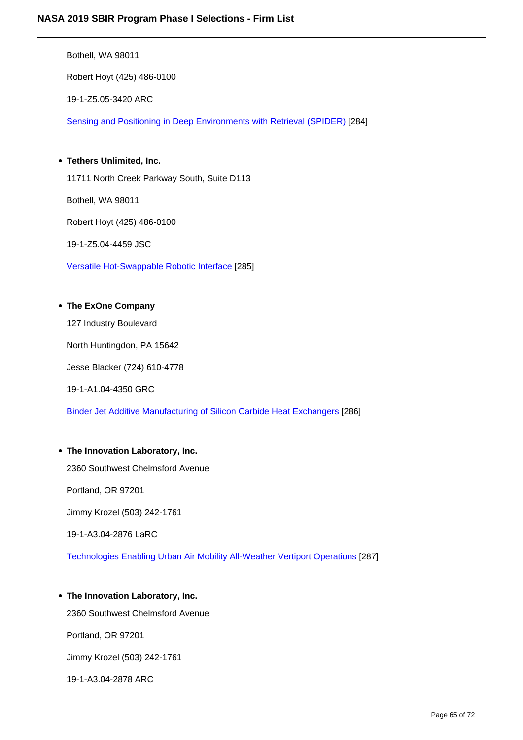Bothell, WA 98011

Robert Hoyt (425) 486-0100

19-1-Z5.05-3420 ARC

Sensing and Positioning in Deep Environments with Retrieval (SPIDER) [284]

- **Tethers Unlimited, Inc.**

  11711 North Creek Parkway South, Suite D113

  Bothell, WA 98011

  Robert Hoyt (425) 486-0100

  19-1-Z5.04-4459 JSC

  Versatile Hot-Swappable Robotic Interface [285]

- **The ExOne Company**

  127 Industry Boulevard

  North Huntingdon, PA 15642

  Jesse Blacker (724) 610-4778

  19-1-A1.04-4350 GRC

  Binder Jet Additive Manufacturing of Silicon Carbide Heat Exchangers [286]

- **The Innovation Laboratory, Inc.**

  2360 Southwest Chelmsford Avenue

  Portland, OR 97201

  Jimmy Krozel (503) 242-1761

  19-1-A3.04-2876 LaRC

  Technologies Enabling Urban Air Mobility All-Weather Vertiport Operations [287]

- **The Innovation Laboratory, Inc.**

  2360 Southwest Chelmsford Avenue

  Portland, OR 97201

  Jimmy Krozel (503) 242-1761

  19-1-A3.04-2878 ARC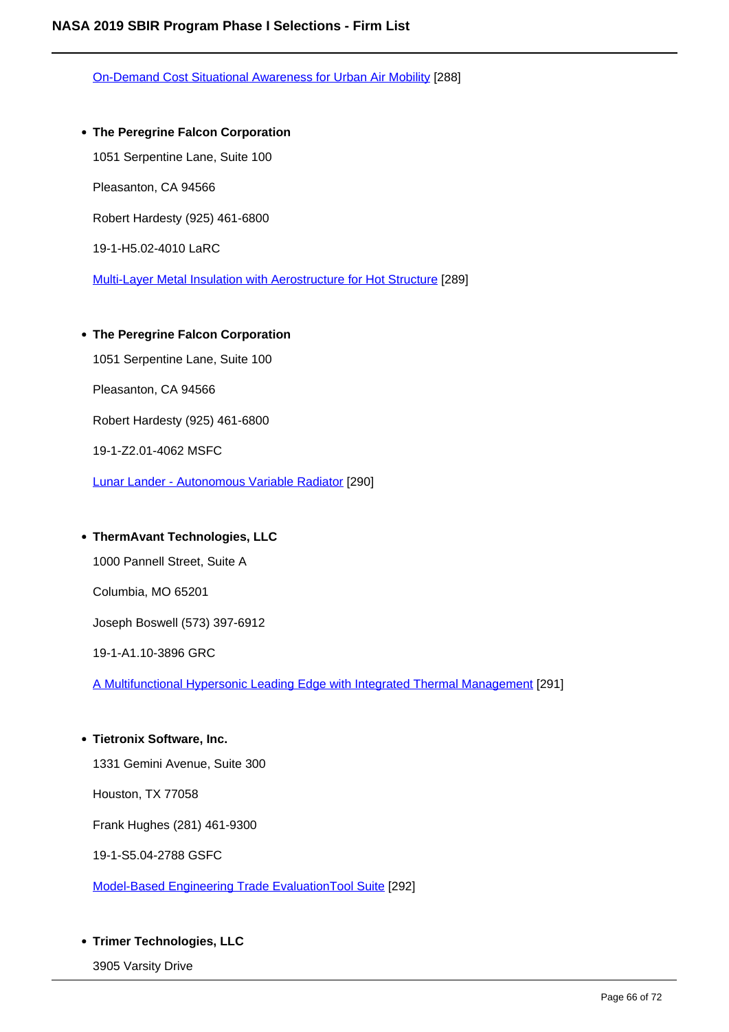On-Demand Cost Situational Awareness for Urban Air Mobility [288]

- **The Peregrine Falcon Corporation**

  1051 Serpentine Lane, Suite 100

  Pleasanton, CA 94566

  Robert Hardesty (925) 461-6800

  19-1-H5.02-4010 LaRC

  Multi-Layer Metal Insulation with Aerostructure for Hot Structure [289]

- **The Peregrine Falcon Corporation**

  1051 Serpentine Lane, Suite 100

  Pleasanton, CA 94566

  Robert Hardesty (925) 461-6800

  19-1-Z2.01-4062 MSFC

  Lunar Lander - Autonomous Variable Radiator [290]

- **ThermAvant Technologies, LLC**

  1000 Pannell Street, Suite A

  Columbia, MO 65201

  Joseph Boswell (573) 397-6912

  19-1-A1.10-3896 GRC

  A Multifunctional Hypersonic Leading Edge with Integrated Thermal Management [291]

- **Tietronix Software, Inc.**

  1331 Gemini Avenue, Suite 300

  Houston, TX 77058

  Frank Hughes (281) 461-9300

  19-1-S5.04-2788 GSFC

  Model-Based Engineering Trade EvaluationTool Suite [292]

- **Trimer Technologies, LLC**

  3905 Varsity Drive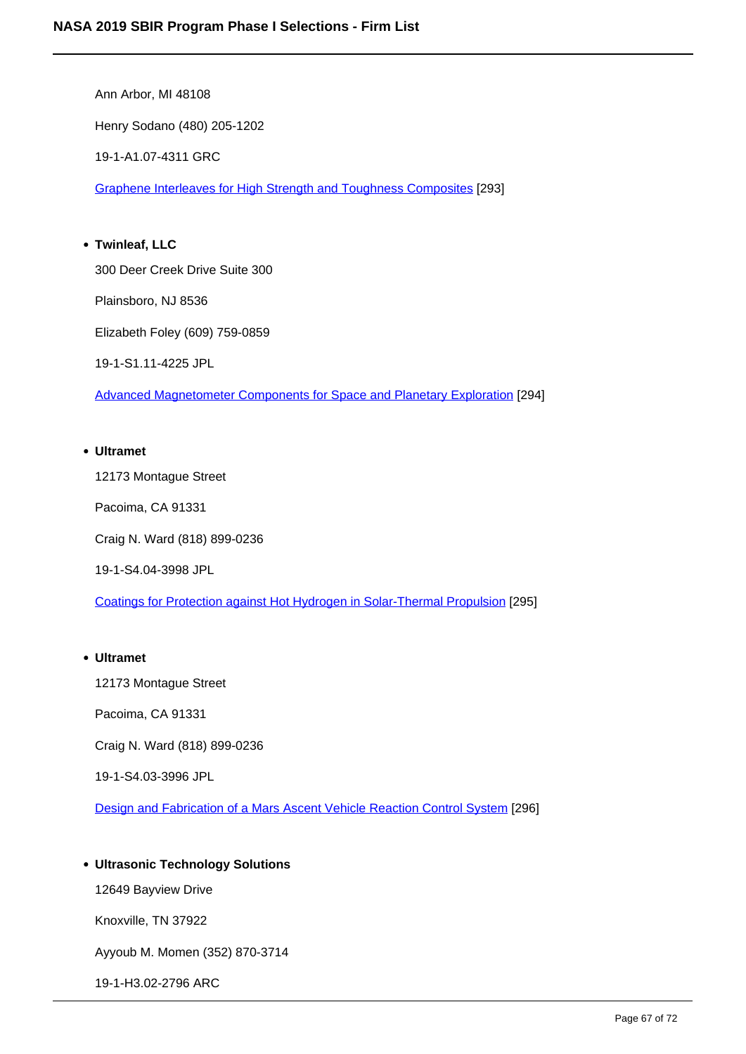Ann Arbor, MI 48108

Henry Sodano (480) 205-1202

19-1-A1.07-4311 GRC

Graphene Interleaves for High Strength and Toughness Composites [293]

- **Twinleaf, LLC**

  300 Deer Creek Drive Suite 300

  Plainsboro, NJ 8536

  Elizabeth Foley (609) 759-0859

  19-1-S1.11-4225 JPL

  Advanced Magnetometer Components for Space and Planetary Exploration [294]

- **Ultramet**

  12173 Montague Street

  Pacoima, CA 91331

  Craig N. Ward (818) 899-0236

  19-1-S4.04-3998 JPL

  Coatings for Protection against Hot Hydrogen in Solar-Thermal Propulsion [295]

- **Ultramet**

  12173 Montague Street

  Pacoima, CA 91331

  Craig N. Ward (818) 899-0236

  19-1-S4.03-3996 JPL

  Design and Fabrication of a Mars Ascent Vehicle Reaction Control System [296]

- **Ultrasonic Technology Solutions**

  12649 Bayview Drive

  Knoxville, TN 37922

  Ayyoub M. Momen (352) 870-3714

  19-1-H3.02-2796 ARC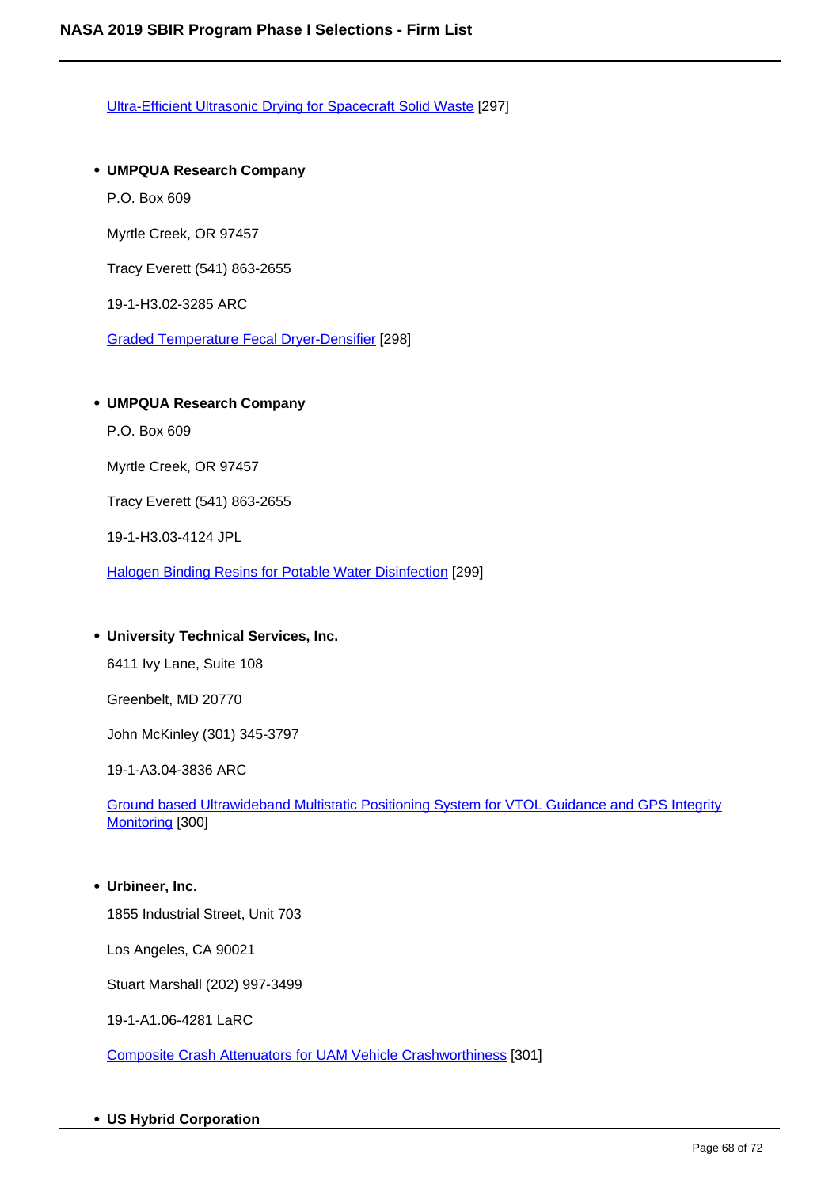Ultra-Efficient Ultrasonic Drying for Spacecraft Solid Waste [297]

- **UMPQUA Research Company**

  P.O. Box 609

  Myrtle Creek, OR 97457

  Tracy Everett (541) 863-2655

  19-1-H3.02-3285 ARC

  Graded Temperature Fecal Dryer-Densifier [298]

- **UMPQUA Research Company**

  P.O. Box 609

  Myrtle Creek, OR 97457

  Tracy Everett (541) 863-2655

  19-1-H3.03-4124 JPL

  Halogen Binding Resins for Potable Water Disinfection [299]

- **University Technical Services, Inc.**

  6411 Ivy Lane, Suite 108

  Greenbelt, MD 20770

  John McKinley (301) 345-3797

  19-1-A3.04-3836 ARC

  Ground based Ultrawideband Multistatic Positioning System for VTOL Guidance and GPS Integrity Monitoring [300]

- **Urbineer, Inc.**

  1855 Industrial Street, Unit 703

  Los Angeles, CA 90021

  Stuart Marshall (202) 997-3499

  19-1-A1.06-4281 LaRC

  Composite Crash Attenuators for UAM Vehicle Crashworthiness [301]

- **US Hybrid Corporation**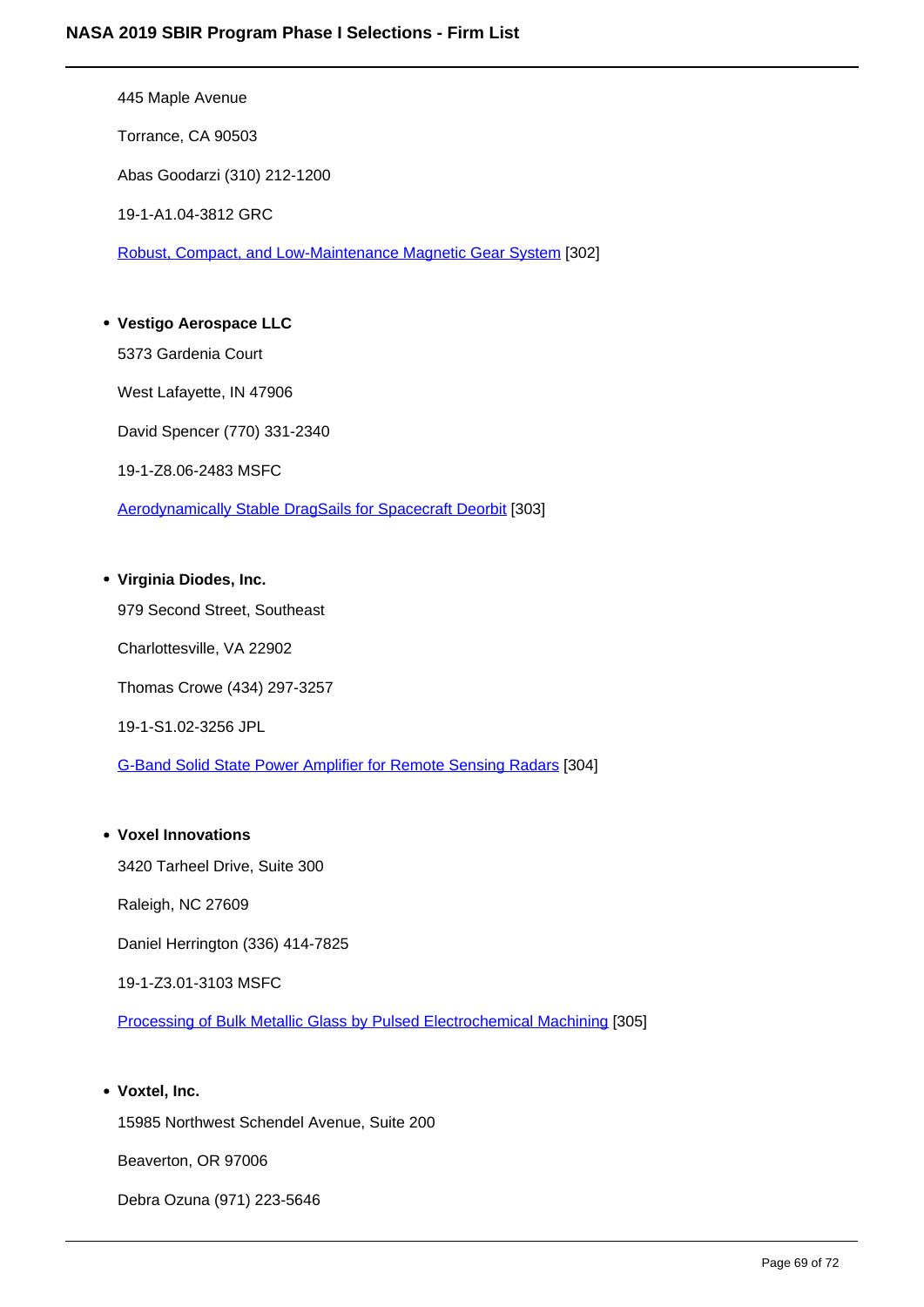445 Maple Avenue

Torrance, CA 90503

Abas Goodarzi (310) 212-1200

19-1-A1.04-3812 GRC

Robust, Compact, and Low-Maintenance Magnetic Gear System [302]

- **Vestigo Aerospace LLC**

  5373 Gardenia Court

  West Lafayette, IN 47906

  David Spencer (770) 331-2340

  19-1-Z8.06-2483 MSFC

  Aerodynamically Stable DragSails for Spacecraft Deorbit [303]

- **Virginia Diodes, Inc.**

  979 Second Street, Southeast

  Charlottesville, VA 22902

  Thomas Crowe (434) 297-3257

  19-1-S1.02-3256 JPL

  G-Band Solid State Power Amplifier for Remote Sensing Radars [304]

- **Voxel Innovations**

  3420 Tarheel Drive, Suite 300

  Raleigh, NC 27609

  Daniel Herrington (336) 414-7825

  19-1-Z3.01-3103 MSFC

  Processing of Bulk Metallic Glass by Pulsed Electrochemical Machining [305]

- **Voxtel, Inc.**

  15985 Northwest Schendel Avenue, Suite 200

  Beaverton, OR 97006

  Debra Ozuna (971) 223-5646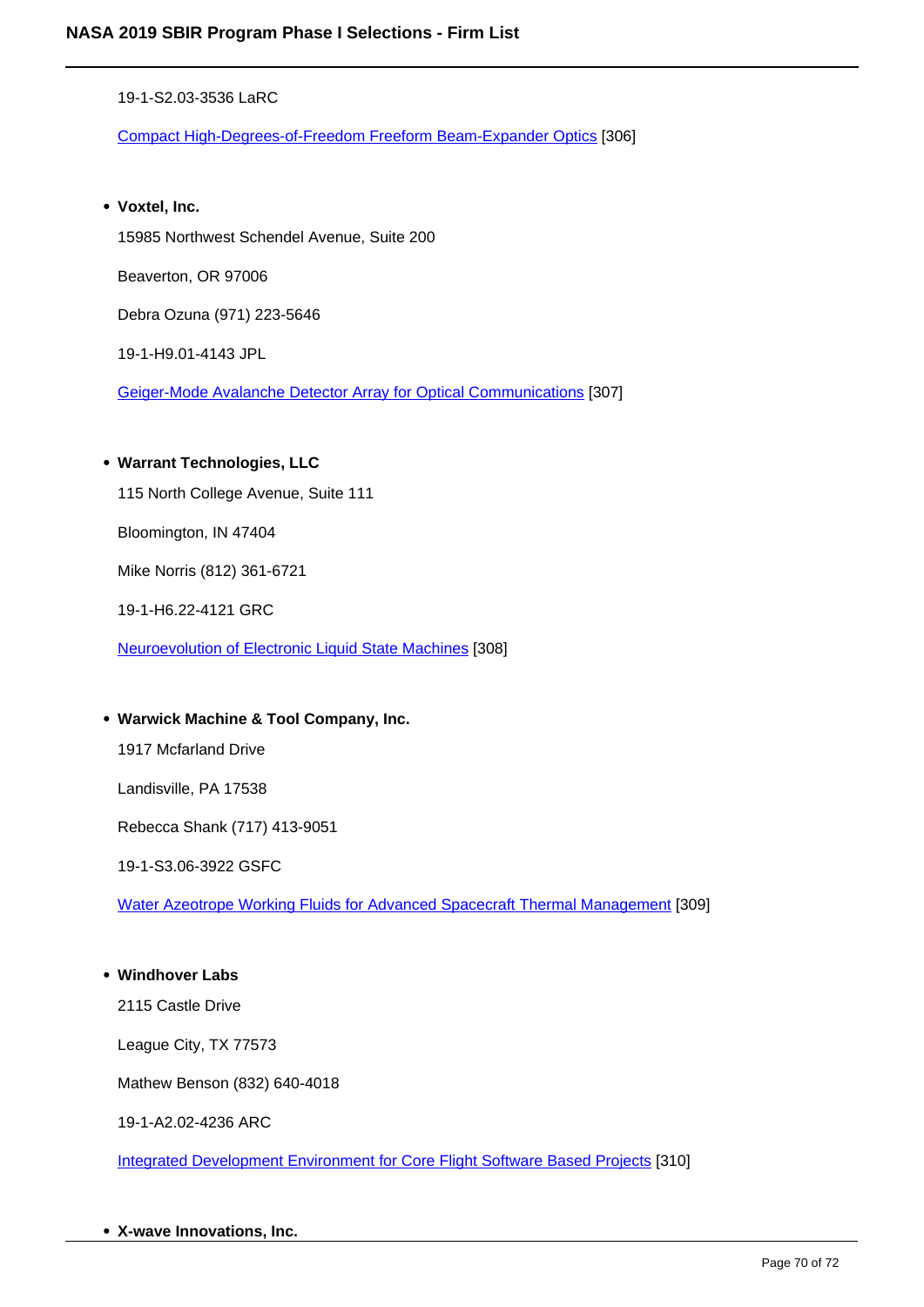19-1-S2.03-3536 LaRC

Compact High-Degrees-of-Freedom Freeform Beam-Expander Optics [306]

- **Voxtel, Inc.**

  15985 Northwest Schendel Avenue, Suite 200

  Beaverton, OR 97006

  Debra Ozuna (971) 223-5646

  19-1-H9.01-4143 JPL

  Geiger-Mode Avalanche Detector Array for Optical Communications [307]

- **Warrant Technologies, LLC**

  115 North College Avenue, Suite 111

  Bloomington, IN 47404

  Mike Norris (812) 361-6721

  19-1-H6.22-4121 GRC

  Neuroevolution of Electronic Liquid State Machines [308]

- **Warwick Machine & Tool Company, Inc.**

  1917 Mcfarland Drive

  Landisville, PA 17538

  Rebecca Shank (717) 413-9051

  19-1-S3.06-3922 GSFC

  Water Azeotrope Working Fluids for Advanced Spacecraft Thermal Management [309]

- **Windhover Labs**

  2115 Castle Drive

  League City, TX 77573

  Mathew Benson (832) 640-4018

  19-1-A2.02-4236 ARC

  Integrated Development Environment for Core Flight Software Based Projects [310]

- **X-wave Innovations, Inc.**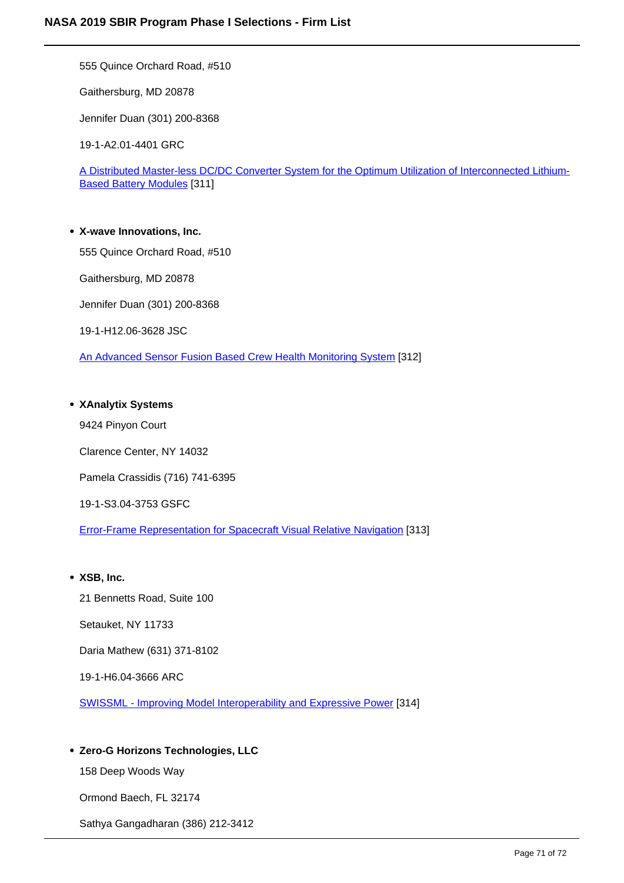555 Quince Orchard Road, #510

Gaithersburg, MD 20878

Jennifer Duan (301) 200-8368

19-1-A2.01-4401 GRC

A Distributed Master-less DC/DC Converter System for the Optimum Utilization of Interconnected Lithium-Based Battery Modules [311]

- **X-wave Innovations, Inc.**

  555 Quince Orchard Road, #510

  Gaithersburg, MD 20878

  Jennifer Duan (301) 200-8368

  19-1-H12.06-3628 JSC

  An Advanced Sensor Fusion Based Crew Health Monitoring System [312]

- **XAnalytix Systems**

  9424 Pinyon Court

  Clarence Center, NY 14032

  Pamela Crassidis (716) 741-6395

  19-1-S3.04-3753 GSFC

  Error-Frame Representation for Spacecraft Visual Relative Navigation [313]

- **XSB, Inc.**

  21 Bennetts Road, Suite 100

  Setauket, NY 11733

  Daria Mathew (631) 371-8102

  19-1-H6.04-3666 ARC

  SWISSML - Improving Model Interoperability and Expressive Power [314]

- **Zero-G Horizons Technologies, LLC**

  158 Deep Woods Way

  Ormond Baech, FL 32174

  Sathya Gangadharan (386) 212-3412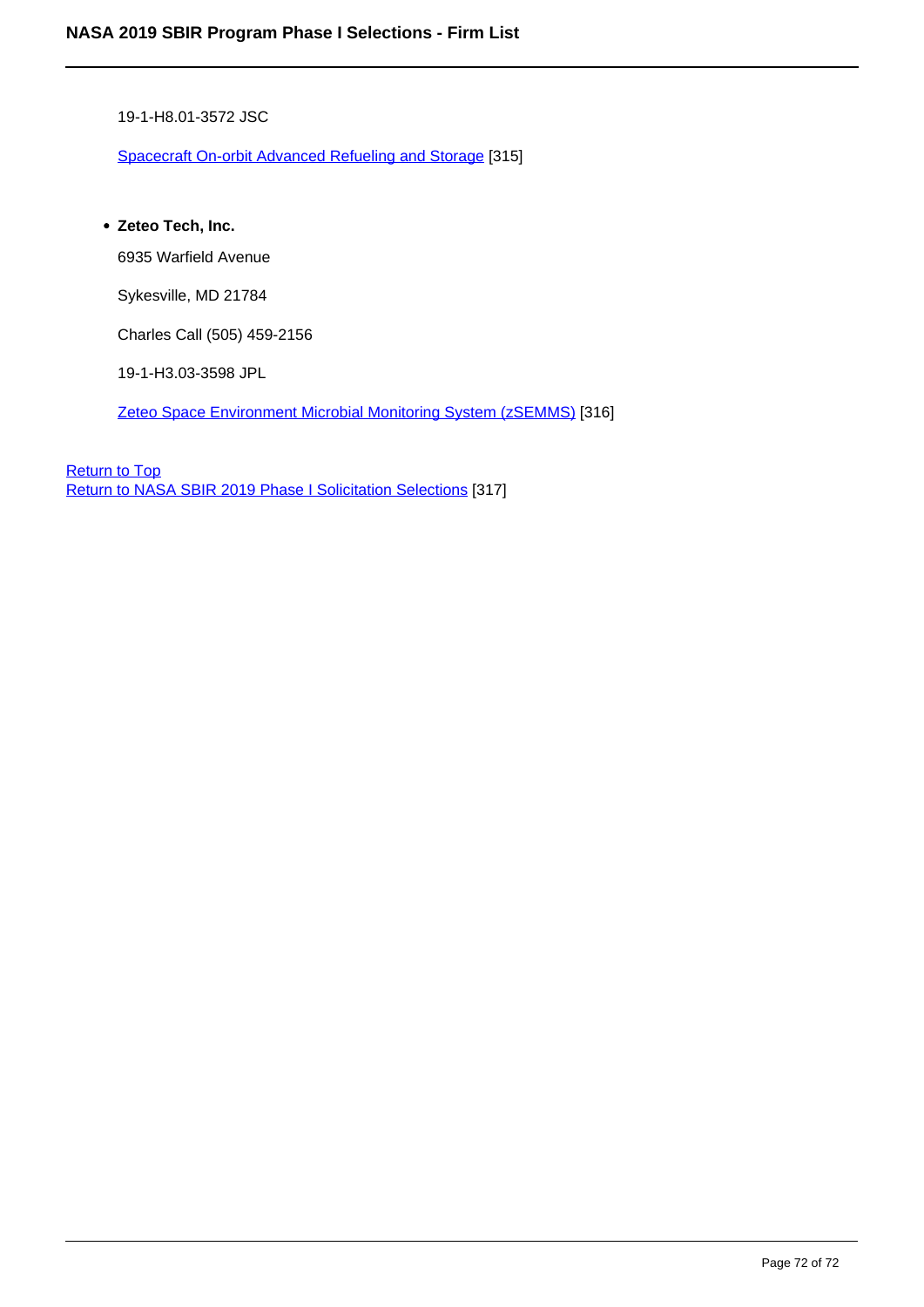19-1-H8.01-3572 JSC

Spacecraft On-orbit Advanced Refueling and Storage [315]

- **Zeteo Tech, Inc.**

  6935 Warfield Avenue

  Sykesville, MD 21784

  Charles Call (505) 459-2156

  19-1-H3.03-3598 JPL

  Zeteo Space Environment Microbial Monitoring System (zSEMMS) [316]

Return to Top
Return to NASA SBIR 2019 Phase I Solicitation Selections [317]